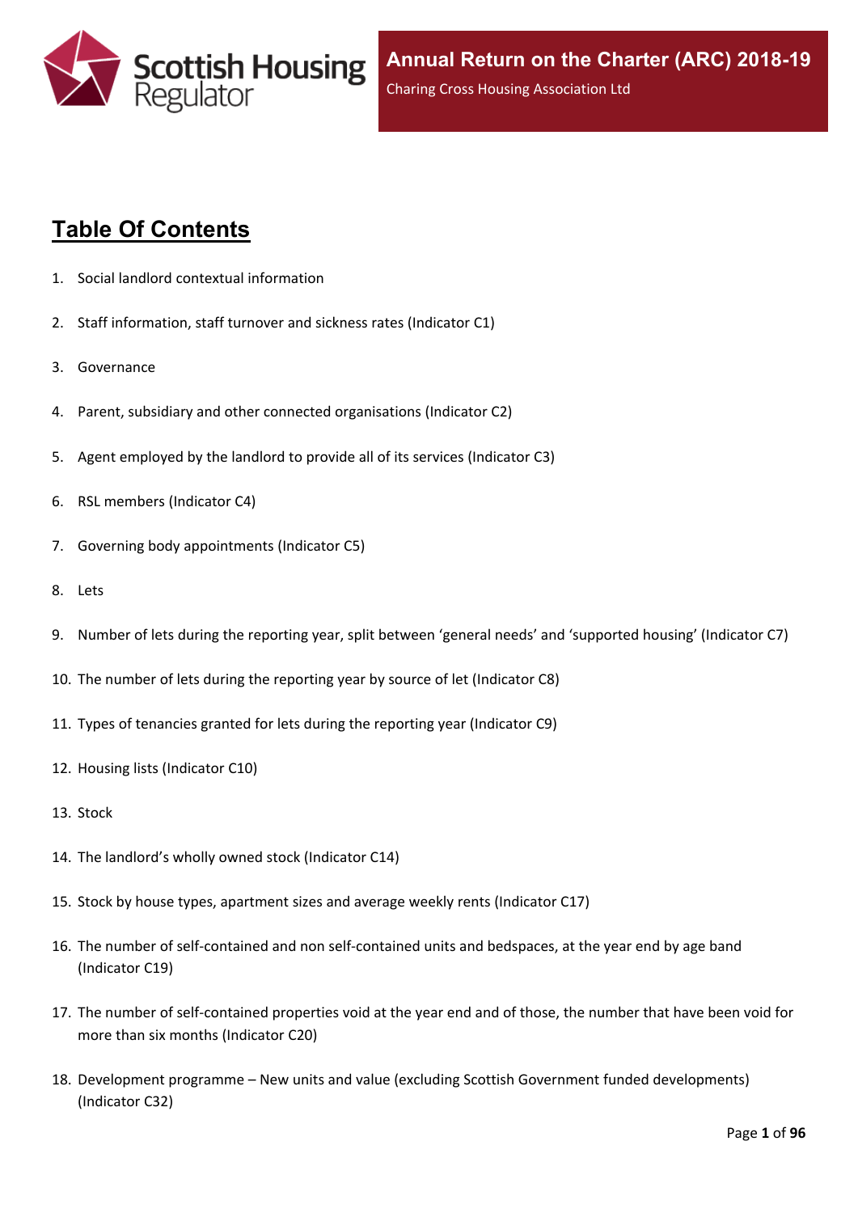Scottish Housing Regulator

# Annual Return on the Charter (ARC) 2018-19

Charing Cross Housing Association Ltd

## Table Of Contents

1. Social landlord contextual information
2. Staff information, staff turnover and sickness rates (Indicator C1)
3. Governance
4. Parent, subsidiary and other connected organisations (Indicator C2)
5. Agent employed by the landlord to provide all of its services (Indicator C3)
6. RSL members (Indicator C4)
7. Governing body appointments (Indicator C5)
8. Lets
9. Number of lets during the reporting year, split between ‘general needs’ and ‘supported housing’ (Indicator C7)
10. The number of lets during the reporting year by source of let (Indicator C8)
11. Types of tenancies granted for lets during the reporting year (Indicator C9)
12. Housing lists (Indicator C10)
13. Stock
14. The landlord’s wholly owned stock (Indicator C14)
15. Stock by house types, apartment sizes and average weekly rents (Indicator C17)
16. The number of self-contained and non self-contained units and bedspaces, at the year end by age band (Indicator C19)
17. The number of self-contained properties void at the year end and of those, the number that have been void for more than six months (Indicator C20)
18. Development programme – New units and value (excluding Scottish Government funded developments) (Indicator C32)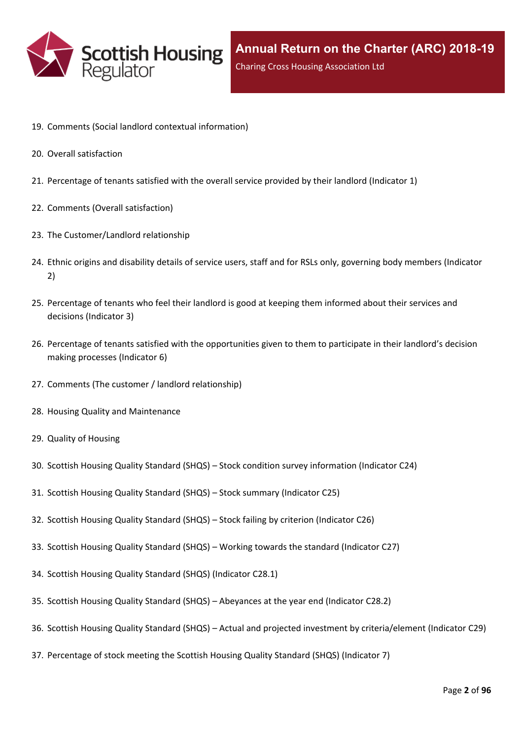19. Comments (Social landlord contextual information)
20. Overall satisfaction
21. Percentage of tenants satisfied with the overall service provided by their landlord (Indicator 1)
22. Comments (Overall satisfaction)
23. The Customer/Landlord relationship
24. Ethnic origins and disability details of service users, staff and for RSLs only, governing body members (Indicator 2)
25. Percentage of tenants who feel their landlord is good at keeping them informed about their services and decisions (Indicator 3)
26. Percentage of tenants satisfied with the opportunities given to them to participate in their landlord's decision making processes (Indicator 6)
27. Comments (The customer / landlord relationship)
28. Housing Quality and Maintenance
29. Quality of Housing
30. Scottish Housing Quality Standard (SHQS) – Stock condition survey information (Indicator C24)
31. Scottish Housing Quality Standard (SHQS) – Stock summary (Indicator C25)
32. Scottish Housing Quality Standard (SHQS) – Stock failing by criterion (Indicator C26)
33. Scottish Housing Quality Standard (SHQS) – Working towards the standard (Indicator C27)
34. Scottish Housing Quality Standard (SHQS) (Indicator C28.1)
35. Scottish Housing Quality Standard (SHQS) – Abeyances at the year end (Indicator C28.2)
36. Scottish Housing Quality Standard (SHQS) – Actual and projected investment by criteria/element (Indicator C29)
37. Percentage of stock meeting the Scottish Housing Quality Standard (SHQS) (Indicator 7)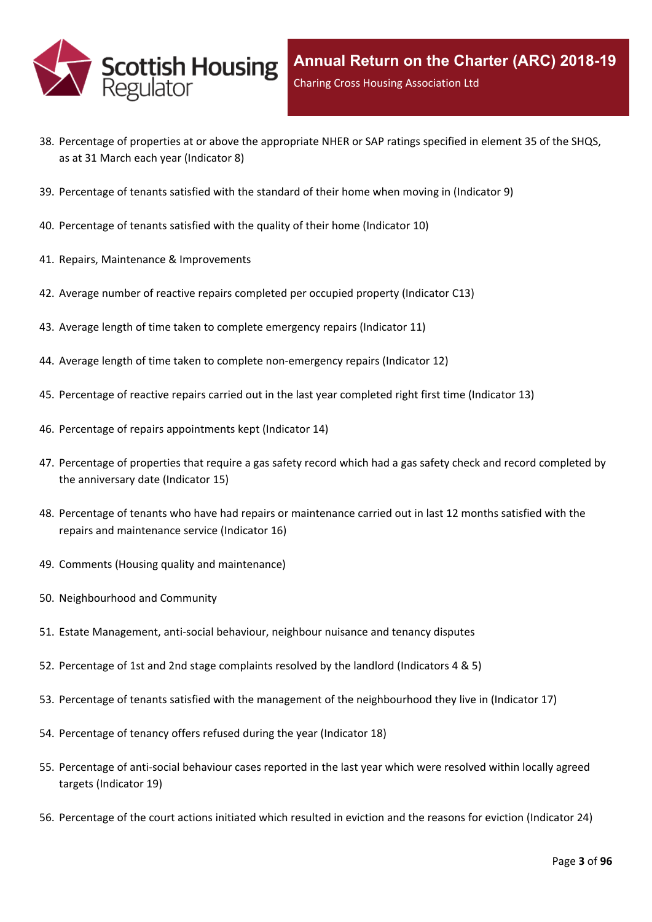38. Percentage of properties at or above the appropriate NHER or SAP ratings specified in element 35 of the SHQS, as at 31 March each year (Indicator 8)
39. Percentage of tenants satisfied with the standard of their home when moving in (Indicator 9)
40. Percentage of tenants satisfied with the quality of their home (Indicator 10)
41. Repairs, Maintenance & Improvements
42. Average number of reactive repairs completed per occupied property (Indicator C13)
43. Average length of time taken to complete emergency repairs (Indicator 11)
44. Average length of time taken to complete non-emergency repairs (Indicator 12)
45. Percentage of reactive repairs carried out in the last year completed right first time (Indicator 13)
46. Percentage of repairs appointments kept (Indicator 14)
47. Percentage of properties that require a gas safety record which had a gas safety check and record completed by the anniversary date (Indicator 15)
48. Percentage of tenants who have had repairs or maintenance carried out in last 12 months satisfied with the repairs and maintenance service (Indicator 16)
49. Comments (Housing quality and maintenance)
50. Neighbourhood and Community
51. Estate Management, anti-social behaviour, neighbour nuisance and tenancy disputes
52. Percentage of 1st and 2nd stage complaints resolved by the landlord (Indicators 4 & 5)
53. Percentage of tenants satisfied with the management of the neighbourhood they live in (Indicator 17)
54. Percentage of tenancy offers refused during the year (Indicator 18)
55. Percentage of anti-social behaviour cases reported in the last year which were resolved within locally agreed targets (Indicator 19)
56. Percentage of the court actions initiated which resulted in eviction and the reasons for eviction (Indicator 24)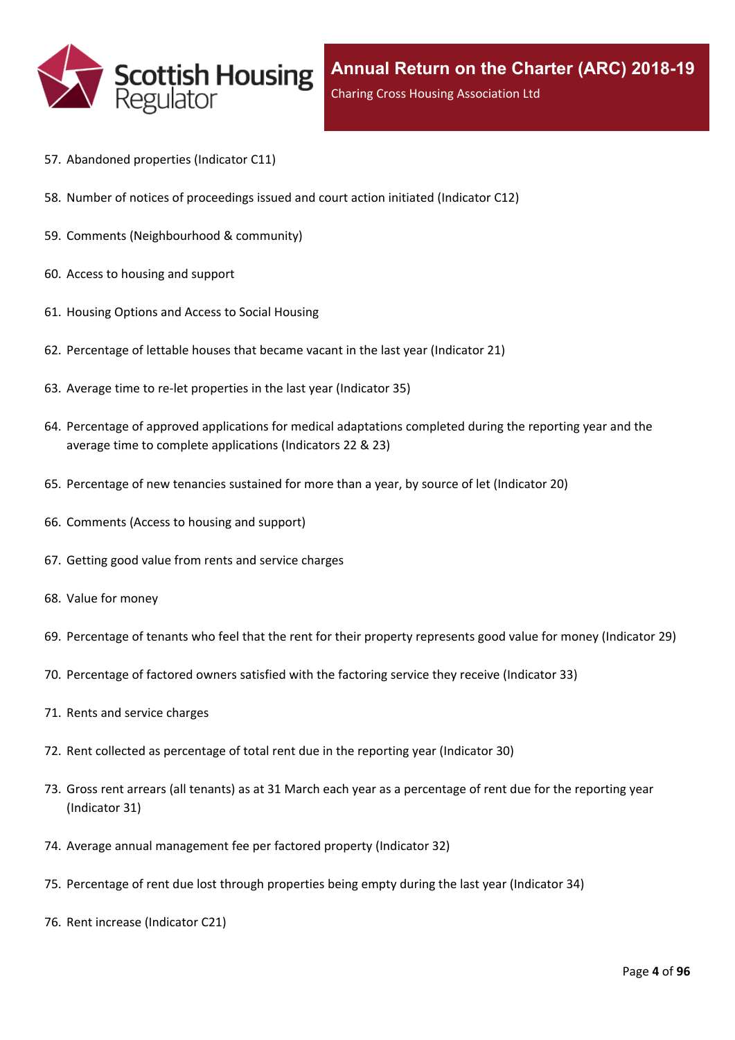57. Abandoned properties (Indicator C11)
58. Number of notices of proceedings issued and court action initiated (Indicator C12)
59. Comments (Neighbourhood & community)
60. Access to housing and support
61. Housing Options and Access to Social Housing
62. Percentage of lettable houses that became vacant in the last year (Indicator 21)
63. Average time to re-let properties in the last year (Indicator 35)
64. Percentage of approved applications for medical adaptations completed during the reporting year and the average time to complete applications (Indicators 22 & 23)
65. Percentage of new tenancies sustained for more than a year, by source of let (Indicator 20)
66. Comments (Access to housing and support)
67. Getting good value from rents and service charges
68. Value for money
69. Percentage of tenants who feel that the rent for their property represents good value for money (Indicator 29)
70. Percentage of factored owners satisfied with the factoring service they receive (Indicator 33)
71. Rents and service charges
72. Rent collected as percentage of total rent due in the reporting year (Indicator 30)
73. Gross rent arrears (all tenants) as at 31 March each year as a percentage of rent due for the reporting year (Indicator 31)
74. Average annual management fee per factored property (Indicator 32)
75. Percentage of rent due lost through properties being empty during the last year (Indicator 34)
76. Rent increase (Indicator C21)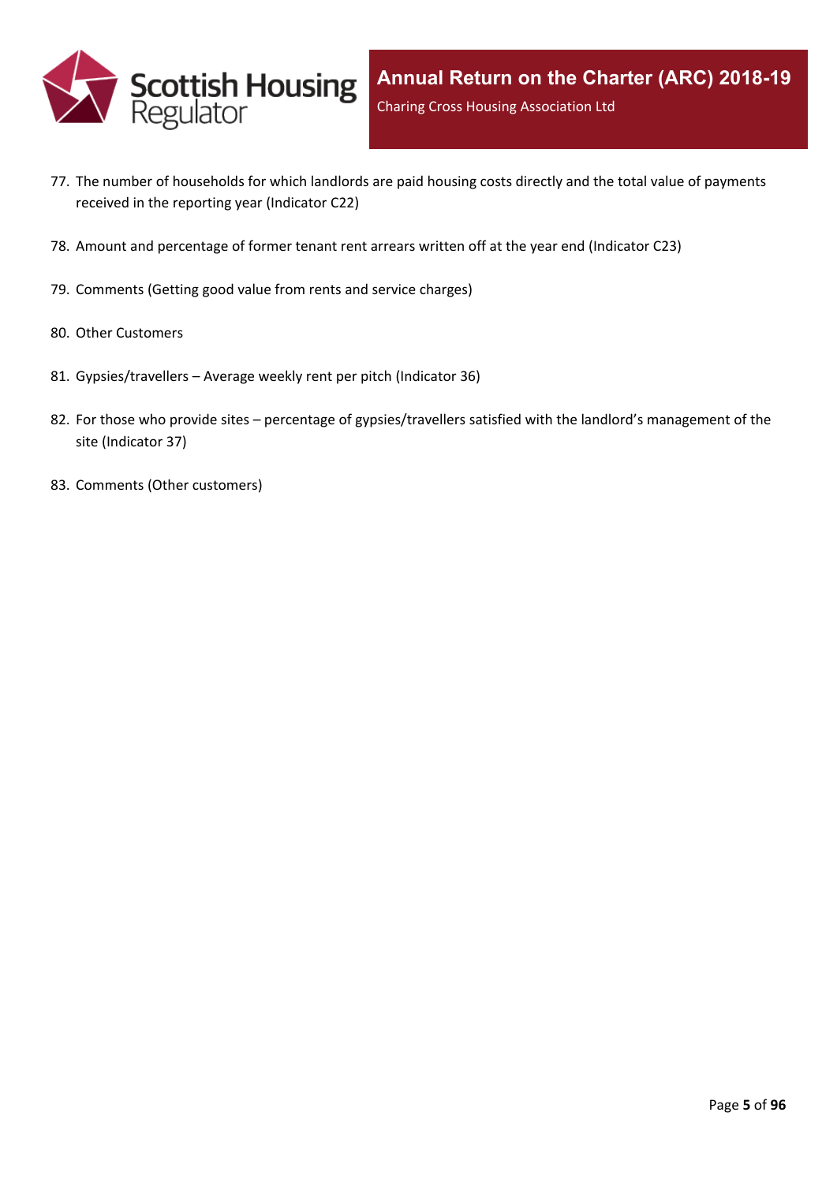77. The number of households for which landlords are paid housing costs directly and the total value of payments received in the reporting year (Indicator C22)
78. Amount and percentage of former tenant rent arrears written off at the year end (Indicator C23)
79. Comments (Getting good value from rents and service charges)
80. Other Customers
81. Gypsies/travellers – Average weekly rent per pitch (Indicator 36)
82. For those who provide sites – percentage of gypsies/travellers satisfied with the landlord's management of the site (Indicator 37)
83. Comments (Other customers)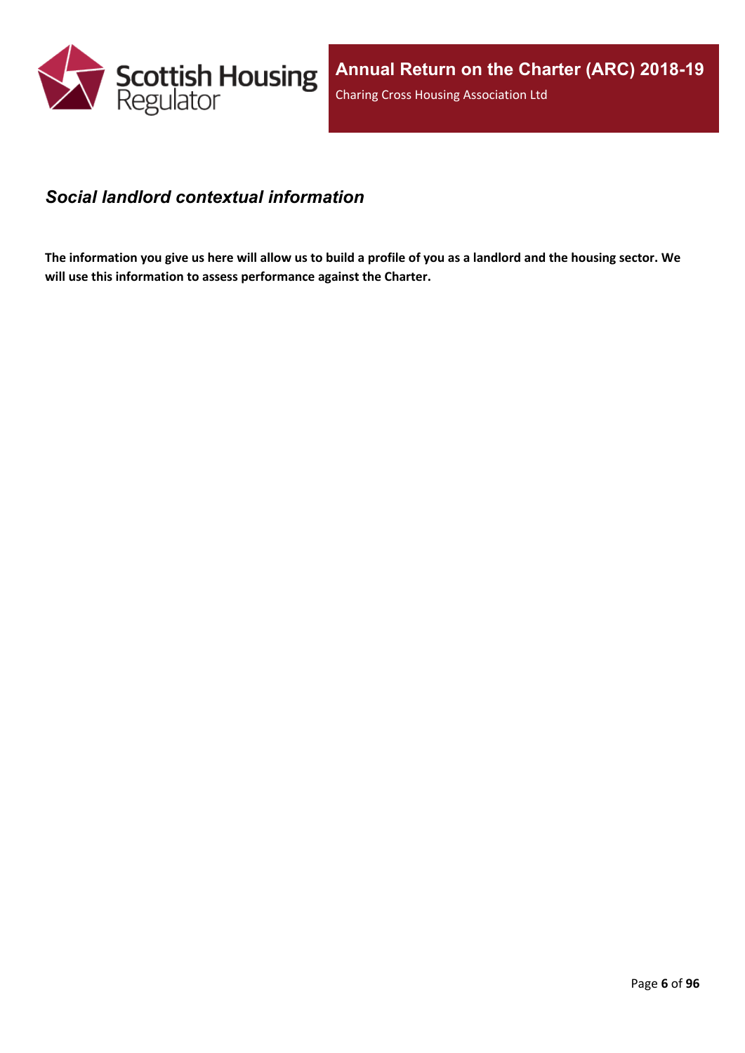## *Social landlord contextual information*

**The information you give us here will allow us to build a profile of you as a landlord and the housing sector. We will use this information to assess performance against the Charter.**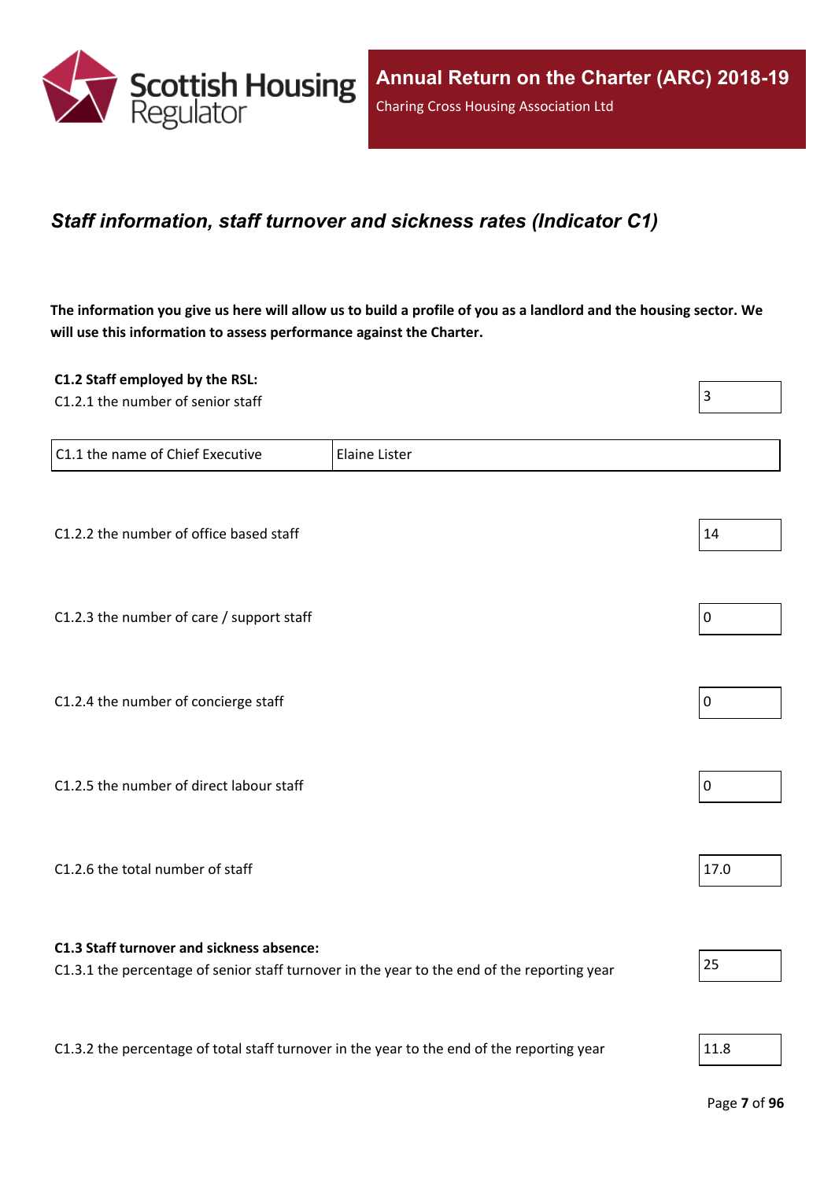## *Staff information, staff turnover and sickness rates (Indicator C1)*

**The information you give us here will allow us to build a profile of you as a landlord and the housing sector. We will use this information to assess performance against the Charter.**

**C1.2 Staff employed by the RSL:**

C1.2.1 the number of senior staff: 3

| | |
|---|---|
| C1.1 the name of Chief Executive | Elaine Lister |

C1.2.2 the number of office based staff: 14

C1.2.3 the number of care / support staff: 0

C1.2.4 the number of concierge staff: 0

C1.2.5 the number of direct labour staff: 0

C1.2.6 the total number of staff: 17.0

**C1.3 Staff turnover and sickness absence:**

C1.3.1 the percentage of senior staff turnover in the year to the end of the reporting year: 25

C1.3.2 the percentage of total staff turnover in the year to the end of the reporting year: 11.8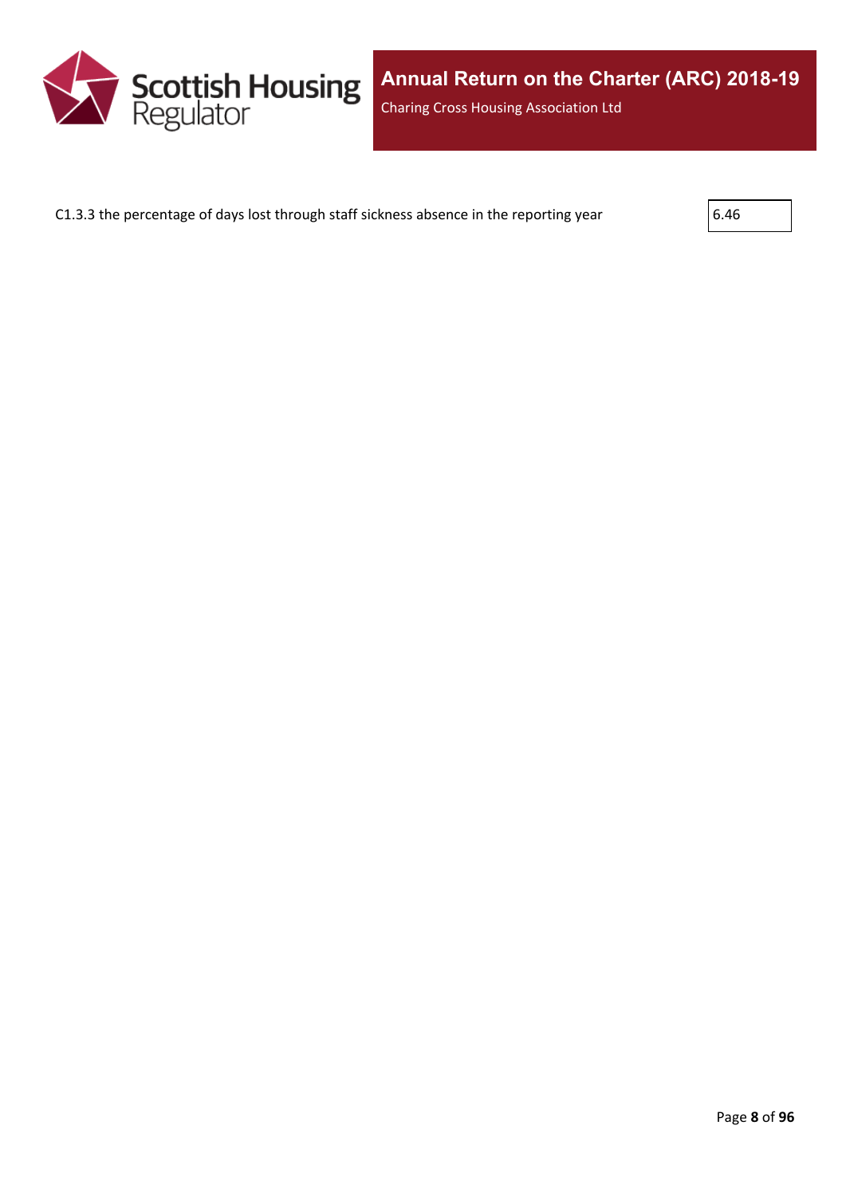C1.3.3 the percentage of days lost through staff sickness absence in the reporting year

| |
|---|
| 6.46 |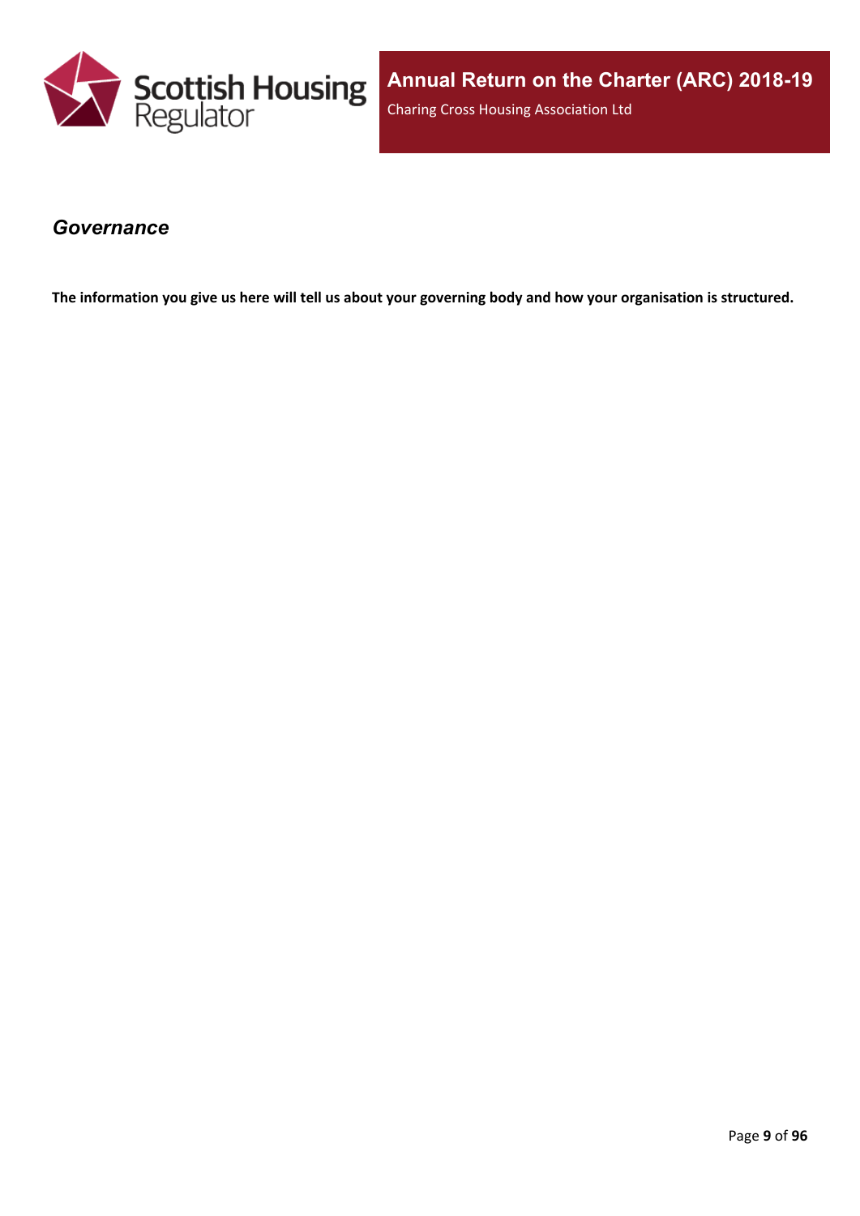## *Governance*

**The information you give us here will tell us about your governing body and how your organisation is structured.**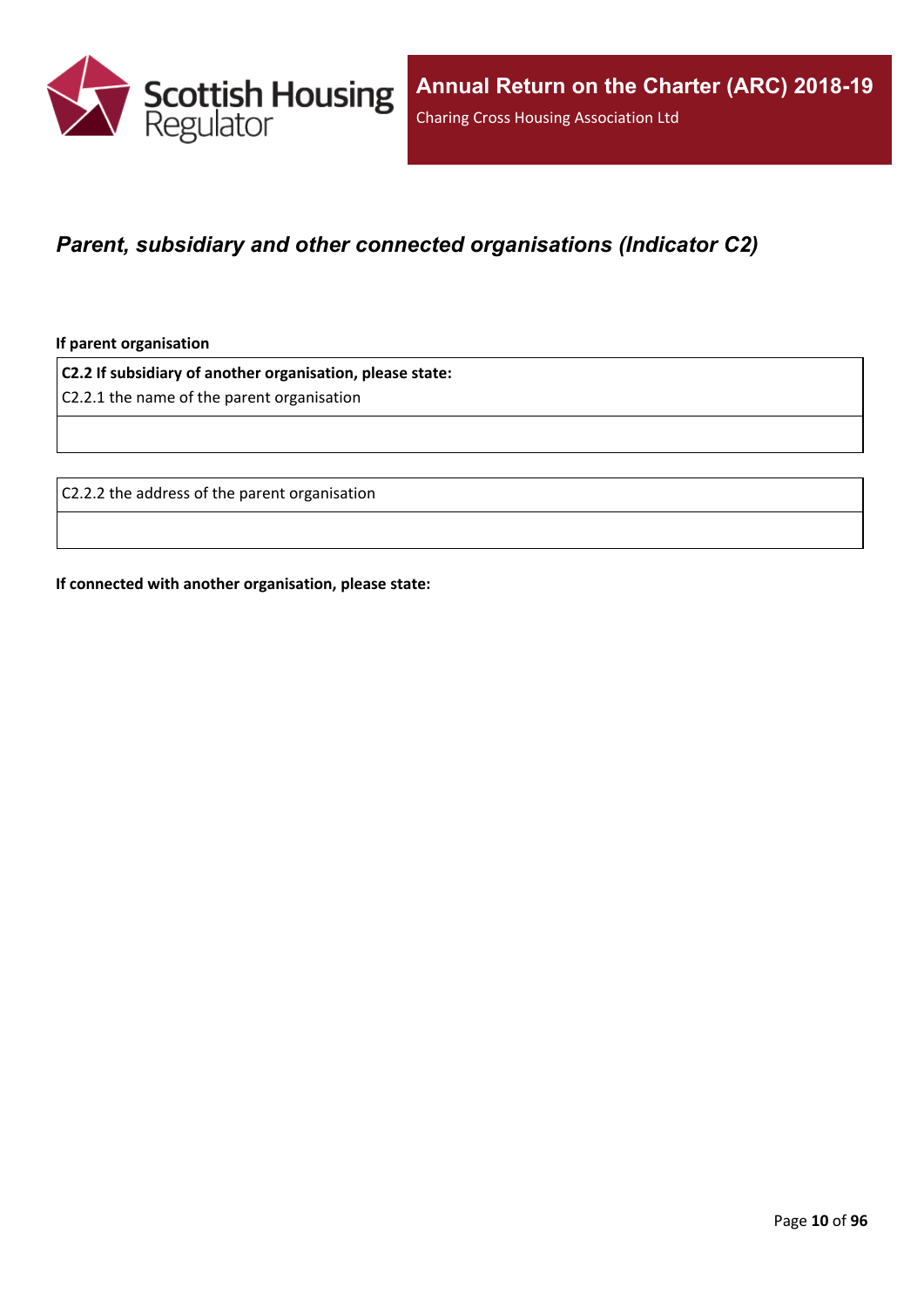## *Parent, subsidiary and other connected organisations (Indicator C2)*

**If parent organisation**

| |
|---|
| **C2.2 If subsidiary of another organisation, please state:**<br>C2.2.1 the name of the parent organisation |
| |

| |
|---|
| C2.2.2 the address of the parent organisation |
| |

**If connected with another organisation, please state:**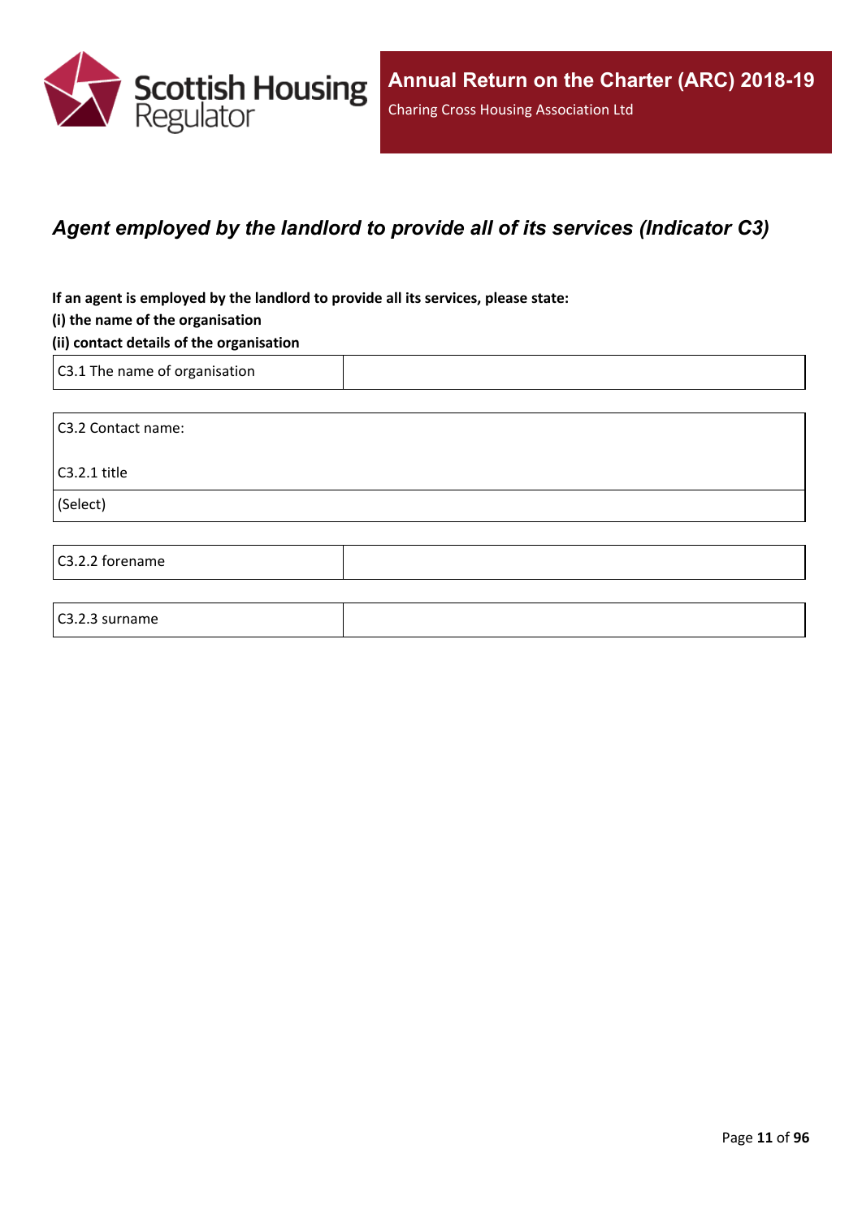## *Agent employed by the landlord to provide all of its services (Indicator C3)*

**If an agent is employed by the landlord to provide all its services, please state:**

**(i) the name of the organisation**

**(ii) contact details of the organisation**

| | |
|---|---|
| C3.1 The name of organisation | |

| |
|---|
| C3.2 Contact name:<br><br>C3.2.1 title |
| (Select) |

| | |
|---|---|
| C3.2.2 forename | |

| | |
|---|---|
| C3.2.3 surname | |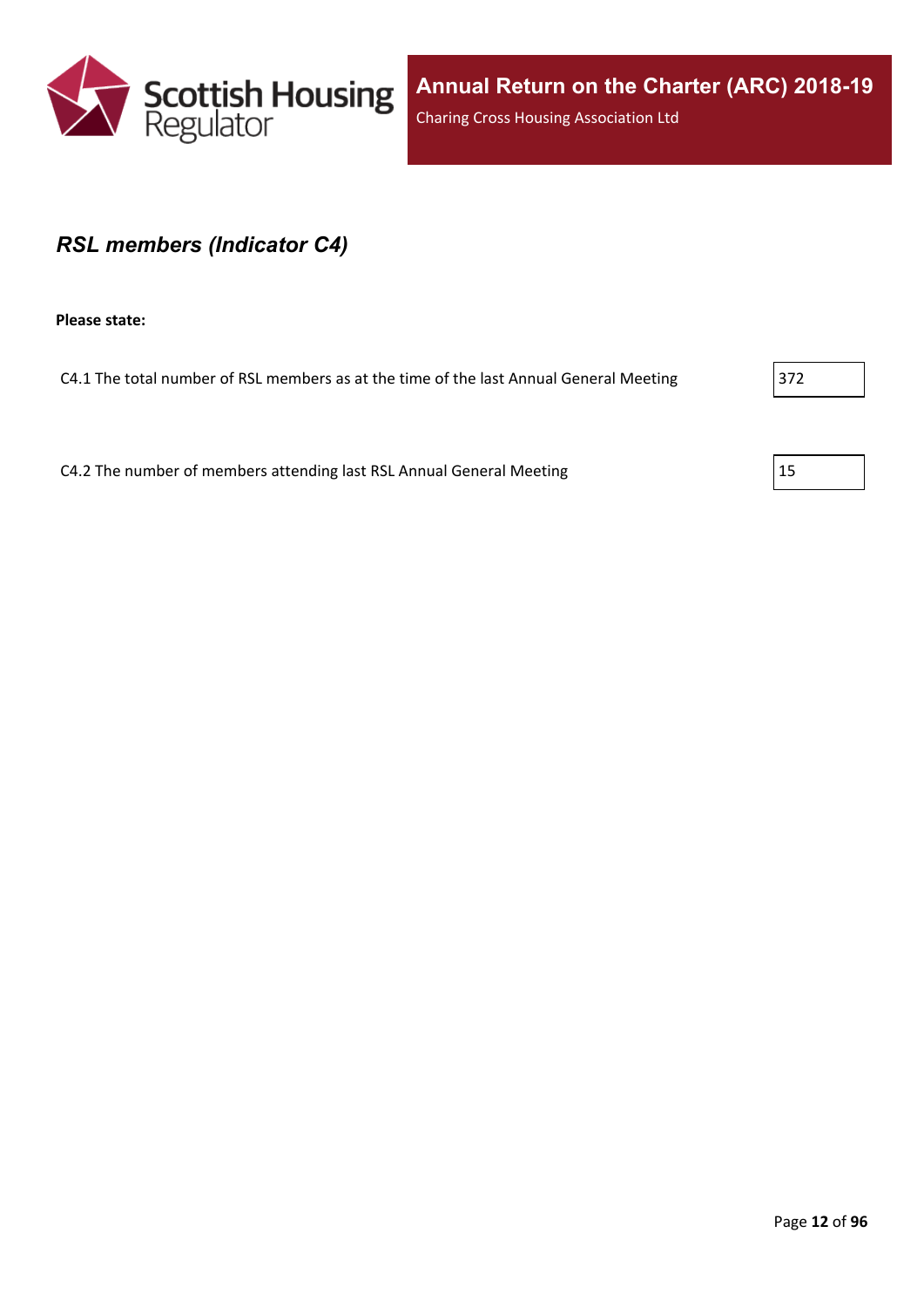## *RSL members (Indicator C4)*

**Please state:**

| | |
|---|---|
| C4.1 The total number of RSL members as at the time of the last Annual General Meeting | 372 |
| C4.2 The number of members attending last RSL Annual General Meeting | 15 |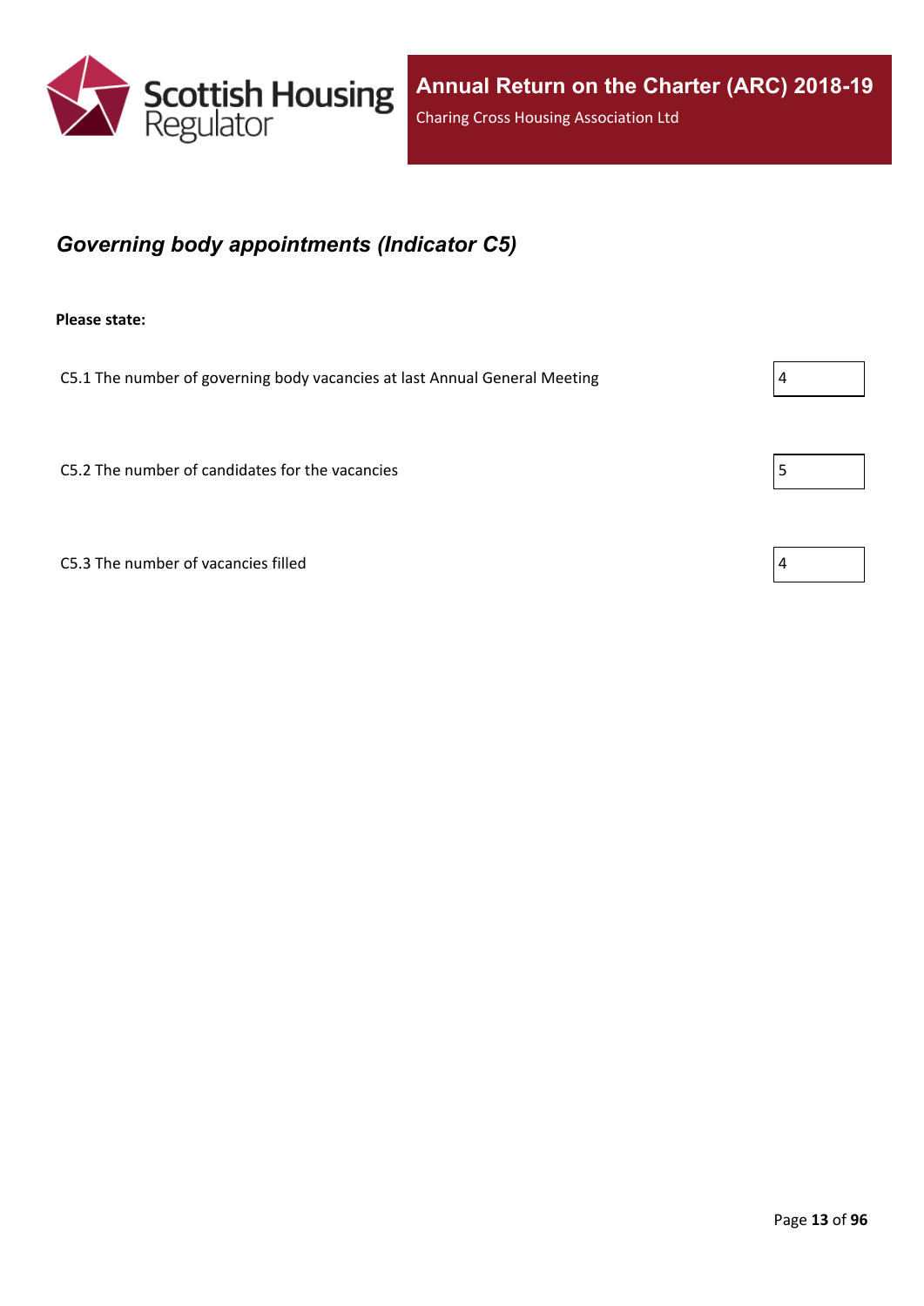## *Governing body appointments (Indicator C5)*

**Please state:**

| | |
|---|---|
| C5.1 The number of governing body vacancies at last Annual General Meeting | 4 |
| C5.2 The number of candidates for the vacancies | 5 |
| C5.3 The number of vacancies filled | 4 |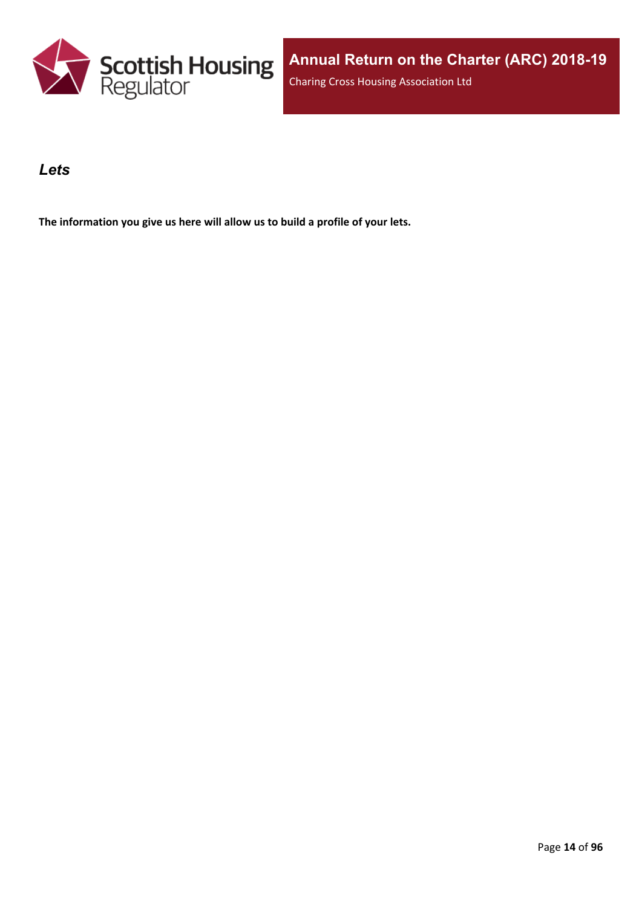## *Lets*

**The information you give us here will allow us to build a profile of your lets.**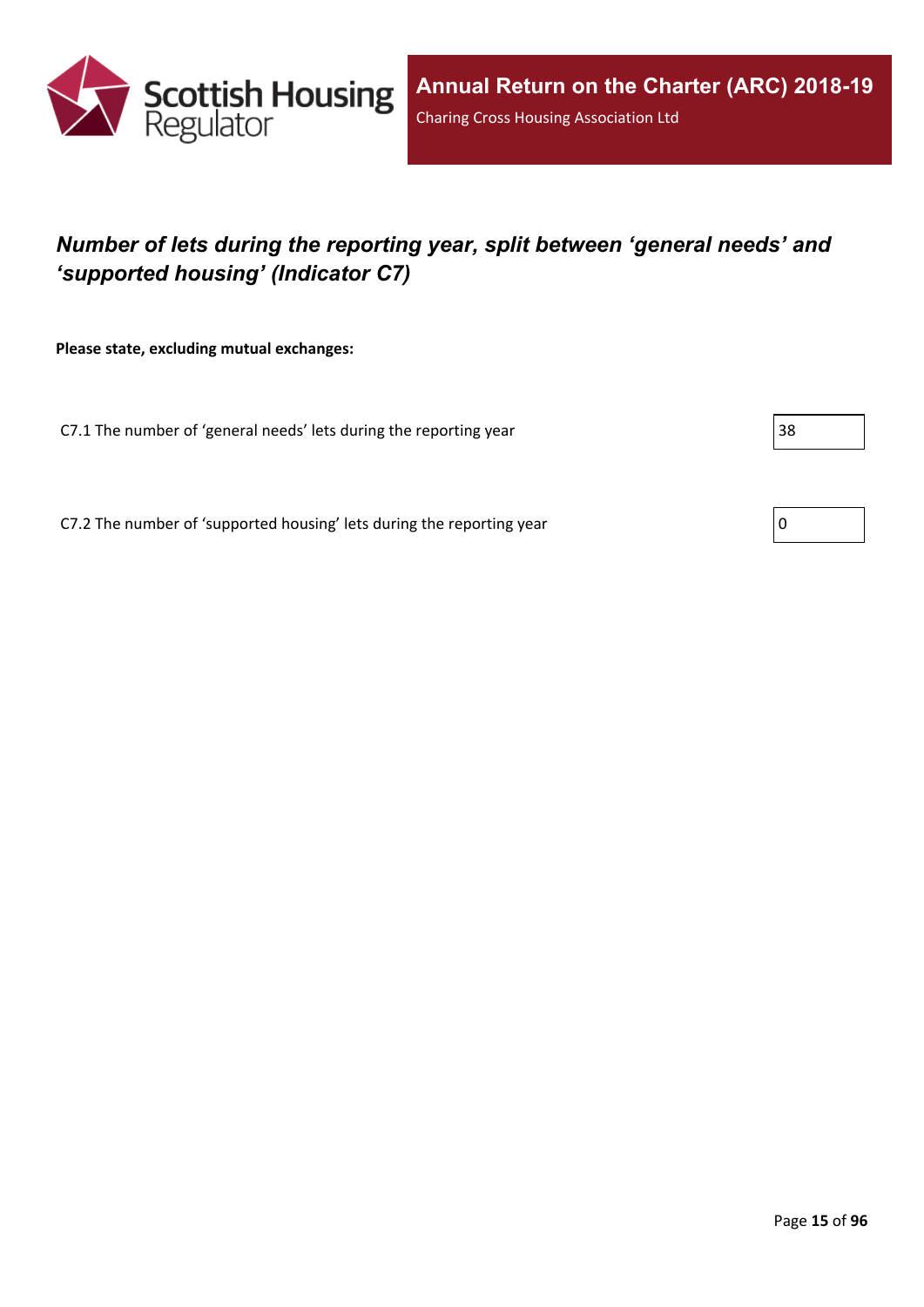## *Number of lets during the reporting year, split between 'general needs' and 'supported housing' (Indicator C7)*

**Please state, excluding mutual exchanges:**

C7.1 The number of 'general needs' lets during the reporting year

38

C7.2 The number of 'supported housing' lets during the reporting year

0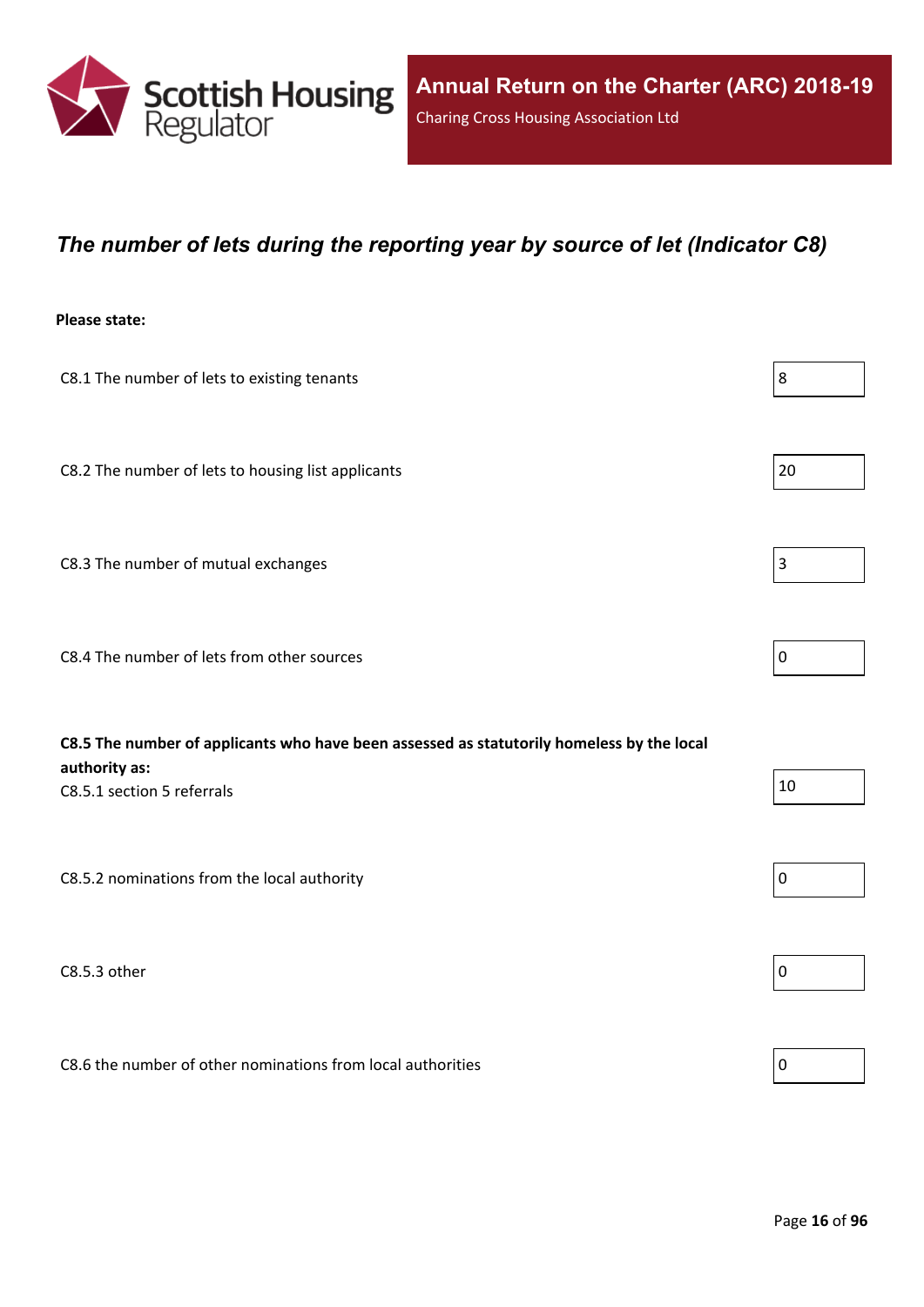# Annual Return on the Charter (ARC) 2018-19

Charing Cross Housing Association Ltd

## *The number of lets during the reporting year by source of let (Indicator C8)*

**Please state:**

| | |
|---|---|
| C8.1 The number of lets to existing tenants | 8 |
| C8.2 The number of lets to housing list applicants | 20 |
| C8.3 The number of mutual exchanges | 3 |
| C8.4 The number of lets from other sources | 0 |
| **C8.5 The number of applicants who have been assessed as statutorily homeless by the local authority as:** C8.5.1 section 5 referrals | 10 |
| C8.5.2 nominations from the local authority | 0 |
| C8.5.3 other | 0 |
| C8.6 the number of other nominations from local authorities | 0 |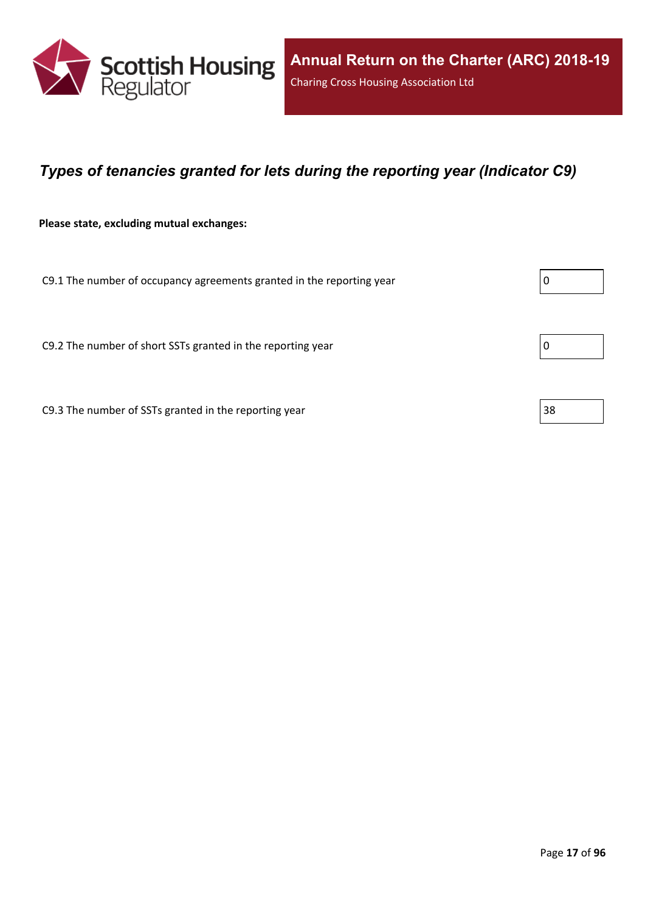# *Types of tenancies granted for lets during the reporting year (Indicator C9)*

**Please state, excluding mutual exchanges:**

| | |
|---|---|
| C9.1 The number of occupancy agreements granted in the reporting year | 0 |
| C9.2 The number of short SSTs granted in the reporting year | 0 |
| C9.3 The number of SSTs granted in the reporting year | 38 |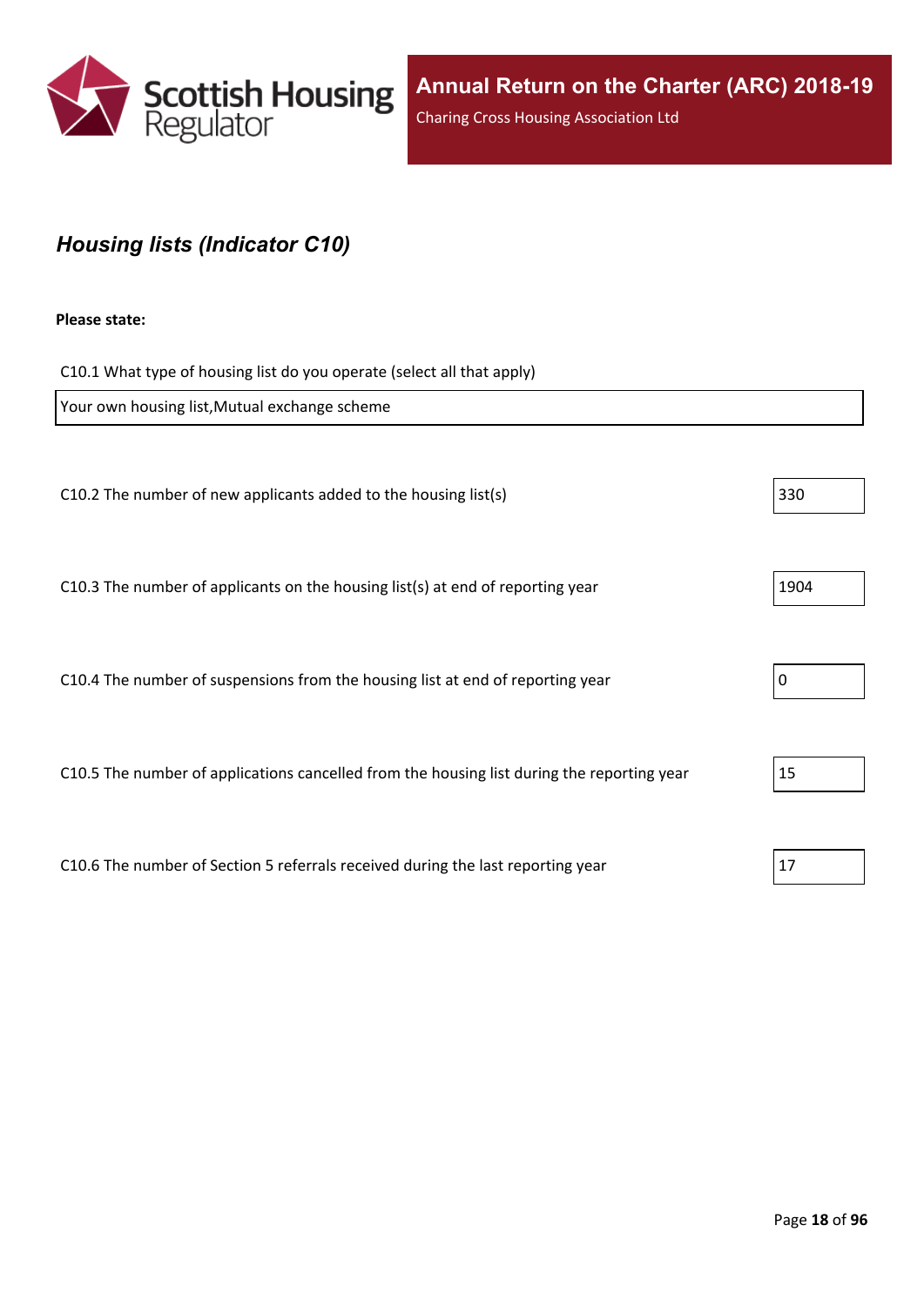## *Housing lists (Indicator C10)*

**Please state:**

C10.1 What type of housing list do you operate (select all that apply)

Your own housing list,Mutual exchange scheme

C10.2 The number of new applicants added to the housing list(s): 330

C10.3 The number of applicants on the housing list(s) at end of reporting year: 1904

C10.4 The number of suspensions from the housing list at end of reporting year: 0

C10.5 The number of applications cancelled from the housing list during the reporting year: 15

C10.6 The number of Section 5 referrals received during the last reporting year: 17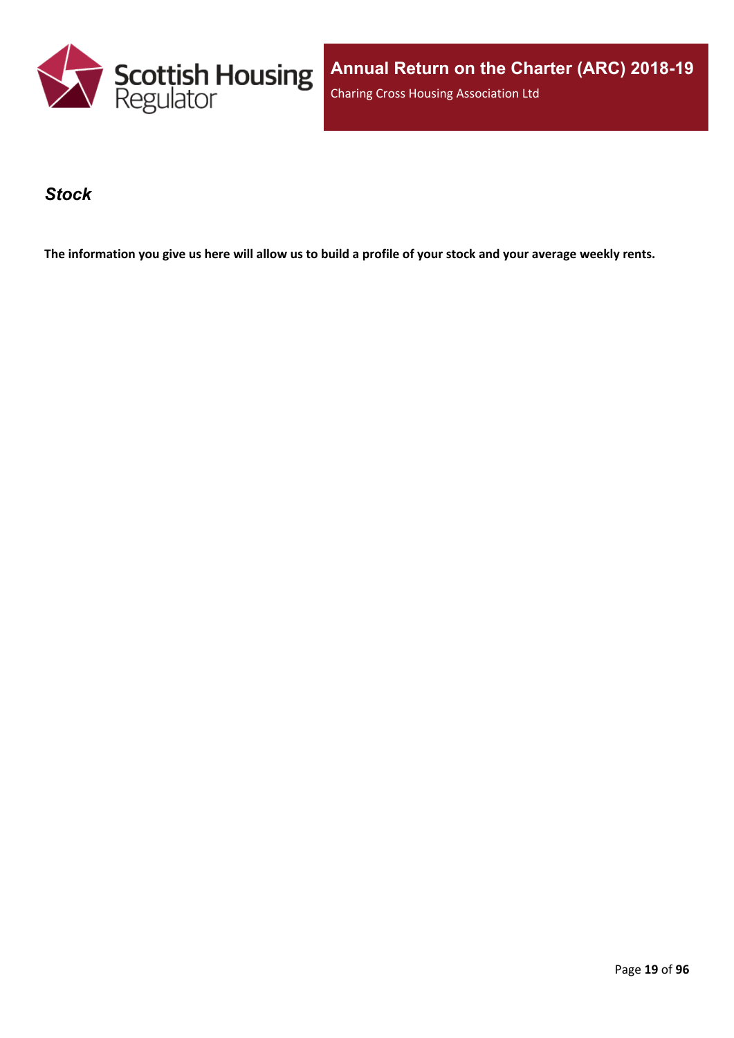## *Stock*

**The information you give us here will allow us to build a profile of your stock and your average weekly rents.**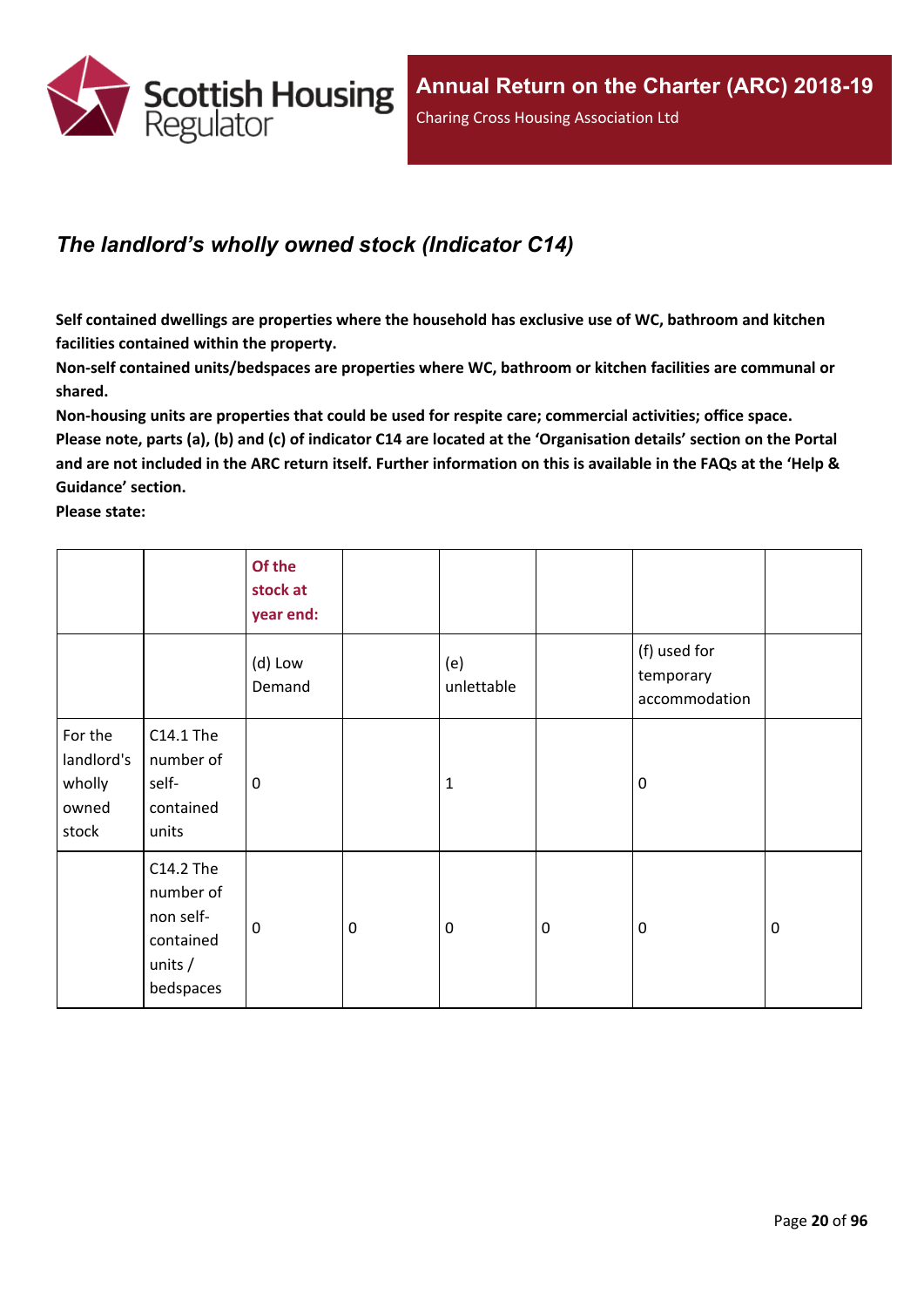## *The landlord’s wholly owned stock (Indicator C14)*

**Self contained dwellings are properties where the household has exclusive use of WC, bathroom and kitchen facilities contained within the property.**

**Non-self contained units/bedspaces are properties where WC, bathroom or kitchen facilities are communal or shared.**

**Non-housing units are properties that could be used for respite care; commercial activities; office space.**

**Please note, parts (a), (b) and (c) of indicator C14 are located at the ‘Organisation details’ section on the Portal and are not included in the ARC return itself. Further information on this is available in the FAQs at the ‘Help & Guidance’ section.**

**Please state:**

| | | Of the stock at year end: | | | | | |
|---|---|---|---|---|---|---|---|
| | | (d) Low Demand | | (e) unlettable | | (f) used for temporary accommodation | |
| For the landlord's wholly owned stock | C14.1 The number of self-contained units | 0 | | 1 | | 0 | |
| | C14.2 The number of non self-contained units / bedspaces | 0 | 0 | 0 | 0 | 0 | 0 |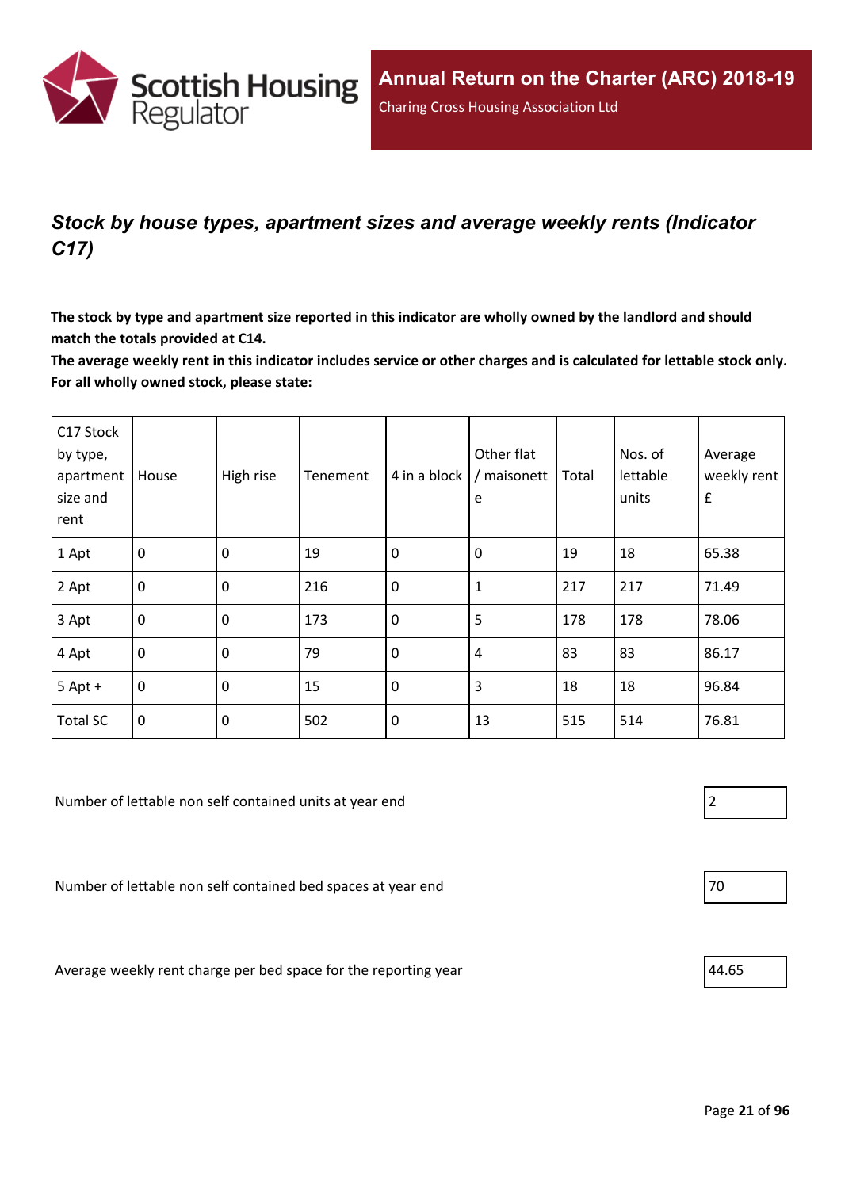## *Stock by house types, apartment sizes and average weekly rents (Indicator C17)*

**The stock by type and apartment size reported in this indicator are wholly owned by the landlord and should match the totals provided at C14.**

**The average weekly rent in this indicator includes service or other charges and is calculated for lettable stock only. For all wholly owned stock, please state:**

| C17 Stock by type, apartment size and rent | House | High rise | Tenement | 4 in a block | Other flat / maisonette | Total | Nos. of lettable units | Average weekly rent £ |
|---|---|---|---|---|---|---|---|---|
| 1 Apt | 0 | 0 | 19 | 0 | 0 | 19 | 18 | 65.38 |
| 2 Apt | 0 | 0 | 216 | 0 | 1 | 217 | 217 | 71.49 |
| 3 Apt | 0 | 0 | 173 | 0 | 5 | 178 | 178 | 78.06 |
| 4 Apt | 0 | 0 | 79 | 0 | 4 | 83 | 83 | 86.17 |
| 5 Apt + | 0 | 0 | 15 | 0 | 3 | 18 | 18 | 96.84 |
| Total SC | 0 | 0 | 502 | 0 | 13 | 515 | 514 | 76.81 |

Number of lettable non self contained units at year end: 2

Number of lettable non self contained bed spaces at year end: 70

Average weekly rent charge per bed space for the reporting year: 44.65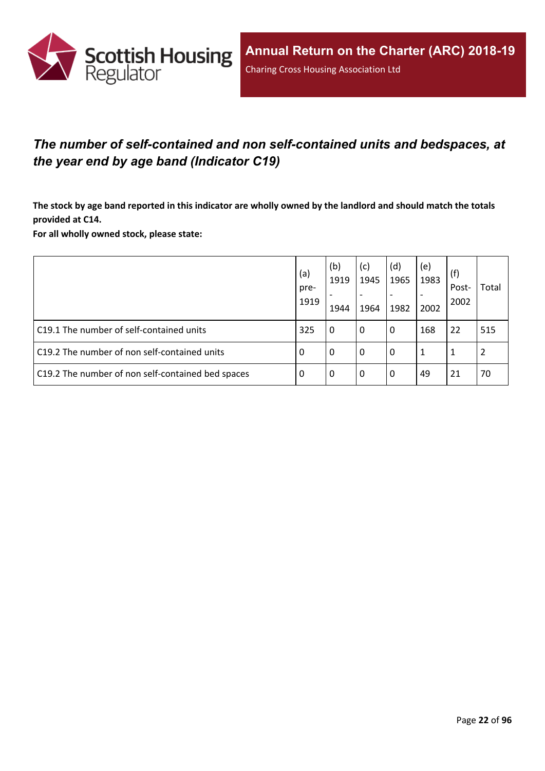## *The number of self-contained and non self-contained units and bedspaces, at the year end by age band (Indicator C19)*

**The stock by age band reported in this indicator are wholly owned by the landlord and should match the totals provided at C14.**
**For all wholly owned stock, please state:**

| | (a) pre-1919 | (b) 1919 - 1944 | (c) 1945 - 1964 | (d) 1965 - 1982 | (e) 1983 - 2002 | (f) Post-2002 | Total |
|---|---|---|---|---|---|---|---|
| C19.1 The number of self-contained units | 325 | 0 | 0 | 0 | 168 | 22 | 515 |
| C19.2 The number of non self-contained units | 0 | 0 | 0 | 0 | 1 | 1 | 2 |
| C19.2 The number of non self-contained bed spaces | 0 | 0 | 0 | 0 | 49 | 21 | 70 |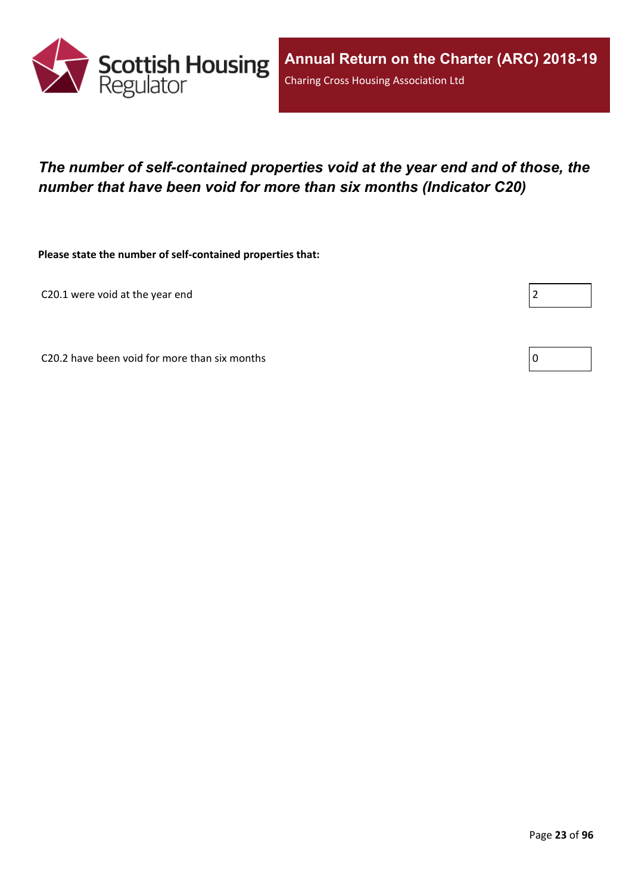## *The number of self-contained properties void at the year end and of those, the number that have been void for more than six months (Indicator C20)*

**Please state the number of self-contained properties that:**

| | |
|---|---|
| C20.1 were void at the year end | 2 |
| C20.2 have been void for more than six months | 0 |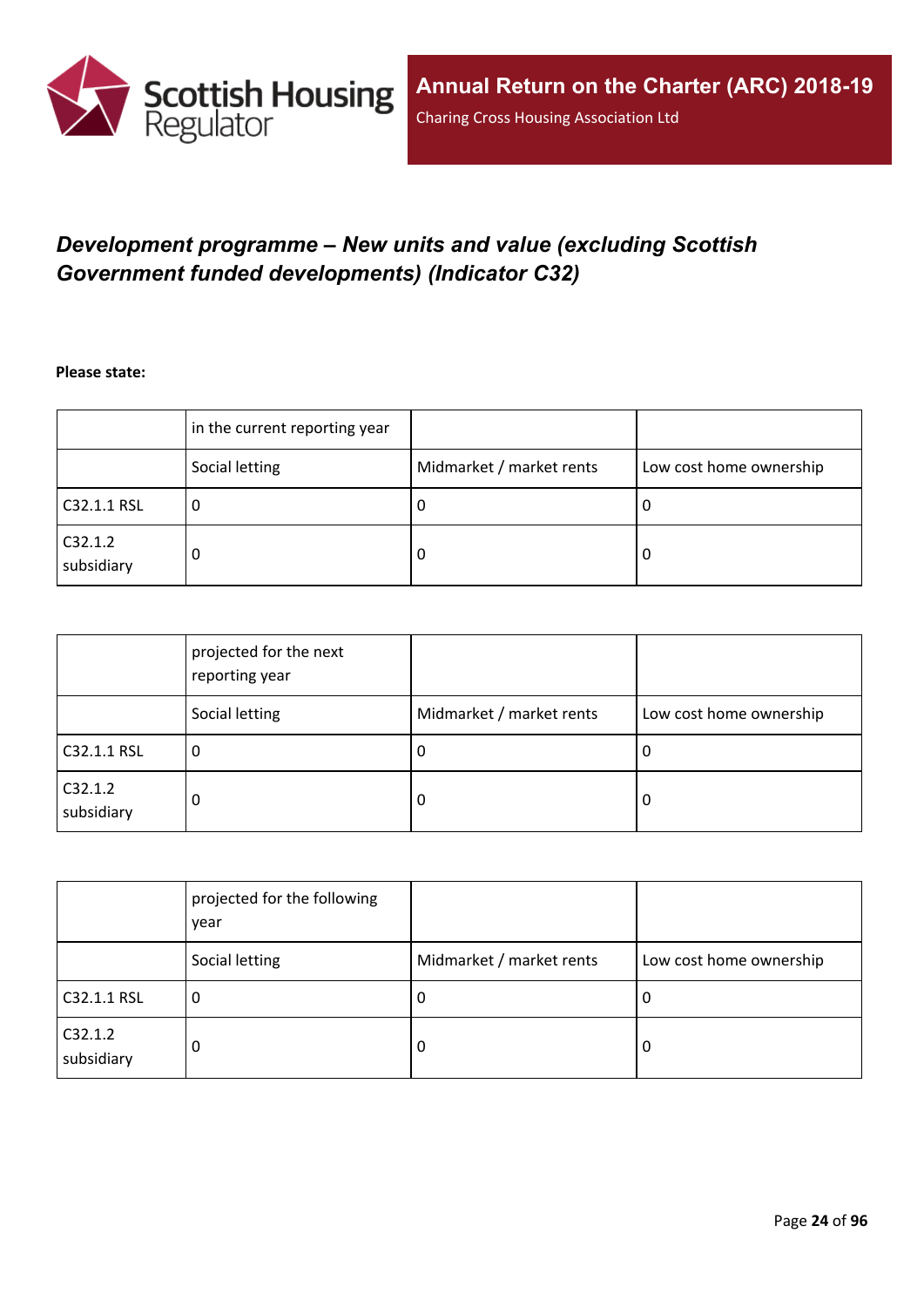## *Development programme – New units and value (excluding Scottish Government funded developments) (Indicator C32)*

**Please state:**

| | in the current reporting year | | |
|---|---|---|---|
| | Social letting | Midmarket / market rents | Low cost home ownership |
| C32.1.1 RSL | 0 | 0 | 0 |
| C32.1.2 subsidiary | 0 | 0 | 0 |

| | projected for the next reporting year | | |
|---|---|---|---|
| | Social letting | Midmarket / market rents | Low cost home ownership |
| C32.1.1 RSL | 0 | 0 | 0 |
| C32.1.2 subsidiary | 0 | 0 | 0 |

| | projected for the following year | | |
|---|---|---|---|
| | Social letting | Midmarket / market rents | Low cost home ownership |
| C32.1.1 RSL | 0 | 0 | 0 |
| C32.1.2 subsidiary | 0 | 0 | 0 |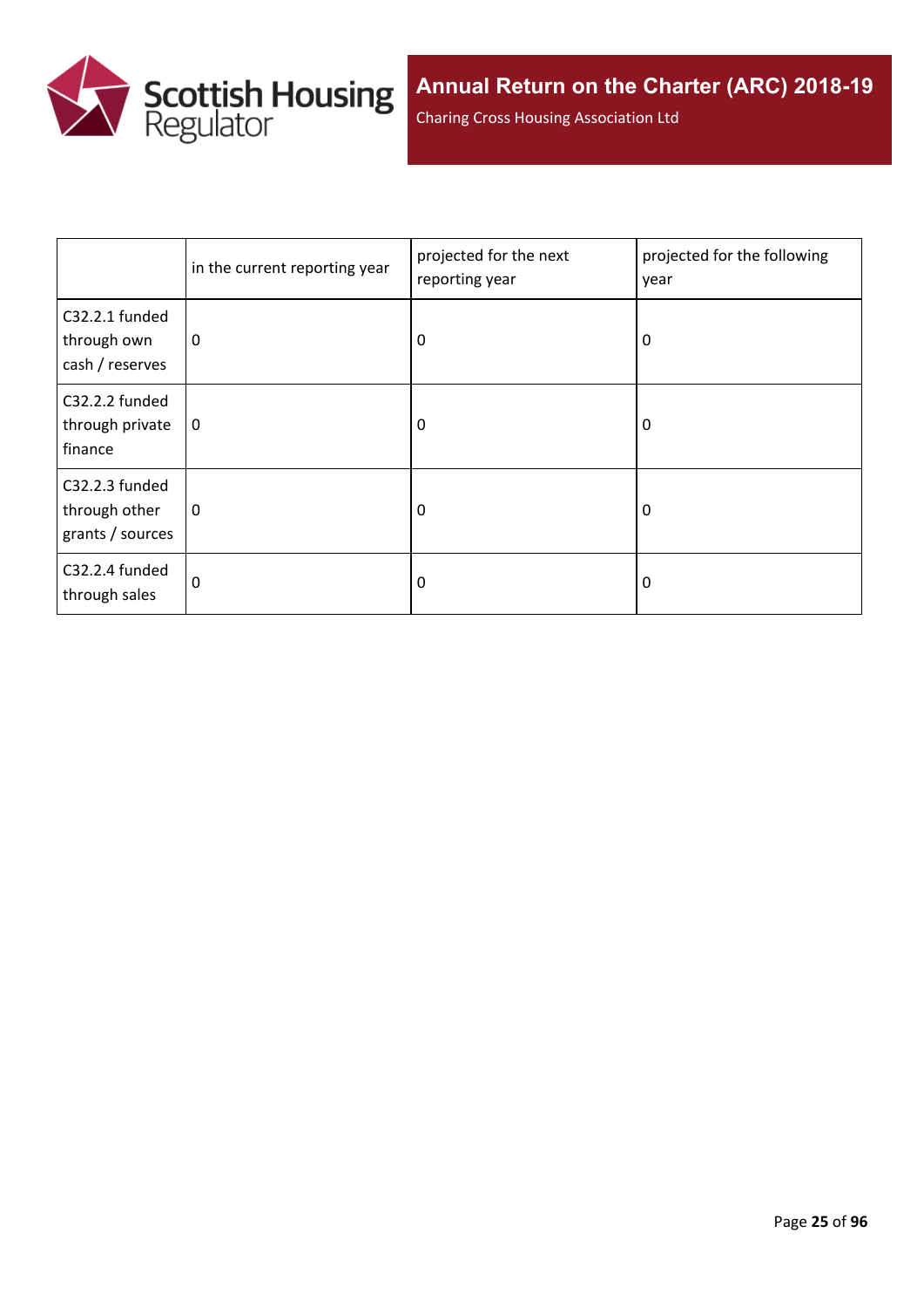| | in the current reporting year | projected for the next reporting year | projected for the following year |
|---|---|---|---|
| C32.2.1 funded through own cash / reserves | 0 | 0 | 0 |
| C32.2.2 funded through private finance | 0 | 0 | 0 |
| C32.2.3 funded through other grants / sources | 0 | 0 | 0 |
| C32.2.4 funded through sales | 0 | 0 | 0 |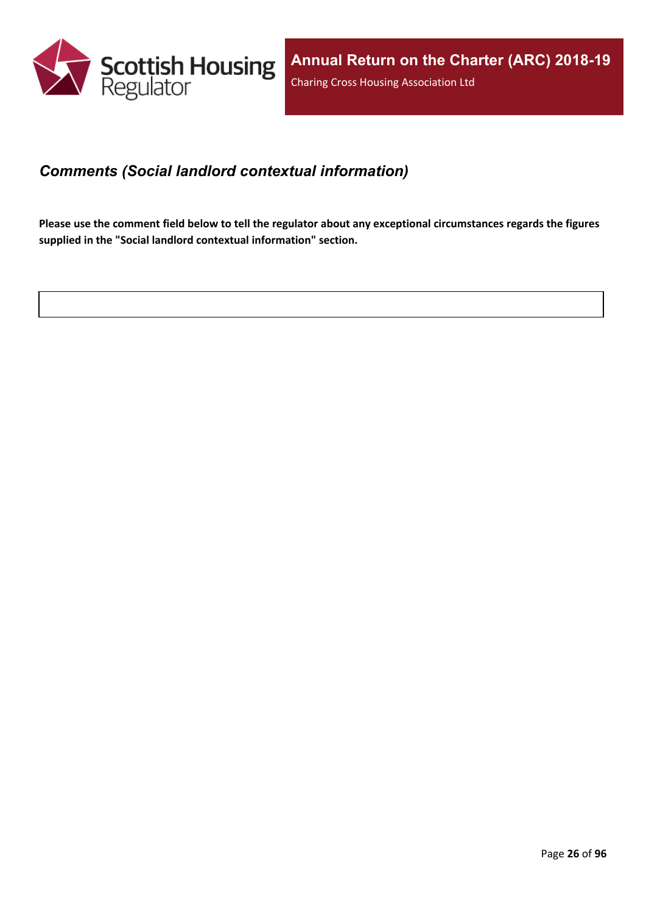## *Comments (Social landlord contextual information)*

**Please use the comment field below to tell the regulator about any exceptional circumstances regards the figures supplied in the "Social landlord contextual information" section.**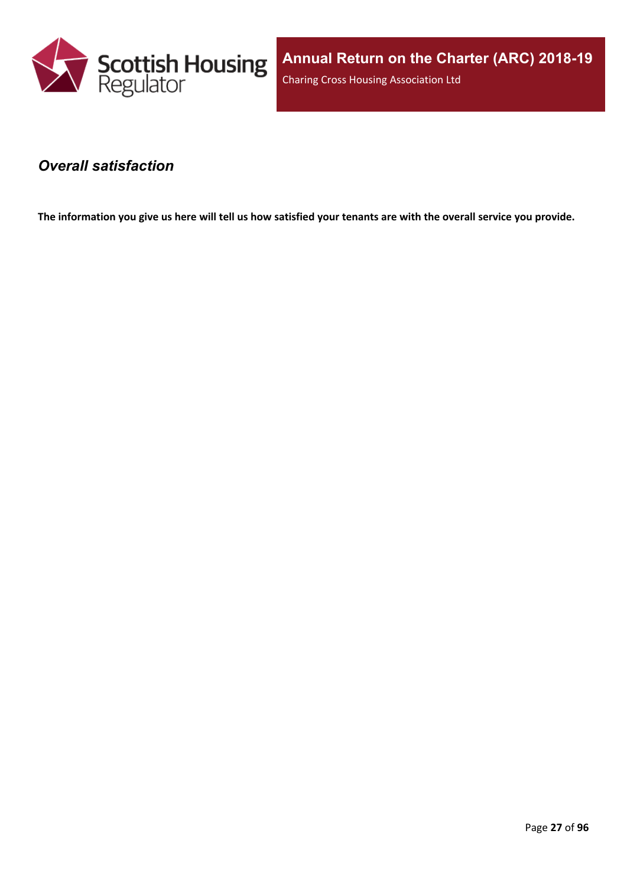### *Overall satisfaction*

**The information you give us here will tell us how satisfied your tenants are with the overall service you provide.**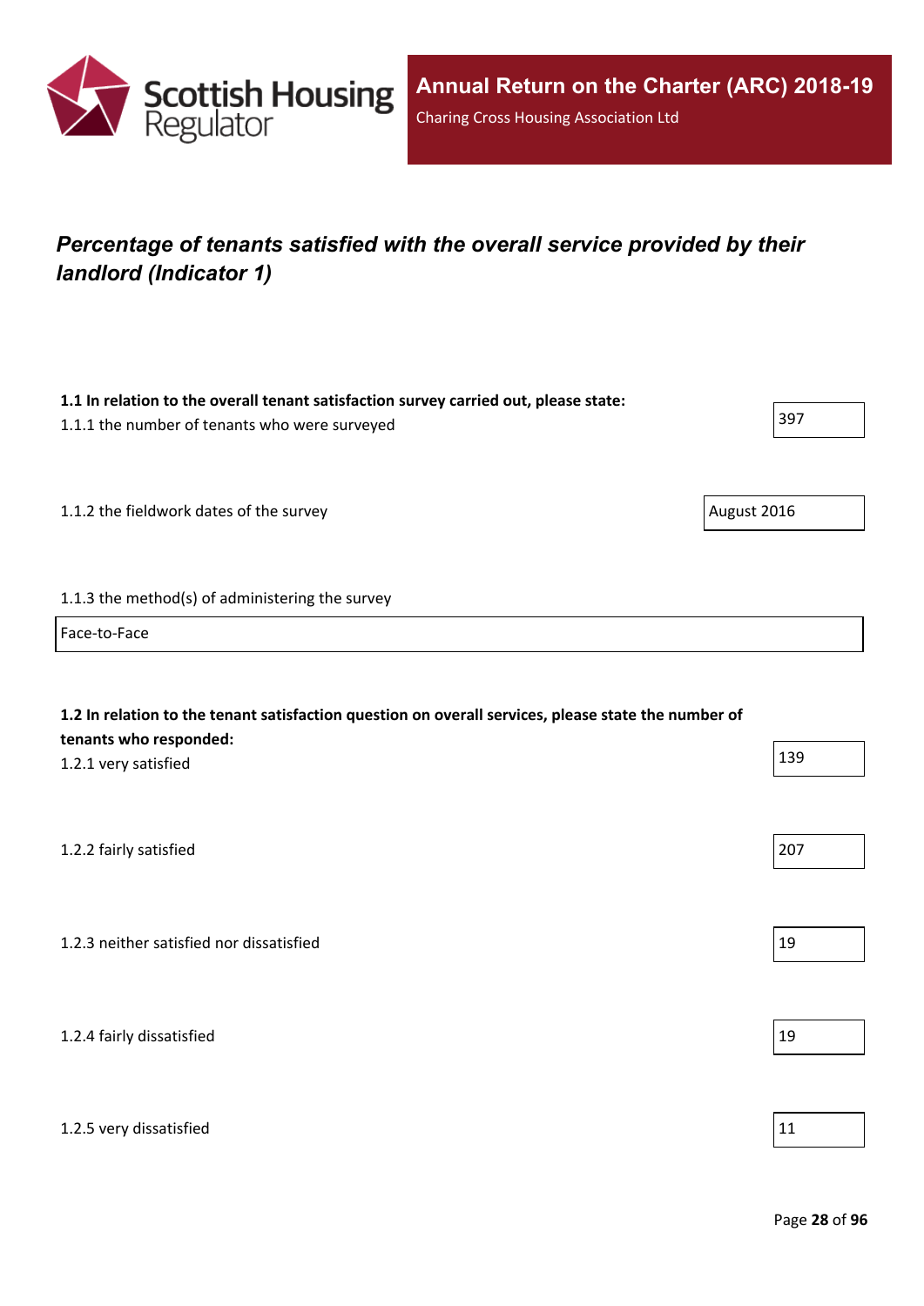## *Percentage of tenants satisfied with the overall service provided by their landlord (Indicator 1)*

**1.1 In relation to the overall tenant satisfaction survey carried out, please state:**

1.1.1 the number of tenants who were surveyed

397

1.1.2 the fieldwork dates of the survey

August 2016

1.1.3 the method(s) of administering the survey

Face-to-Face

**1.2 In relation to the tenant satisfaction question on overall services, please state the number of tenants who responded:**

1.2.1 very satisfied

139

1.2.2 fairly satisfied

207

1.2.3 neither satisfied nor dissatisfied

19

1.2.4 fairly dissatisfied

19

1.2.5 very dissatisfied

11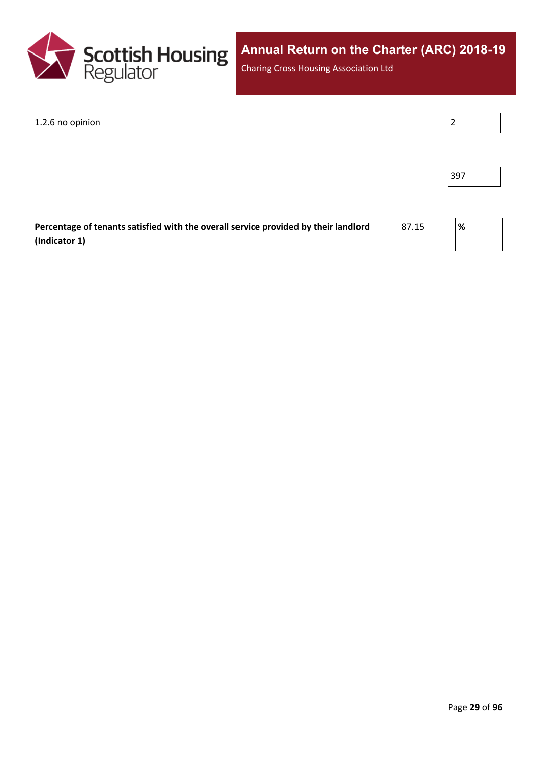1.2.6 no opinion

2

397

| | | |
|---|---|---|
| **Percentage of tenants satisfied with the overall service provided by their landlord (Indicator 1)** | 87.15 | **%** |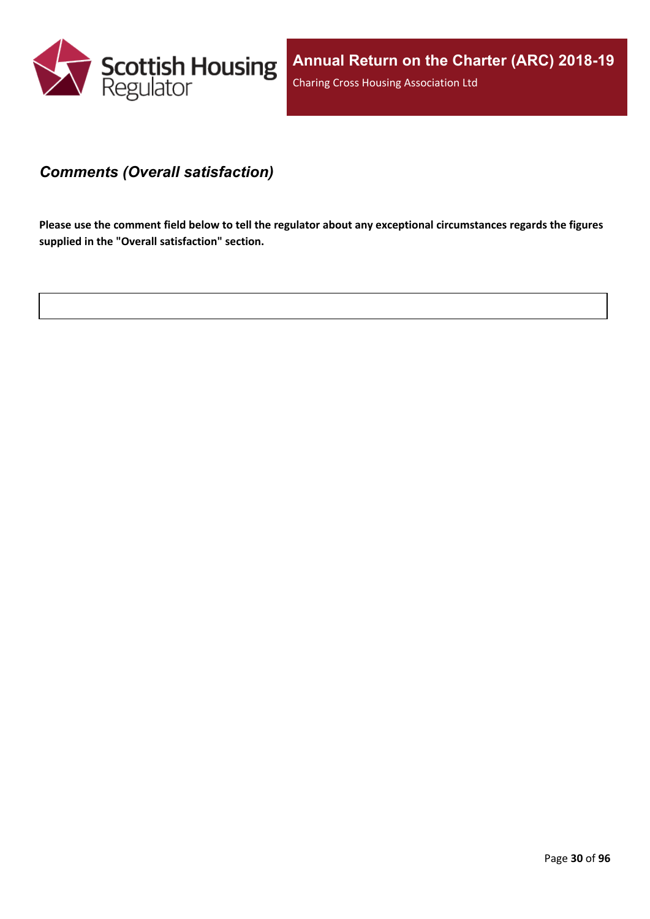## *Comments (Overall satisfaction)*

**Please use the comment field below to tell the regulator about any exceptional circumstances regards the figures supplied in the "Overall satisfaction" section.**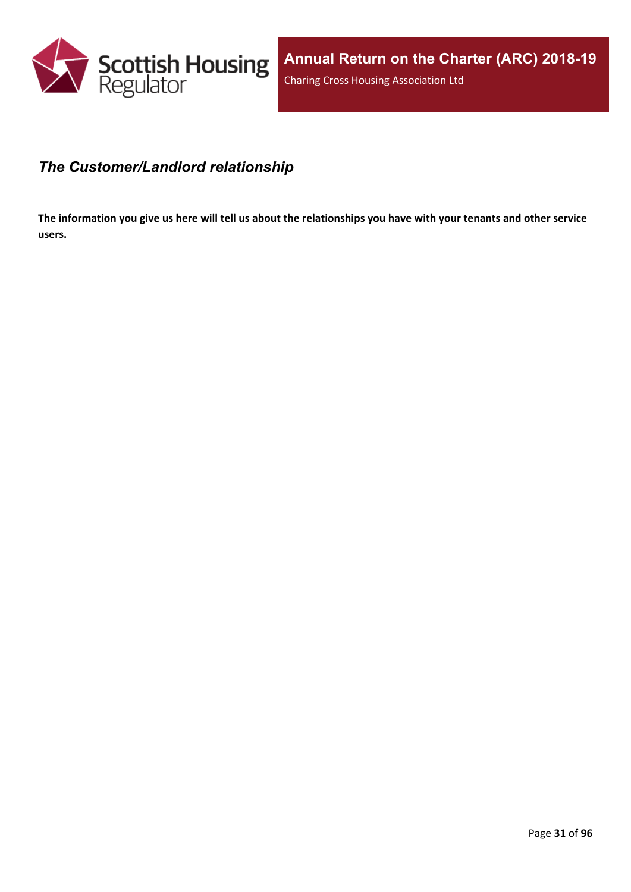## *The Customer/Landlord relationship*

**The information you give us here will tell us about the relationships you have with your tenants and other service users.**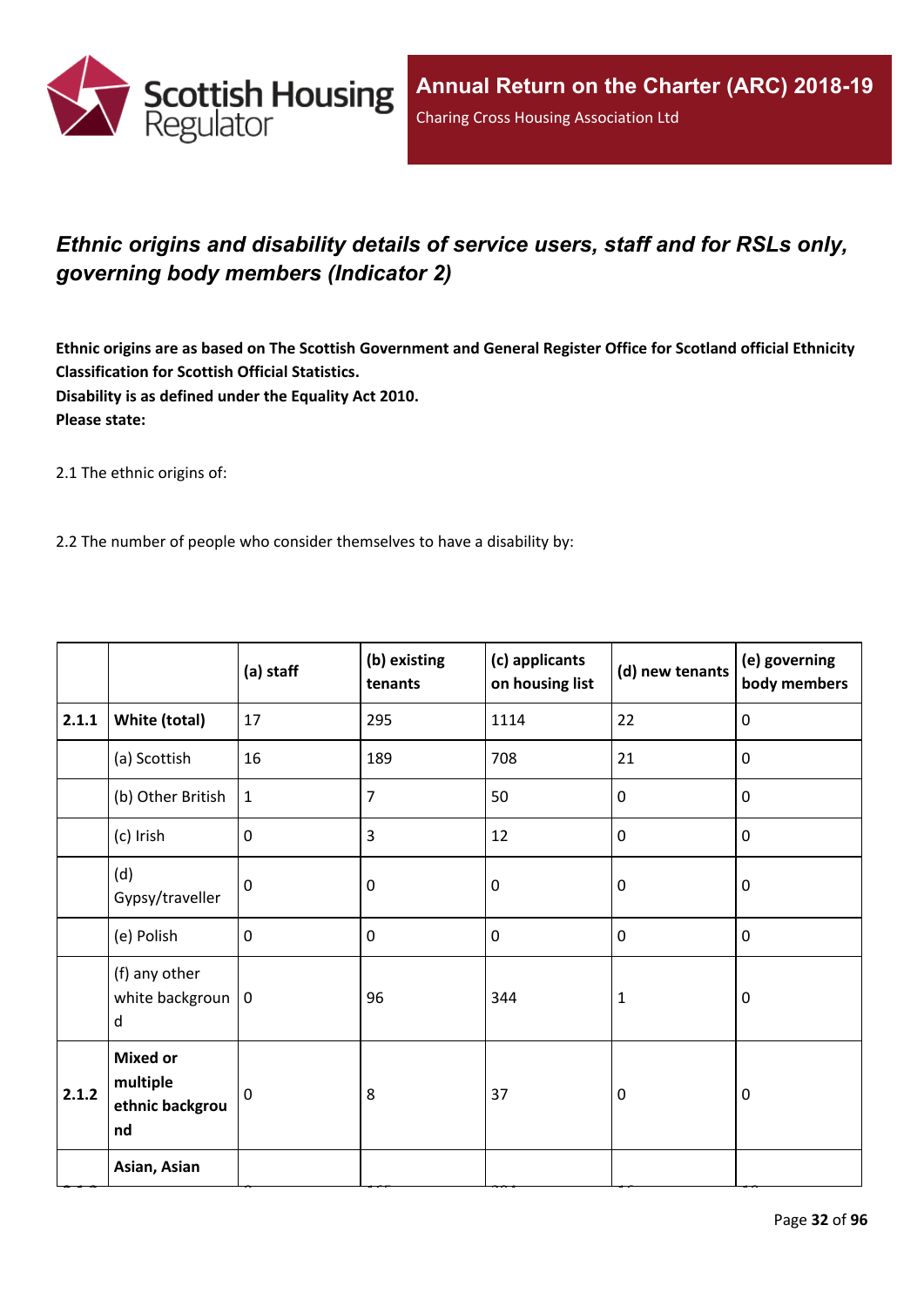## *Ethnic origins and disability details of service users, staff and for RSLs only, governing body members (Indicator 2)*

**Ethnic origins are as based on The Scottish Government and General Register Office for Scotland official Ethnicity Classification for Scottish Official Statistics.**
**Disability is as defined under the Equality Act 2010.**
**Please state:**

2.1 The ethnic origins of:

2.2 The number of people who consider themselves to have a disability by:

| | | (a) staff | (b) existing tenants | (c) applicants on housing list | (d) new tenants | (e) governing body members |
|---|---|---|---|---|---|---|
| 2.1.1 | **White (total)** | 17 | 295 | 1114 | 22 | 0 |
| | (a) Scottish | 16 | 189 | 708 | 21 | 0 |
| | (b) Other British | 1 | 7 | 50 | 0 | 0 |
| | (c) Irish | 0 | 3 | 12 | 0 | 0 |
| | (d) Gypsy/traveller | 0 | 0 | 0 | 0 | 0 |
| | (e) Polish | 0 | 0 | 0 | 0 | 0 |
| | (f) any other white background | 0 | 96 | 344 | 1 | 0 |
| 2.1.2 | **Mixed or multiple ethnic background** | 0 | 8 | 37 | 0 | 0 |
| | **Asian, Asian** | | | | | |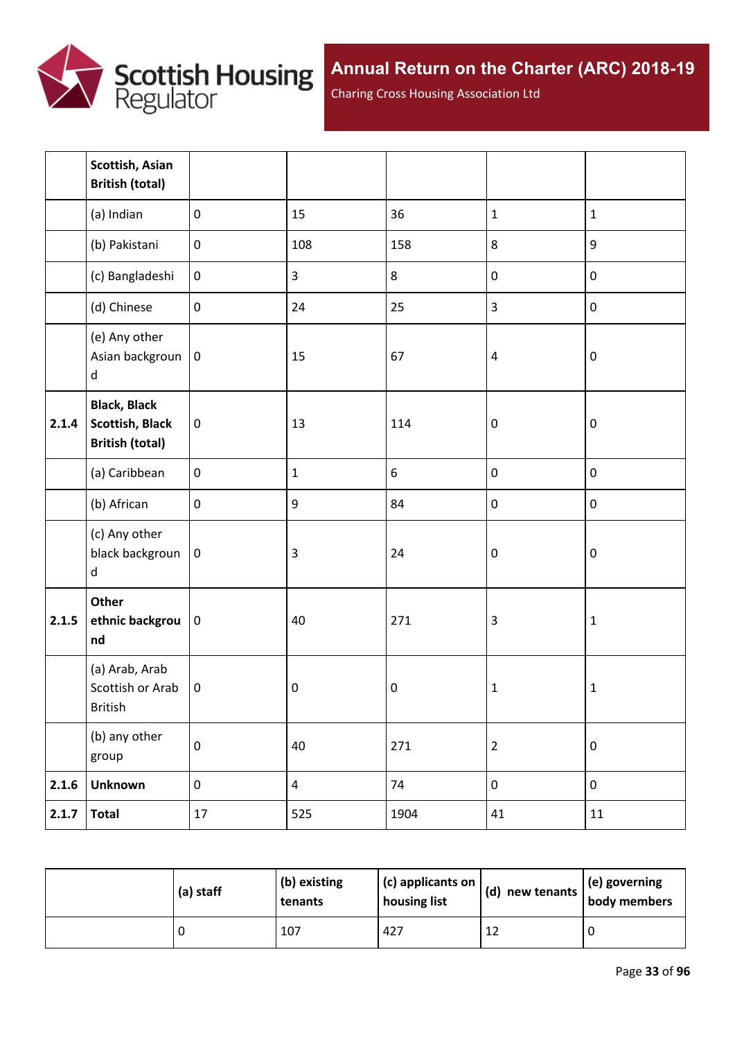| | | | | | | |
|---|---|---|---|---|---|---|
| | **Scottish, Asian British (total)** | | | | | |
| | (a) Indian | 0 | 15 | 36 | 1 | 1 |
| | (b) Pakistani | 0 | 108 | 158 | 8 | 9 |
| | (c) Bangladeshi | 0 | 3 | 8 | 0 | 0 |
| | (d) Chinese | 0 | 24 | 25 | 3 | 0 |
| | (e) Any other Asian background | 0 | 15 | 67 | 4 | 0 |
| **2.1.4** | **Black, Black Scottish, Black British (total)** | 0 | 13 | 114 | 0 | 0 |
| | (a) Caribbean | 0 | 1 | 6 | 0 | 0 |
| | (b) African | 0 | 9 | 84 | 0 | 0 |
| | (c) Any other black background | 0 | 3 | 24 | 0 | 0 |
| **2.1.5** | **Other ethnic background** | 0 | 40 | 271 | 3 | 1 |
| | (a) Arab, Arab Scottish or Arab British | 0 | 0 | 0 | 1 | 1 |
| | (b) any other group | 0 | 40 | 271 | 2 | 0 |
| **2.1.6** | **Unknown** | 0 | 4 | 74 | 0 | 0 |
| **2.1.7** | **Total** | 17 | 525 | 1904 | 41 | 11 |

| | (a) staff | (b) existing tenants | (c) applicants on housing list | (d) new tenants | (e) governing body members |
|---|---|---|---|---|---|
| | 0 | 107 | 427 | 12 | 0 |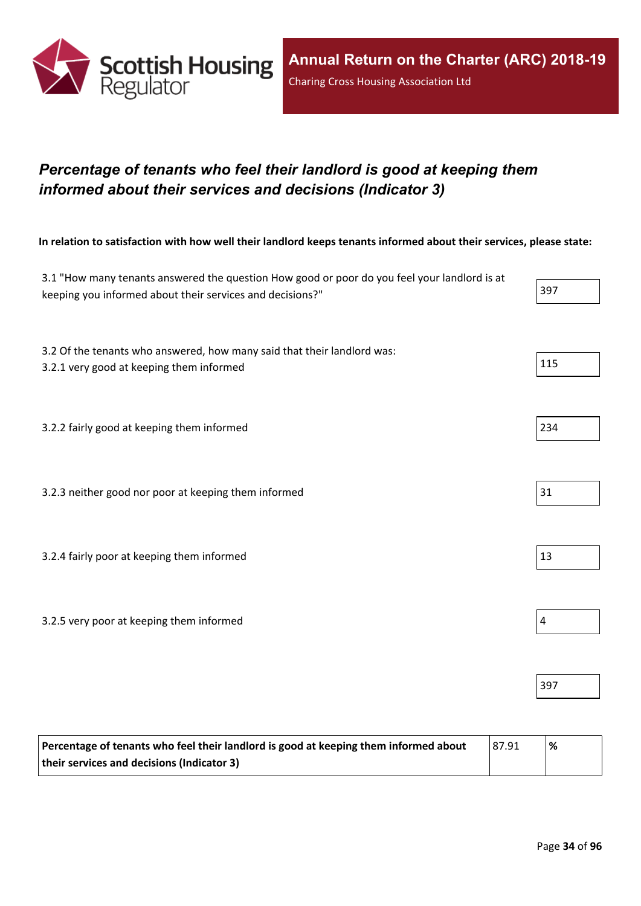## *Percentage of tenants who feel their landlord is good at keeping them informed about their services and decisions (Indicator 3)*

**In relation to satisfaction with how well their landlord keeps tenants informed about their services, please state:**

3.1 "How many tenants answered the question How good or poor do you feel your landlord is at keeping you informed about their services and decisions?"

397

3.2 Of the tenants who answered, how many said that their landlord was:

3.2.1 very good at keeping them informed

115

3.2.2 fairly good at keeping them informed

234

3.2.3 neither good nor poor at keeping them informed

31

3.2.4 fairly poor at keeping them informed

13

3.2.5 very poor at keeping them informed

4

397

| | | |
|---|---|---|
| **Percentage of tenants who feel their landlord is good at keeping them informed about their services and decisions (Indicator 3)** | 87.91 | **%** |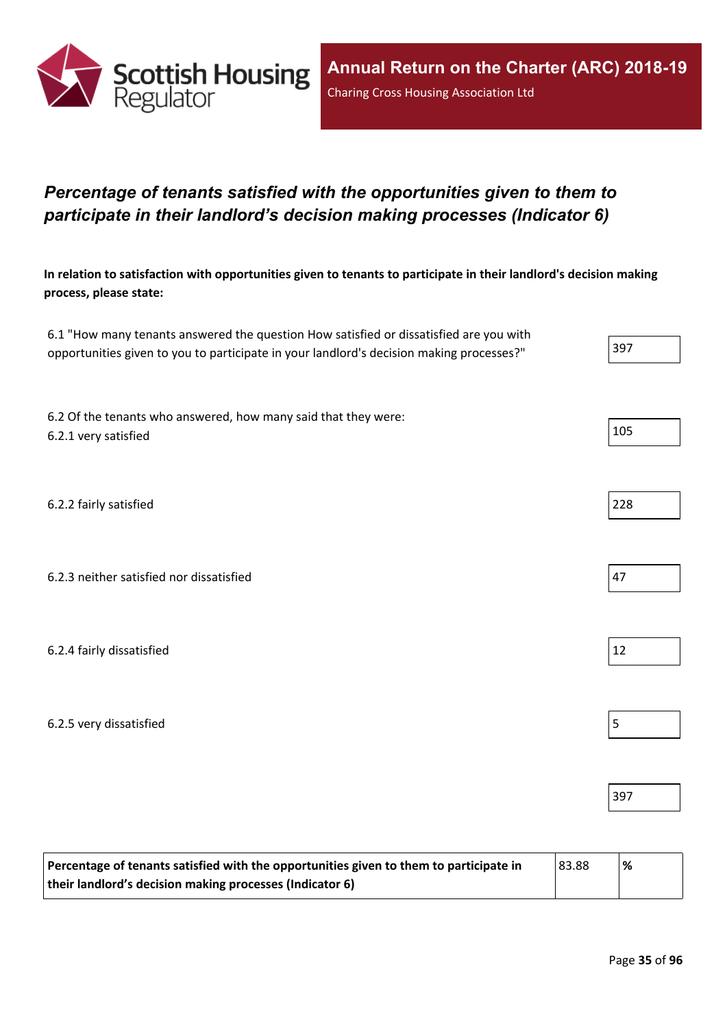## *Percentage of tenants satisfied with the opportunities given to them to participate in their landlord's decision making processes (Indicator 6)*

**In relation to satisfaction with opportunities given to tenants to participate in their landlord's decision making process, please state:**

| | |
|---|---|
| 6.1 "How many tenants answered the question How satisfied or dissatisfied are you with opportunities given to you to participate in your landlord's decision making processes?" | 397 |
| 6.2 Of the tenants who answered, how many said that they were:<br>6.2.1 very satisfied | 105 |
| 6.2.2 fairly satisfied | 228 |
| 6.2.3 neither satisfied nor dissatisfied | 47 |
| 6.2.4 fairly dissatisfied | 12 |
| 6.2.5 very dissatisfied | 5 |
| | 397 |

| | | |
|---|---|---|
| **Percentage of tenants satisfied with the opportunities given to them to participate in their landlord's decision making processes (Indicator 6)** | 83.88 | **%** |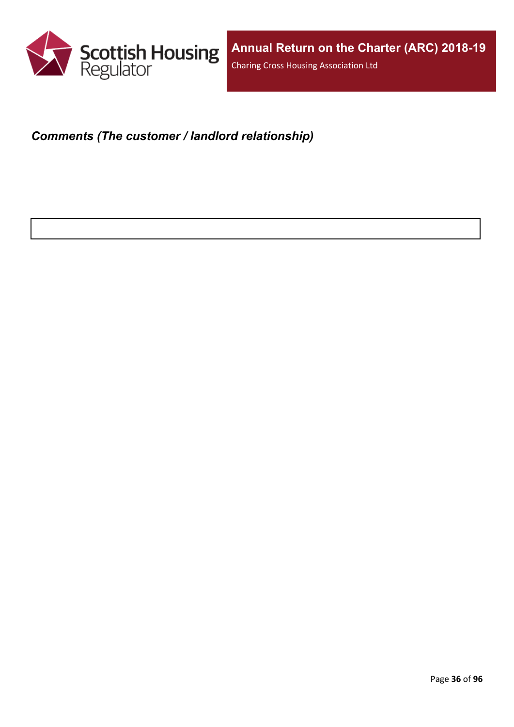***Comments (The customer / landlord relationship)***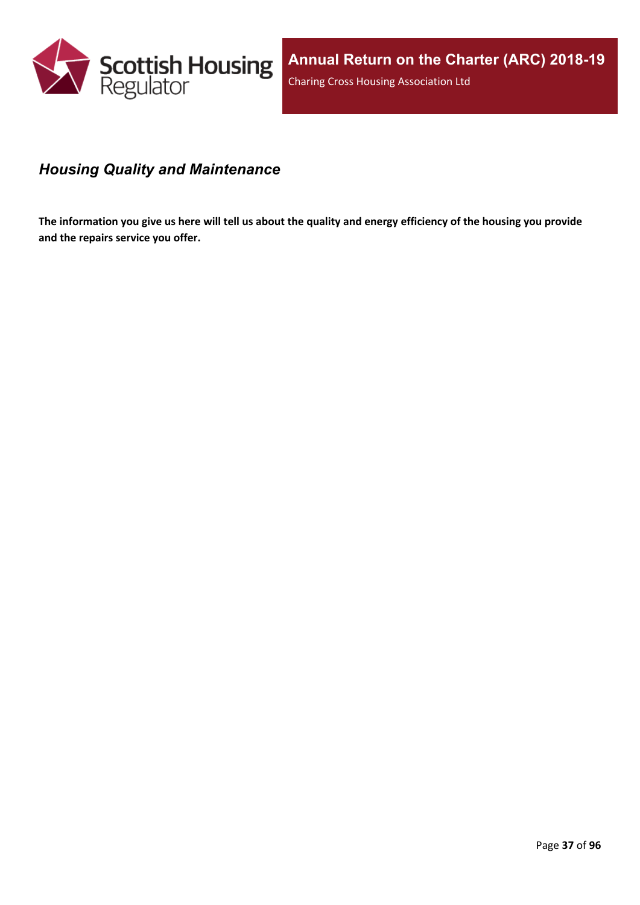### *Housing Quality and Maintenance*

**The information you give us here will tell us about the quality and energy efficiency of the housing you provide and the repairs service you offer.**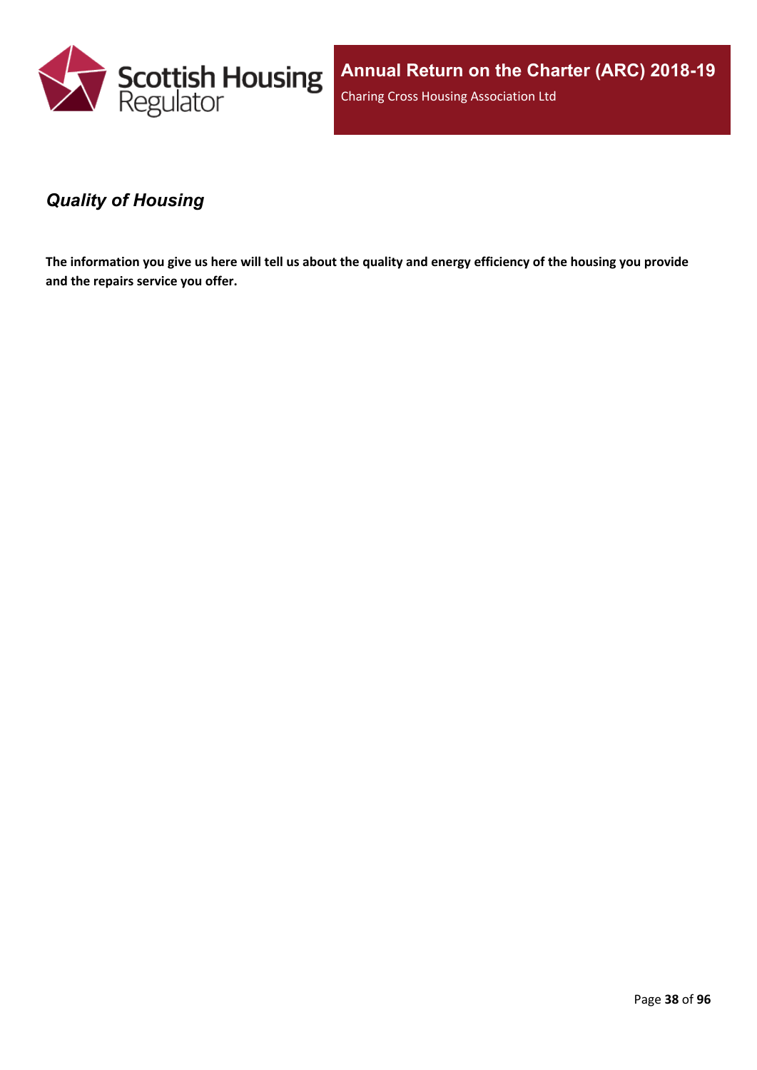## *Quality of Housing*

**The information you give us here will tell us about the quality and energy efficiency of the housing you provide and the repairs service you offer.**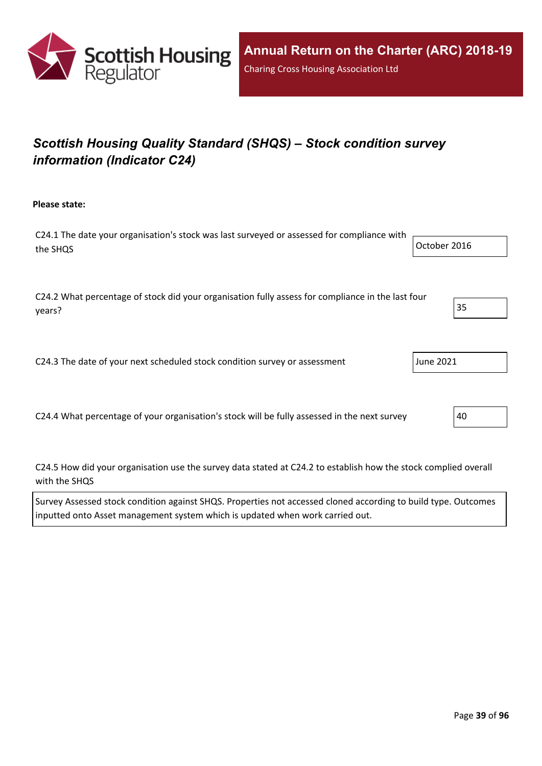## *Scottish Housing Quality Standard (SHQS) – Stock condition survey information (Indicator C24)*

**Please state:**

C24.1 The date your organisation's stock was last surveyed or assessed for compliance with the SHQS

October 2016

C24.2 What percentage of stock did your organisation fully assess for compliance in the last four years?

35

C24.3 The date of your next scheduled stock condition survey or assessment

June 2021

C24.4 What percentage of your organisation's stock will be fully assessed in the next survey

40

C24.5 How did your organisation use the survey data stated at C24.2 to establish how the stock complied overall with the SHQS

Survey Assessed stock condition against SHQS. Properties not accessed cloned according to build type. Outcomes inputted onto Asset management system which is updated when work carried out.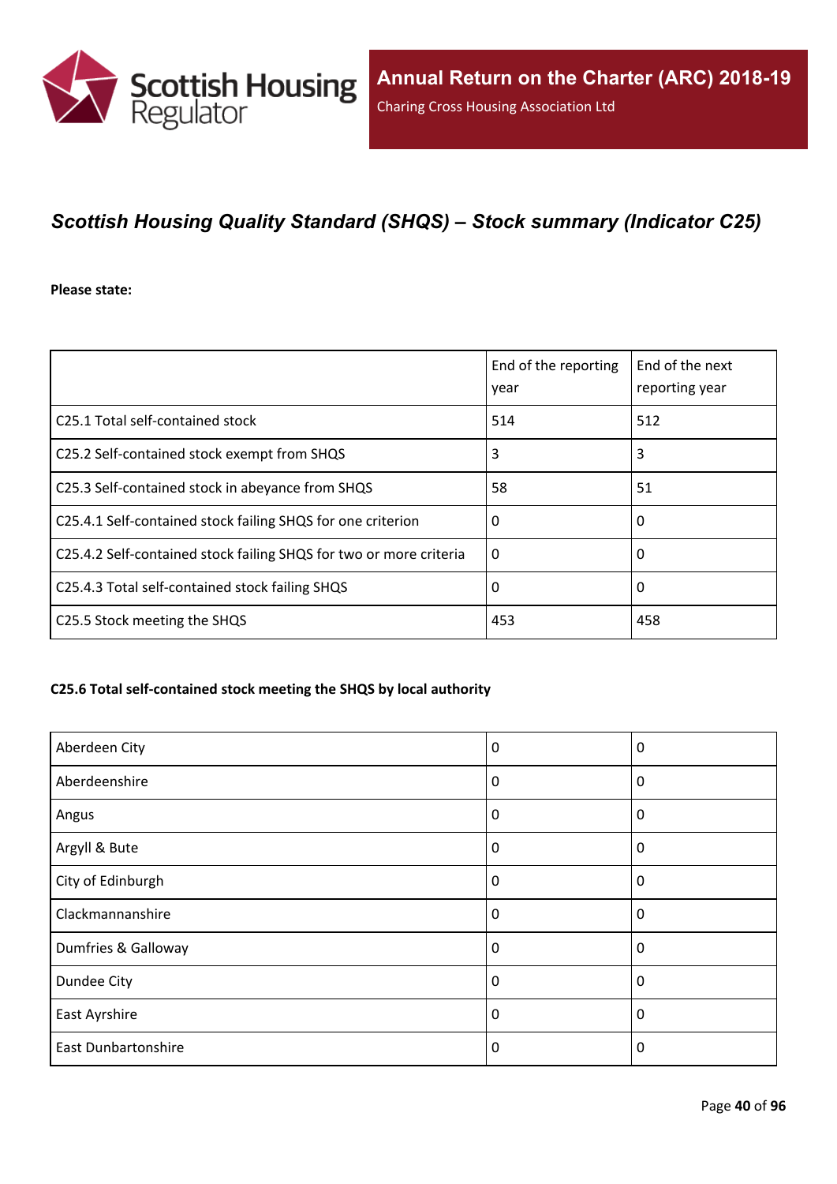## *Scottish Housing Quality Standard (SHQS) – Stock summary (Indicator C25)*

**Please state:**

| | End of the reporting year | End of the next reporting year |
|---|---|---|
| C25.1 Total self-contained stock | 514 | 512 |
| C25.2 Self-contained stock exempt from SHQS | 3 | 3 |
| C25.3 Self-contained stock in abeyance from SHQS | 58 | 51 |
| C25.4.1 Self-contained stock failing SHQS for one criterion | 0 | 0 |
| C25.4.2 Self-contained stock failing SHQS for two or more criteria | 0 | 0 |
| C25.4.3 Total self-contained stock failing SHQS | 0 | 0 |
| C25.5 Stock meeting the SHQS | 453 | 458 |

**C25.6 Total self-contained stock meeting the SHQS by local authority**

| | | |
|---|---|---|
| Aberdeen City | 0 | 0 |
| Aberdeenshire | 0 | 0 |
| Angus | 0 | 0 |
| Argyll & Bute | 0 | 0 |
| City of Edinburgh | 0 | 0 |
| Clackmannanshire | 0 | 0 |
| Dumfries & Galloway | 0 | 0 |
| Dundee City | 0 | 0 |
| East Ayrshire | 0 | 0 |
| East Dunbartonshire | 0 | 0 |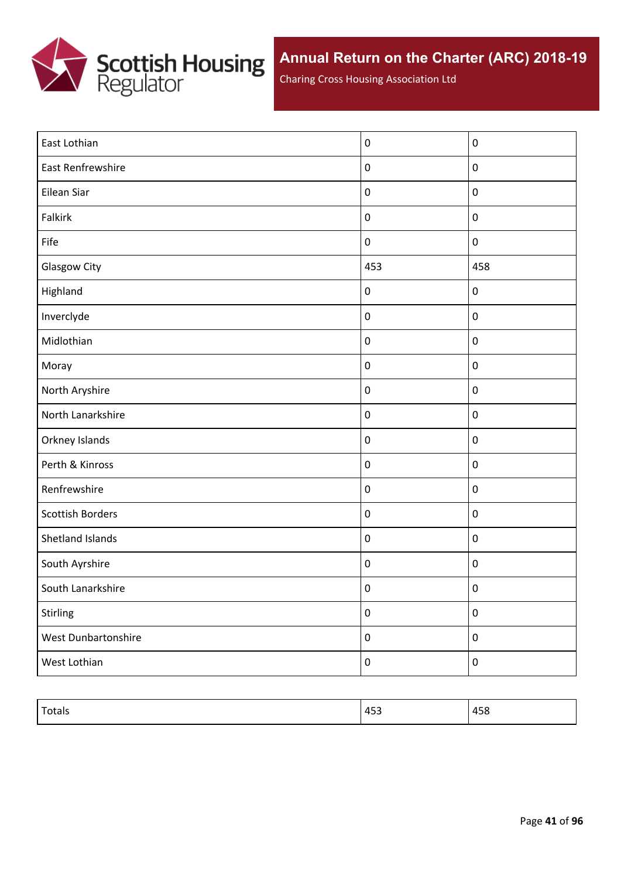| | | |
|---|---|---|
| East Lothian | 0 | 0 |
| East Renfrewshire | 0 | 0 |
| Eilean Siar | 0 | 0 |
| Falkirk | 0 | 0 |
| Fife | 0 | 0 |
| Glasgow City | 453 | 458 |
| Highland | 0 | 0 |
| Inverclyde | 0 | 0 |
| Midlothian | 0 | 0 |
| Moray | 0 | 0 |
| North Aryshire | 0 | 0 |
| North Lanarkshire | 0 | 0 |
| Orkney Islands | 0 | 0 |
| Perth & Kinross | 0 | 0 |
| Renfrewshire | 0 | 0 |
| Scottish Borders | 0 | 0 |
| Shetland Islands | 0 | 0 |
| South Ayrshire | 0 | 0 |
| South Lanarkshire | 0 | 0 |
| Stirling | 0 | 0 |
| West Dunbartonshire | 0 | 0 |
| West Lothian | 0 | 0 |

| | | |
|---|---|---|
| Totals | 453 | 458 |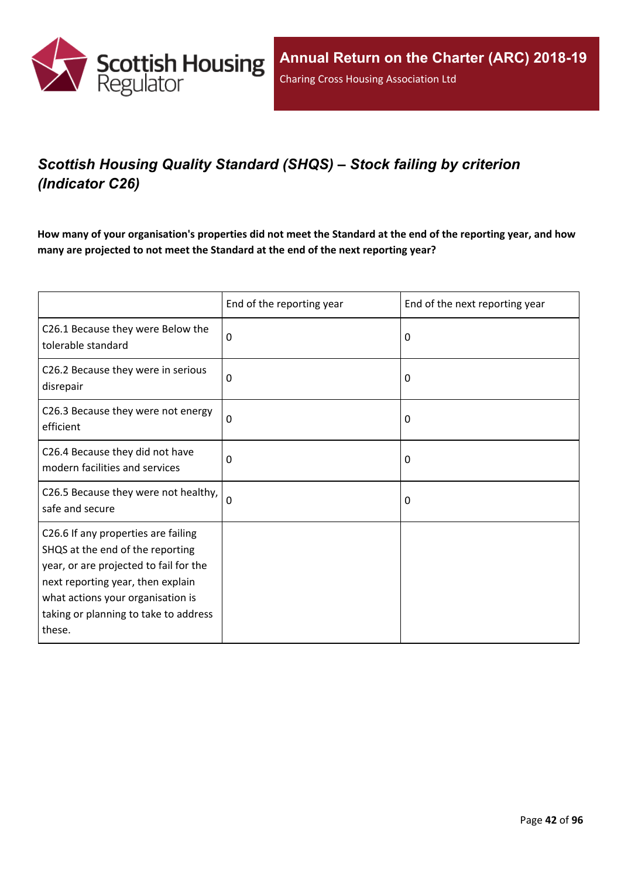## *Scottish Housing Quality Standard (SHQS) – Stock failing by criterion (Indicator C26)*

**How many of your organisation's properties did not meet the Standard at the end of the reporting year, and how many are projected to not meet the Standard at the end of the next reporting year?**

| | End of the reporting year | End of the next reporting year |
|---|---|---|
| C26.1 Because they were Below the tolerable standard | 0 | 0 |
| C26.2 Because they were in serious disrepair | 0 | 0 |
| C26.3 Because they were not energy efficient | 0 | 0 |
| C26.4 Because they did not have modern facilities and services | 0 | 0 |
| C26.5 Because they were not healthy, safe and secure | 0 | 0 |
| C26.6 If any properties are failing SHQS at the end of the reporting year, or are projected to fail for the next reporting year, then explain what actions your organisation is taking or planning to take to address these. | | |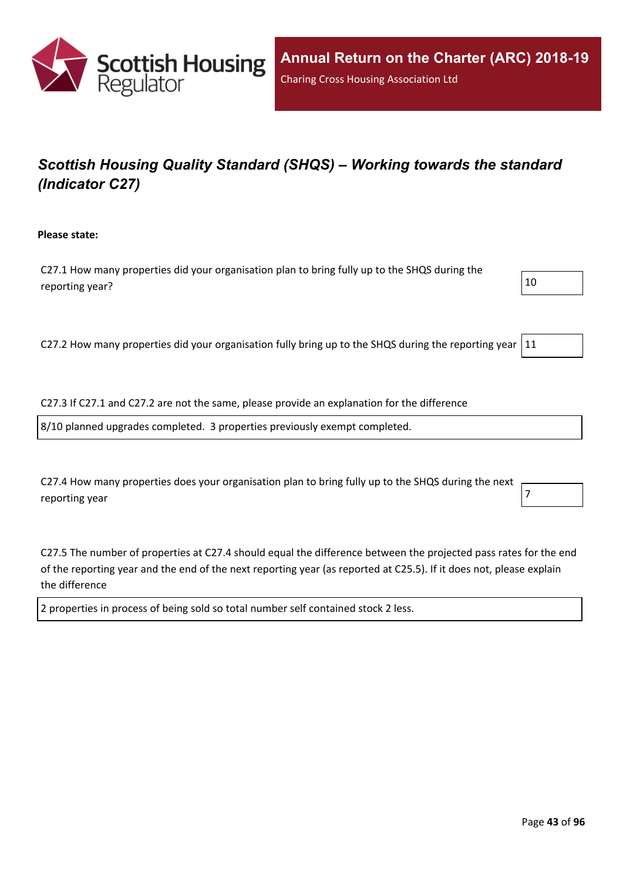## *Scottish Housing Quality Standard (SHQS) – Working towards the standard (Indicator C27)*

**Please state:**

C27.1 How many properties did your organisation plan to bring fully up to the SHQS during the reporting year?

10

C27.2 How many properties did your organisation fully bring up to the SHQS during the reporting year

11

C27.3 If C27.1 and C27.2 are not the same, please provide an explanation for the difference

8/10 planned upgrades completed. 3 properties previously exempt completed.

C27.4 How many properties does your organisation plan to bring fully up to the SHQS during the next reporting year

7

C27.5 The number of properties at C27.4 should equal the difference between the projected pass rates for the end of the reporting year and the end of the next reporting year (as reported at C25.5). If it does not, please explain the difference

2 properties in process of being sold so total number self contained stock 2 less.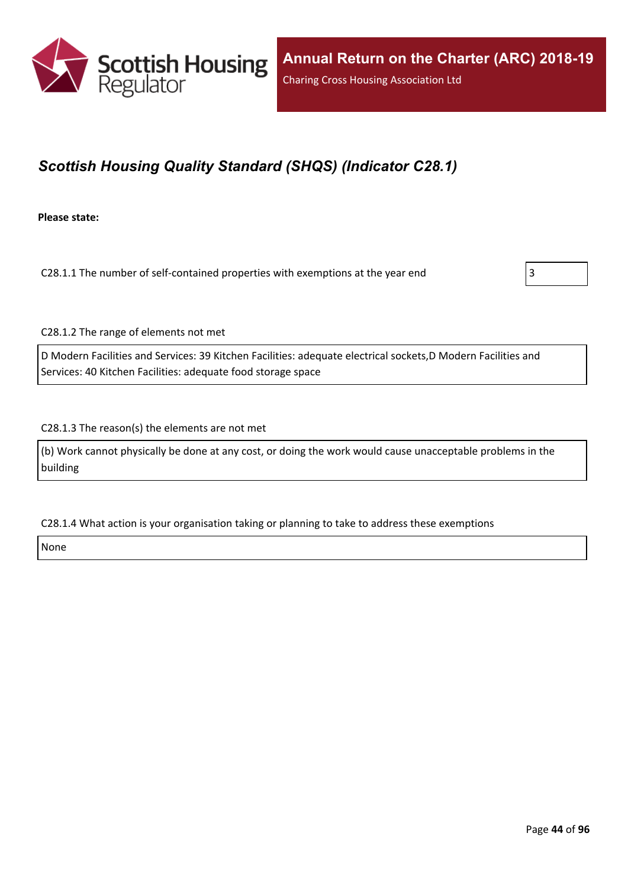## *Scottish Housing Quality Standard (SHQS) (Indicator C28.1)*

**Please state:**

C28.1.1 The number of self-contained properties with exemptions at the year end

3

C28.1.2 The range of elements not met

D Modern Facilities and Services: 39 Kitchen Facilities: adequate electrical sockets,D Modern Facilities and Services: 40 Kitchen Facilities: adequate food storage space

C28.1.3 The reason(s) the elements are not met

(b) Work cannot physically be done at any cost, or doing the work would cause unacceptable problems in the building

C28.1.4 What action is your organisation taking or planning to take to address these exemptions

None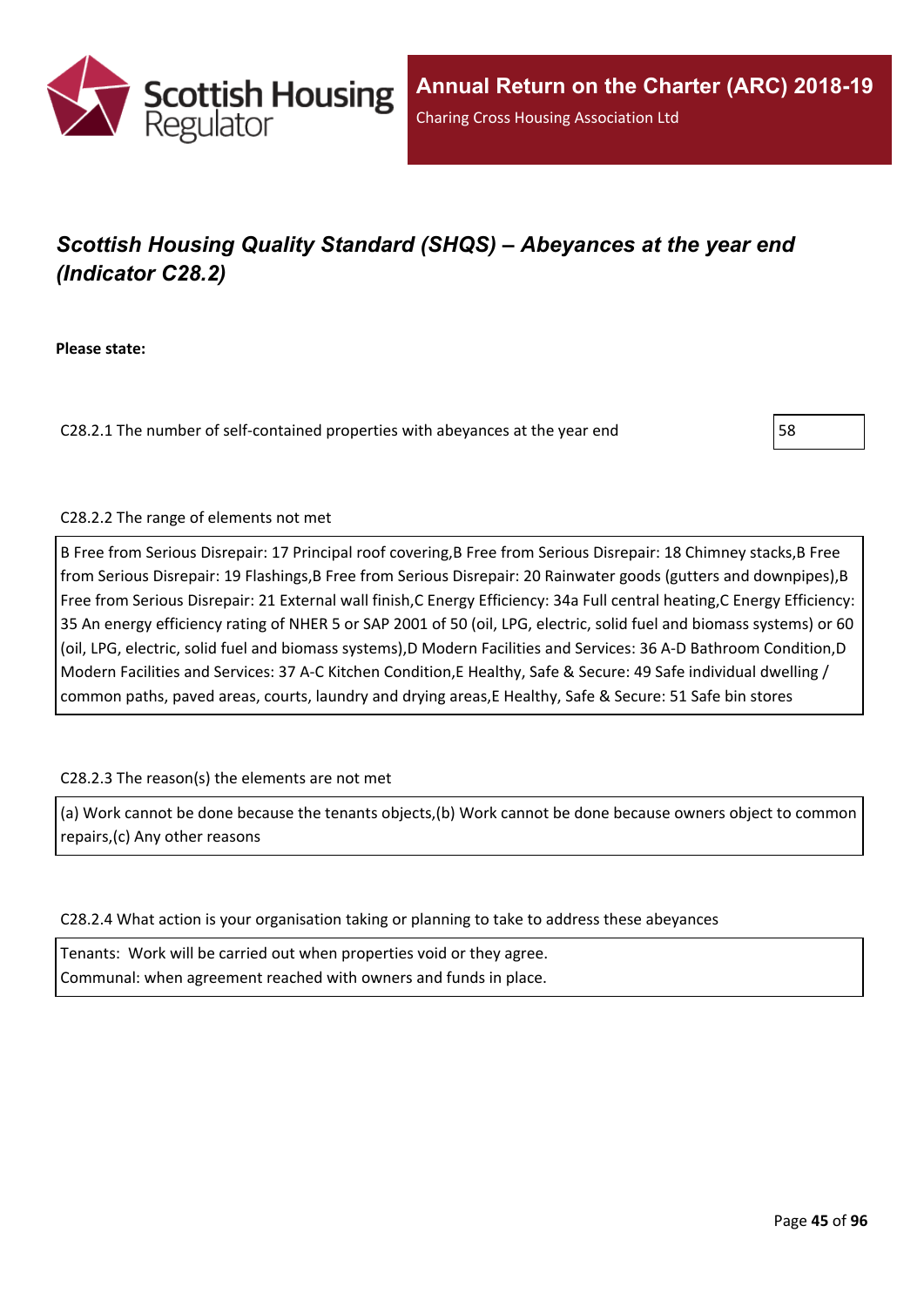## *Scottish Housing Quality Standard (SHQS) – Abeyances at the year end (Indicator C28.2)*

**Please state:**

C28.2.1 The number of self-contained properties with abeyances at the year end

58

C28.2.2 The range of elements not met

B Free from Serious Disrepair: 17 Principal roof covering,B Free from Serious Disrepair: 18 Chimney stacks,B Free from Serious Disrepair: 19 Flashings,B Free from Serious Disrepair: 20 Rainwater goods (gutters and downpipes),B Free from Serious Disrepair: 21 External wall finish,C Energy Efficiency: 34a Full central heating,C Energy Efficiency: 35 An energy efficiency rating of NHER 5 or SAP 2001 of 50 (oil, LPG, electric, solid fuel and biomass systems) or 60 (oil, LPG, electric, solid fuel and biomass systems),D Modern Facilities and Services: 36 A-D Bathroom Condition,D Modern Facilities and Services: 37 A-C Kitchen Condition,E Healthy, Safe & Secure: 49 Safe individual dwelling / common paths, paved areas, courts, laundry and drying areas,E Healthy, Safe & Secure: 51 Safe bin stores

C28.2.3 The reason(s) the elements are not met

(a) Work cannot be done because the tenants objects,(b) Work cannot be done because owners object to common repairs,(c) Any other reasons

C28.2.4 What action is your organisation taking or planning to take to address these abeyances

Tenants: Work will be carried out when properties void or they agree.
Communal: when agreement reached with owners and funds in place.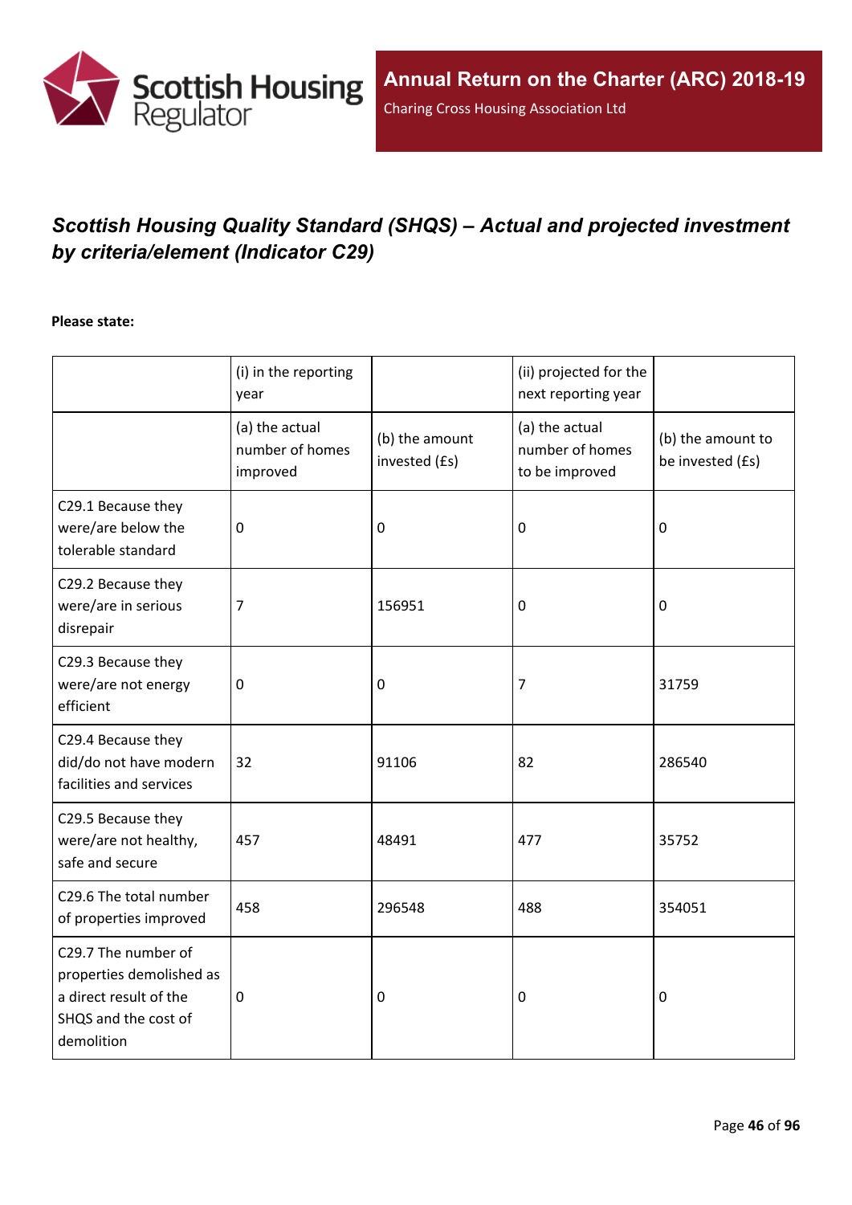# *Scottish Housing Quality Standard (SHQS) – Actual and projected investment by criteria/element (Indicator C29)*

**Please state:**

| | (i) in the reporting year | | (ii) projected for the next reporting year | |
|---|---|---|---|---|
| | (a) the actual number of homes improved | (b) the amount invested (£s) | (a) the actual number of homes to be improved | (b) the amount to be invested (£s) |
| C29.1 Because they were/are below the tolerable standard | 0 | 0 | 0 | 0 |
| C29.2 Because they were/are in serious disrepair | 7 | 156951 | 0 | 0 |
| C29.3 Because they were/are not energy efficient | 0 | 0 | 7 | 31759 |
| C29.4 Because they did/do not have modern facilities and services | 32 | 91106 | 82 | 286540 |
| C29.5 Because they were/are not healthy, safe and secure | 457 | 48491 | 477 | 35752 |
| C29.6 The total number of properties improved | 458 | 296548 | 488 | 354051 |
| C29.7 The number of properties demolished as a direct result of the SHQS and the cost of demolition | 0 | 0 | 0 | 0 |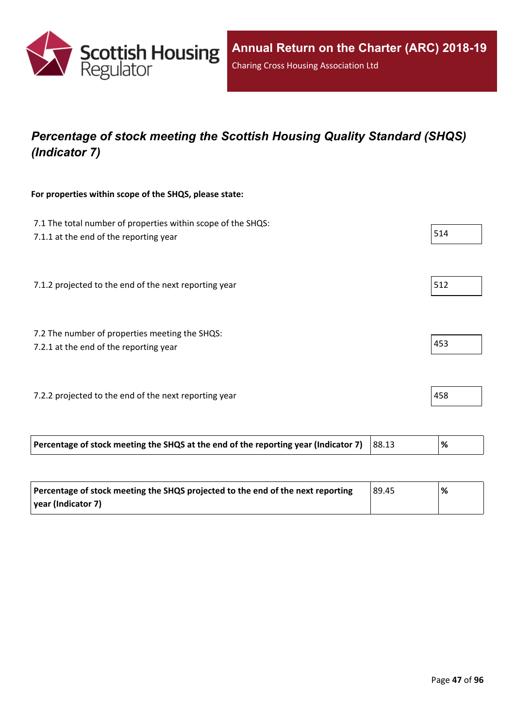# Percentage of stock meeting the Scottish Housing Quality Standard (SHQS) (Indicator 7)

**For properties within scope of the SHQS, please state:**

7.1 The total number of properties within scope of the SHQS:

7.1.1 at the end of the reporting year: 514

7.1.2 projected to the end of the next reporting year: 512

7.2 The number of properties meeting the SHQS:

7.2.1 at the end of the reporting year: 453

7.2.2 projected to the end of the next reporting year: 458

| | | |
|---|---|---|
| **Percentage of stock meeting the SHQS at the end of the reporting year (Indicator 7)** | 88.13 | **%** |

| | | |
|---|---|---|
| **Percentage of stock meeting the SHQS projected to the end of the next reporting year (Indicator 7)** | 89.45 | **%** |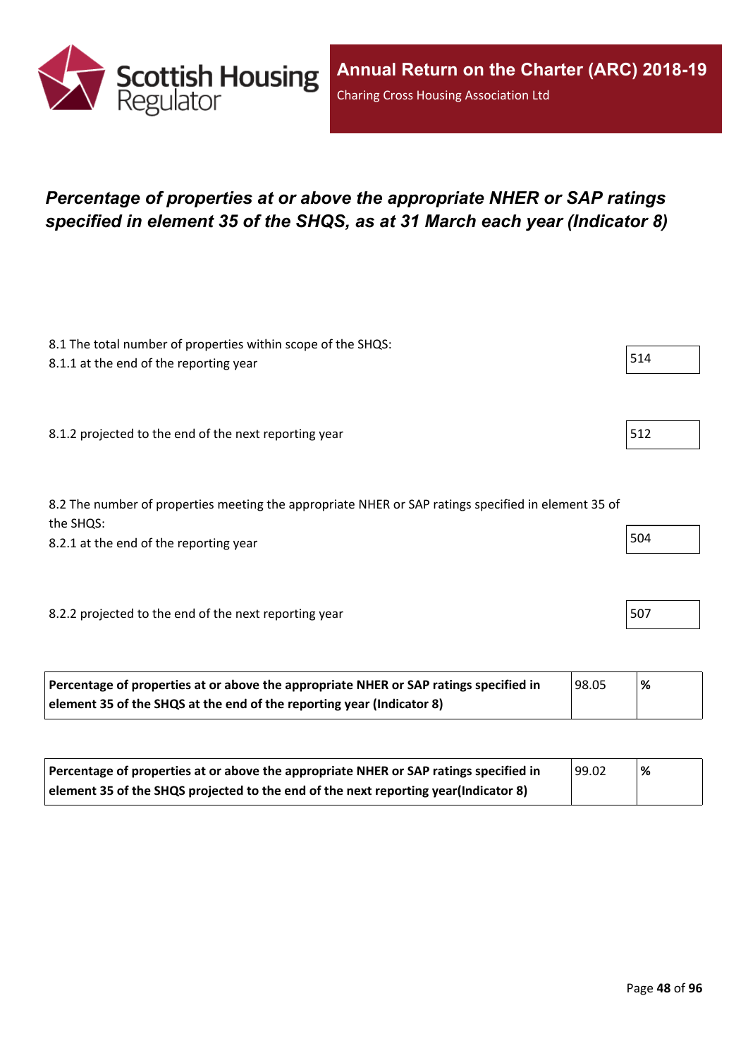## *Percentage of properties at or above the appropriate NHER or SAP ratings specified in element 35 of the SHQS, as at 31 March each year (Indicator 8)*

8.1 The total number of properties within scope of the SHQS:
8.1.1 at the end of the reporting year

514

8.1.2 projected to the end of the next reporting year

512

8.2 The number of properties meeting the appropriate NHER or SAP ratings specified in element 35 of the SHQS:
8.2.1 at the end of the reporting year

504

8.2.2 projected to the end of the next reporting year

507

| | | |
|---|---|---|
| **Percentage of properties at or above the appropriate NHER or SAP ratings specified in element 35 of the SHQS at the end of the reporting year (Indicator 8)** | 98.05 | **%** |

| | | |
|---|---|---|
| **Percentage of properties at or above the appropriate NHER or SAP ratings specified in element 35 of the SHQS projected to the end of the next reporting year(Indicator 8)** | 99.02 | **%** |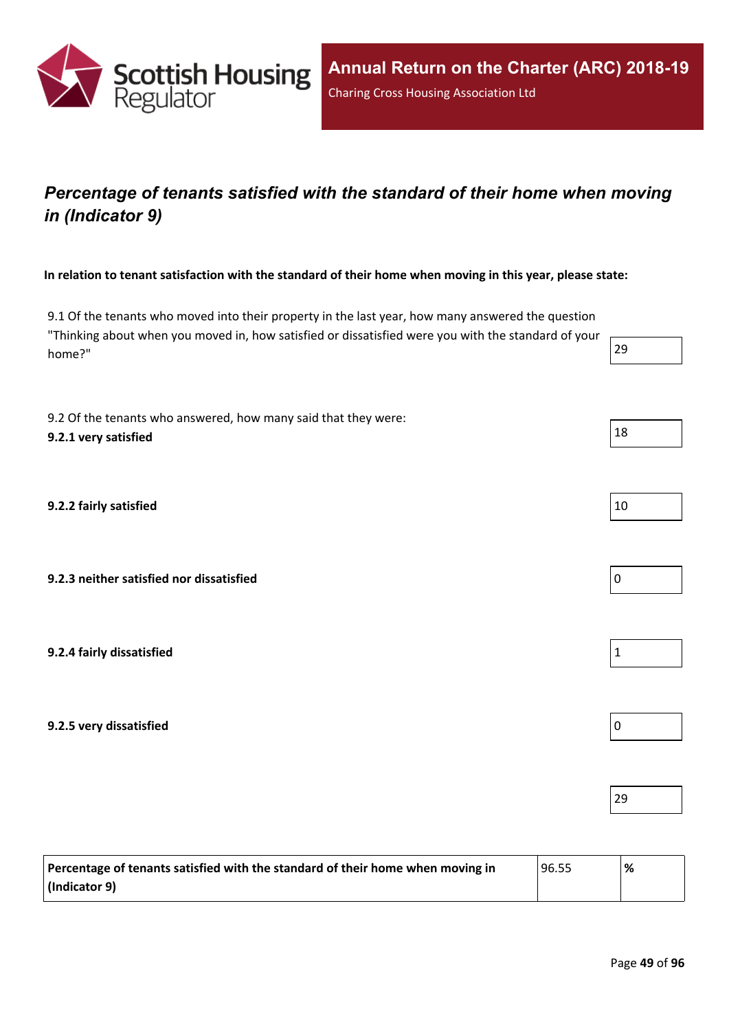# *Percentage of tenants satisfied with the standard of their home when moving in (Indicator 9)*

**In relation to tenant satisfaction with the standard of their home when moving in this year, please state:**

| | |
|---|---|
| 9.1 Of the tenants who moved into their property in the last year, how many answered the question "Thinking about when you moved in, how satisfied or dissatisfied were you with the standard of your home?" | 29 |
| 9.2 Of the tenants who answered, how many said that they were: **9.2.1 very satisfied** | 18 |
| **9.2.2 fairly satisfied** | 10 |
| **9.2.3 neither satisfied nor dissatisfied** | 0 |
| **9.2.4 fairly dissatisfied** | 1 |
| **9.2.5 very dissatisfied** | 0 |
| | 29 |

| | | |
|---|---|---|
| **Percentage of tenants satisfied with the standard of their home when moving in (Indicator 9)** | 96.55 | **%** |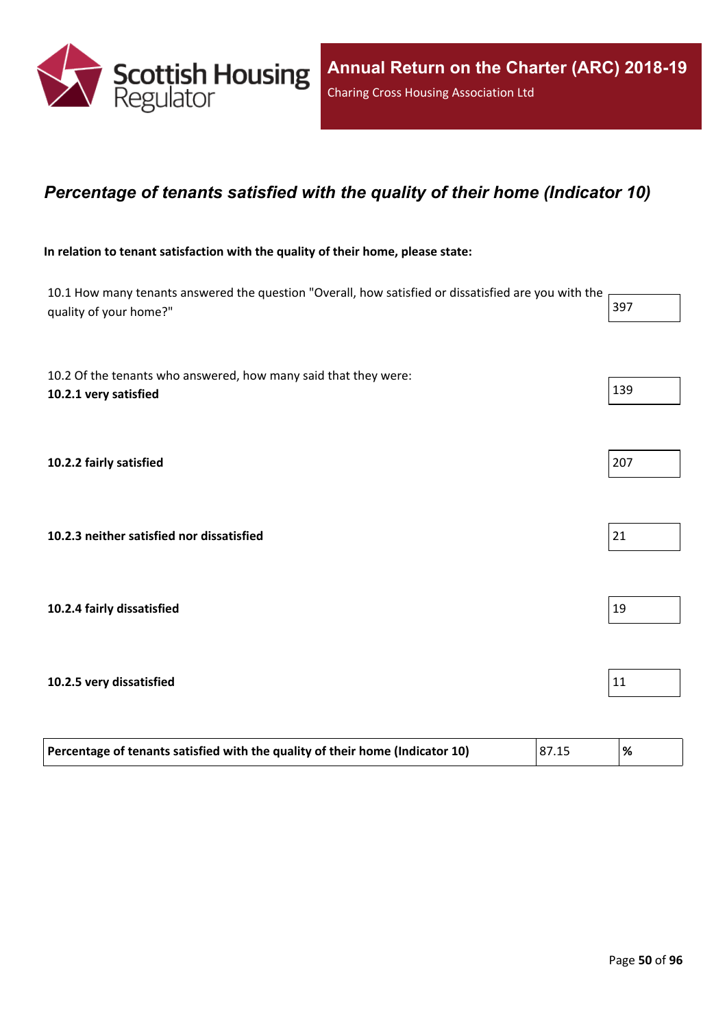## *Percentage of tenants satisfied with the quality of their home (Indicator 10)*

**In relation to tenant satisfaction with the quality of their home, please state:**

| | |
|---|---|
| 10.1 How many tenants answered the question "Overall, how satisfied or dissatisfied are you with the quality of your home?" | 397 |
| 10.2 Of the tenants who answered, how many said that they were: **10.2.1 very satisfied** | 139 |
| **10.2.2 fairly satisfied** | 207 |
| **10.2.3 neither satisfied nor dissatisfied** | 21 |
| **10.2.4 fairly dissatisfied** | 19 |
| **10.2.5 very dissatisfied** | 11 |

| | | |
|---|---|---|
| **Percentage of tenants satisfied with the quality of their home (Indicator 10)** | 87.15 | **%** |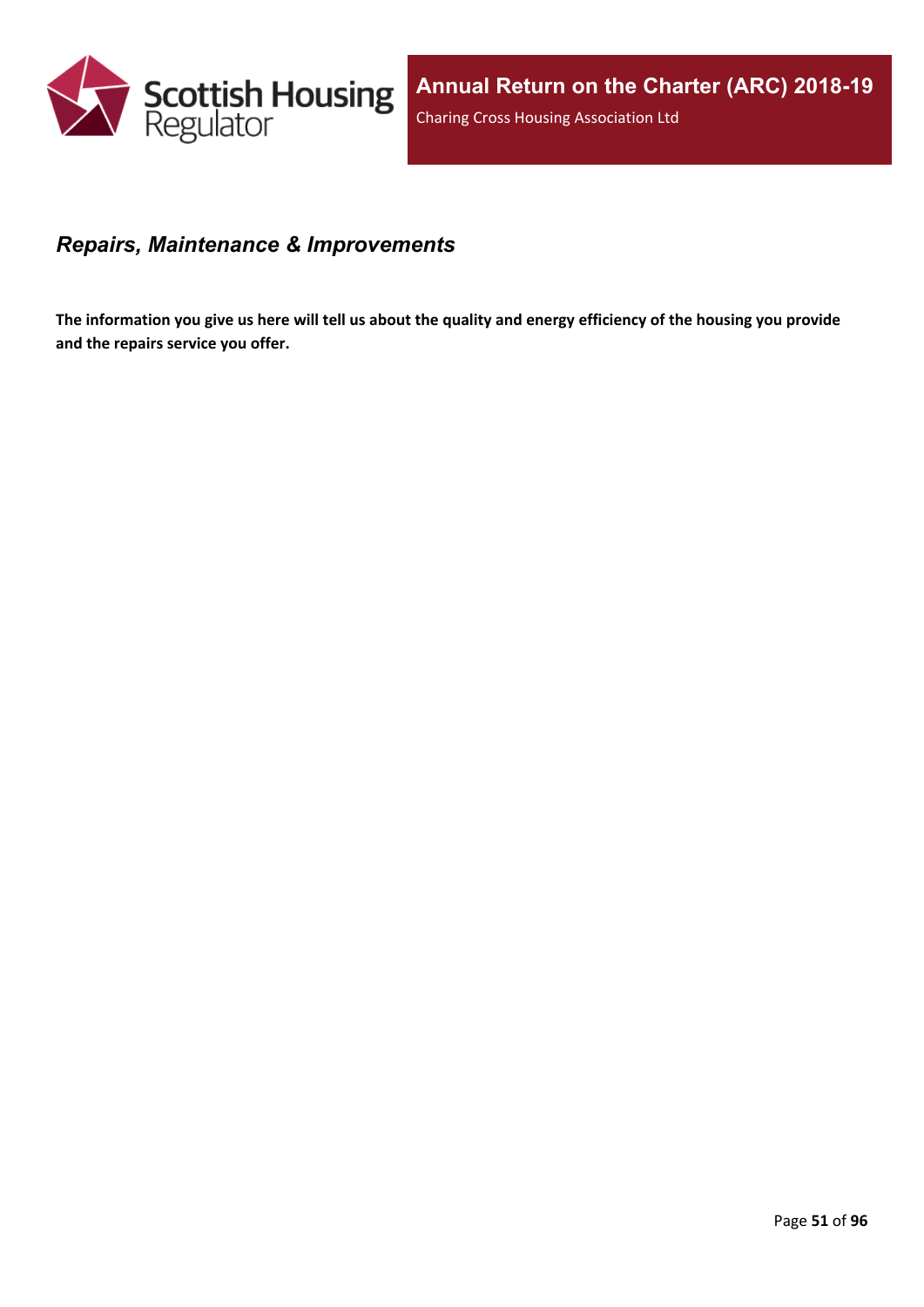## *Repairs, Maintenance & Improvements*

**The information you give us here will tell us about the quality and energy efficiency of the housing you provide and the repairs service you offer.**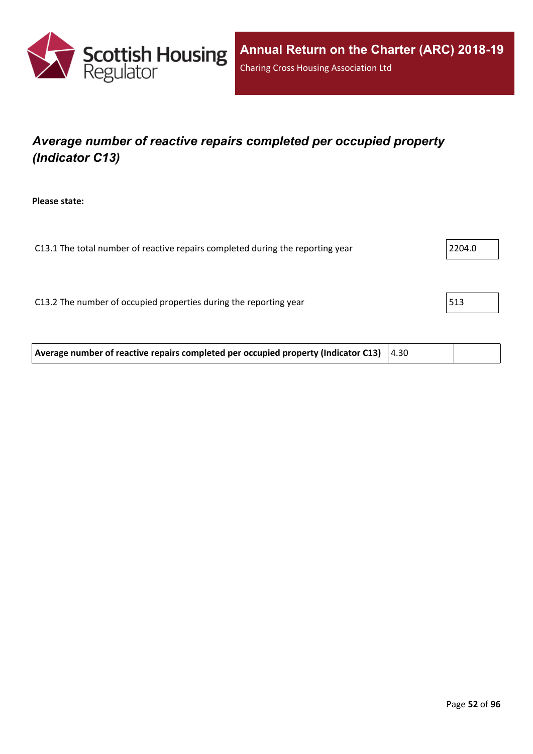## *Average number of reactive repairs completed per occupied property (Indicator C13)*

**Please state:**

| | |
|---|---|
| C13.1 The total number of reactive repairs completed during the reporting year | 2204.0 |
| C13.2 The number of occupied properties during the reporting year | 513 |

| | | |
|---|---|---|
| **Average number of reactive repairs completed per occupied property (Indicator C13)** | 4.30 | |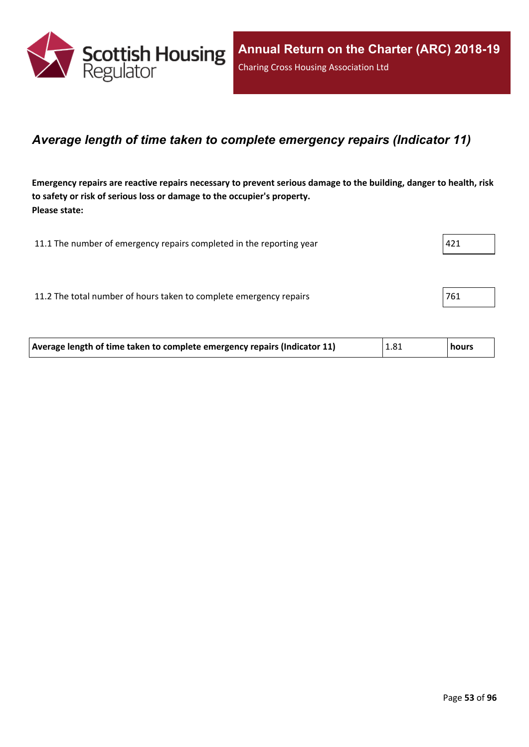## *Average length of time taken to complete emergency repairs (Indicator 11)*

**Emergency repairs are reactive repairs necessary to prevent serious damage to the building, danger to health, risk to safety or risk of serious loss or damage to the occupier's property.**
**Please state:**

| | |
|---|---|
| 11.1 The number of emergency repairs completed in the reporting year | 421 |
| 11.2 The total number of hours taken to complete emergency repairs | 761 |

| | | |
|---|---|---|
| **Average length of time taken to complete emergency repairs (Indicator 11)** | 1.81 | **hours** |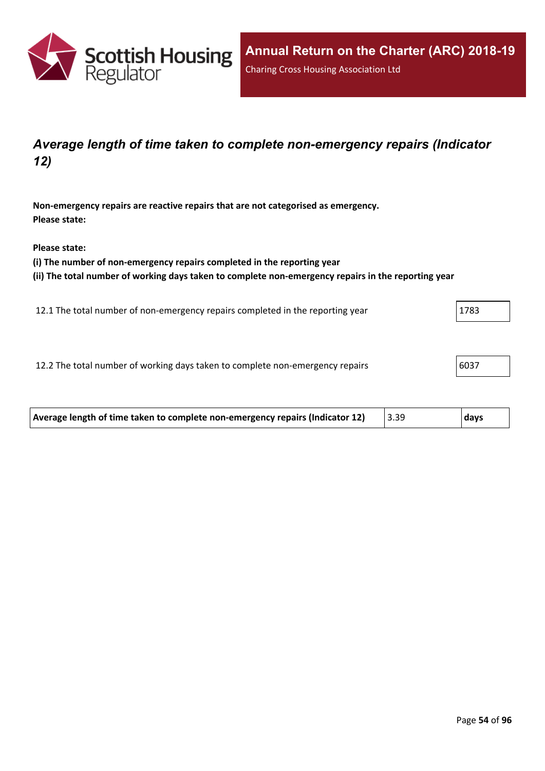## *Average length of time taken to complete non-emergency repairs (Indicator 12)*

**Non-emergency repairs are reactive repairs that are not categorised as emergency.**
**Please state:**

**Please state:**
**(i) The number of non-emergency repairs completed in the reporting year**
**(ii) The total number of working days taken to complete non-emergency repairs in the reporting year**

| | |
|---|---|
| 12.1 The total number of non-emergency repairs completed in the reporting year | 1783 |
| 12.2 The total number of working days taken to complete non-emergency repairs | 6037 |

| | | |
|---|---|---|
| **Average length of time taken to complete non-emergency repairs (Indicator 12)** | 3.39 | **days** |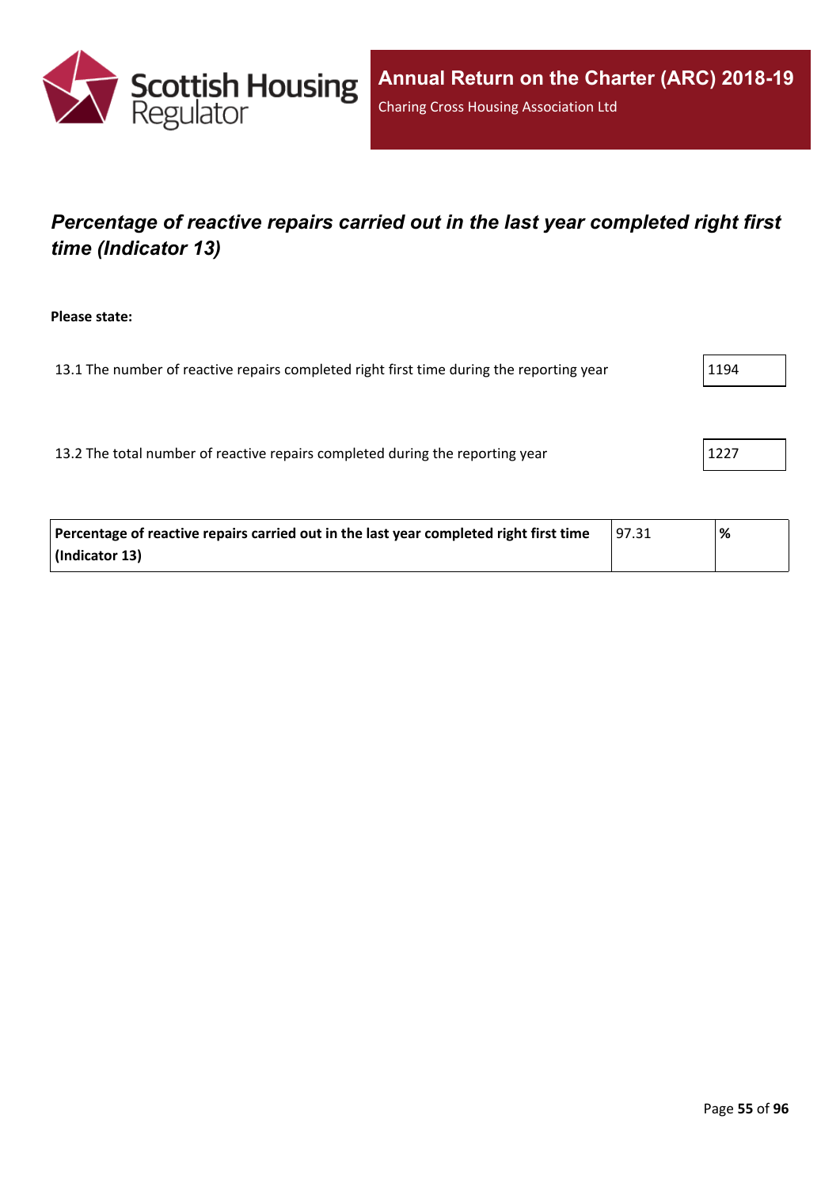## *Percentage of reactive repairs carried out in the last year completed right first time (Indicator 13)*

**Please state:**

| | |
|---|---|
| 13.1 The number of reactive repairs completed right first time during the reporting year | 1194 |
| 13.2 The total number of reactive repairs completed during the reporting year | 1227 |

| | | |
|---|---|---|
| **Percentage of reactive repairs carried out in the last year completed right first time (Indicator 13)** | 97.31 | **%** |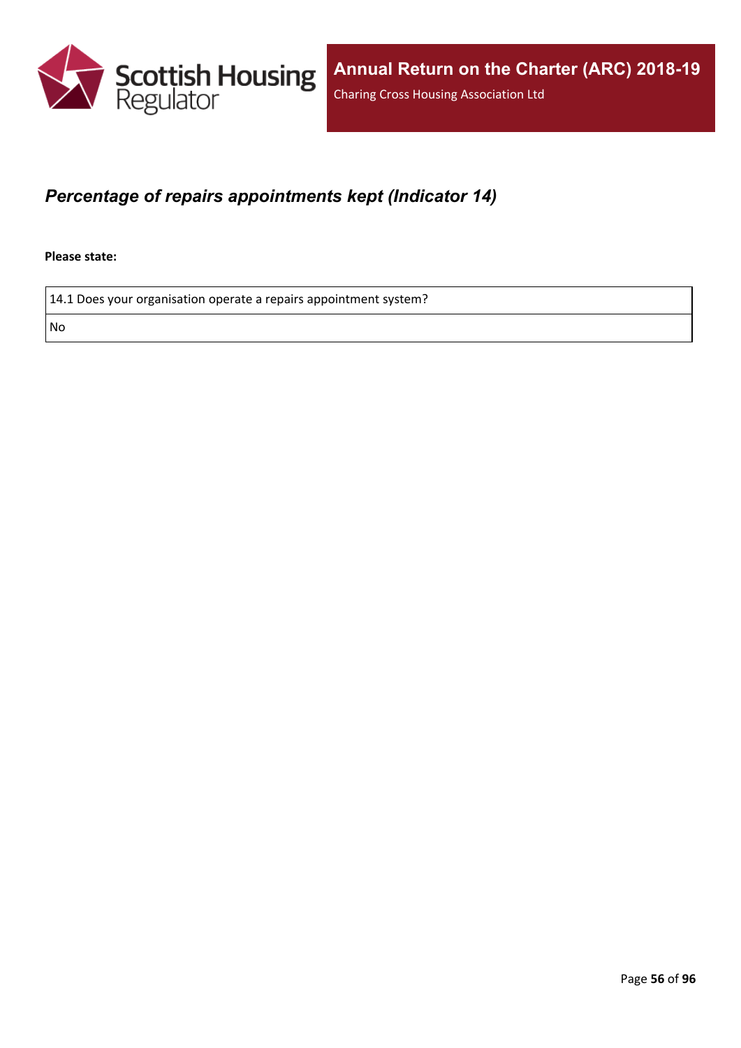## *Percentage of repairs appointments kept (Indicator 14)*

**Please state:**

| 14.1 Does your organisation operate a repairs appointment system? |
|---|
| No |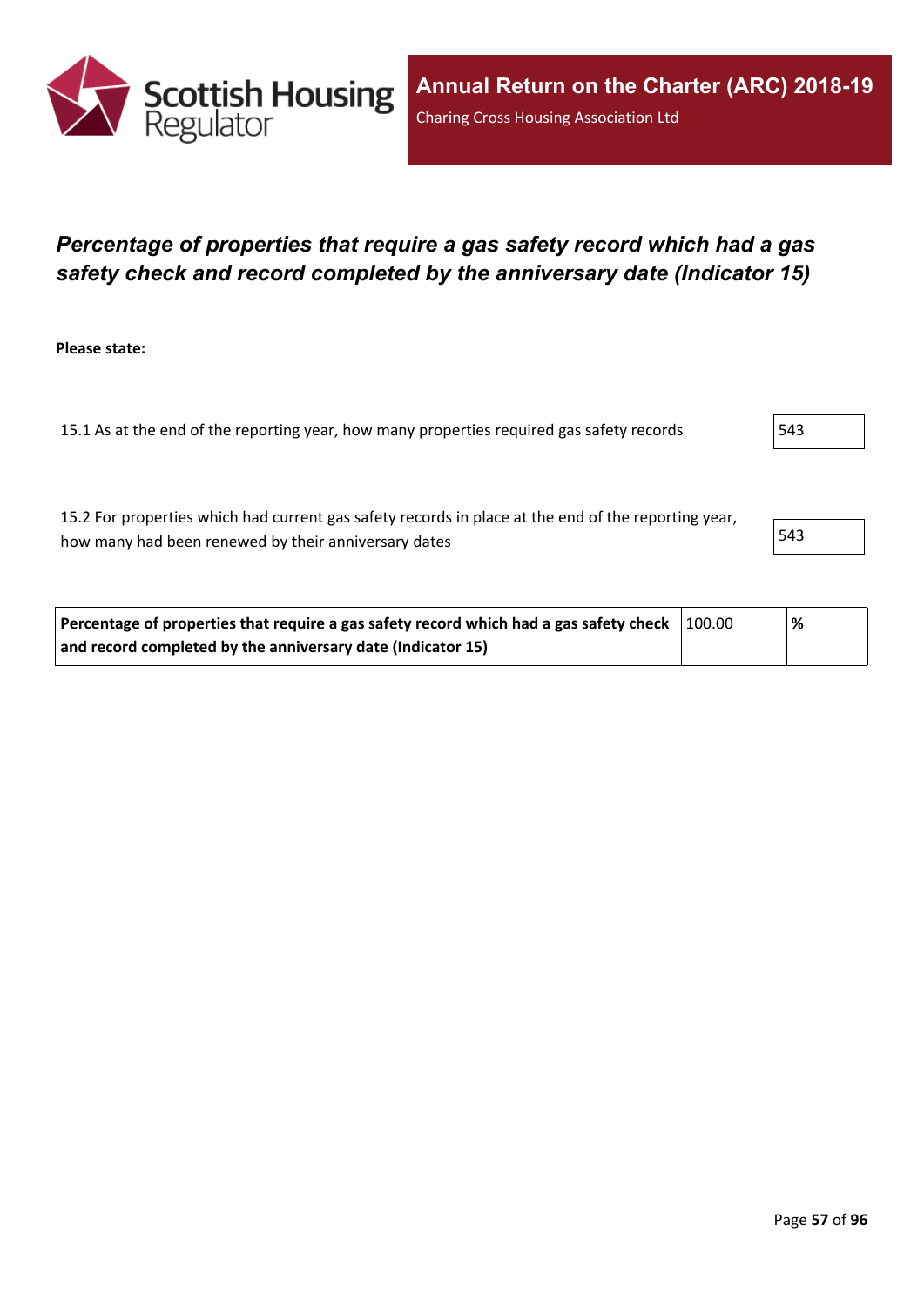# *Percentage of properties that require a gas safety record which had a gas safety check and record completed by the anniversary date (Indicator 15)*

**Please state:**

| | |
|---|---|
| 15.1 As at the end of the reporting year, how many properties required gas safety records | 543 |
| 15.2 For properties which had current gas safety records in place at the end of the reporting year, how many had been renewed by their anniversary dates | 543 |

| | | |
|---|---|---|
| **Percentage of properties that require a gas safety record which had a gas safety check and record completed by the anniversary date (Indicator 15)** | 100.00 | **%** |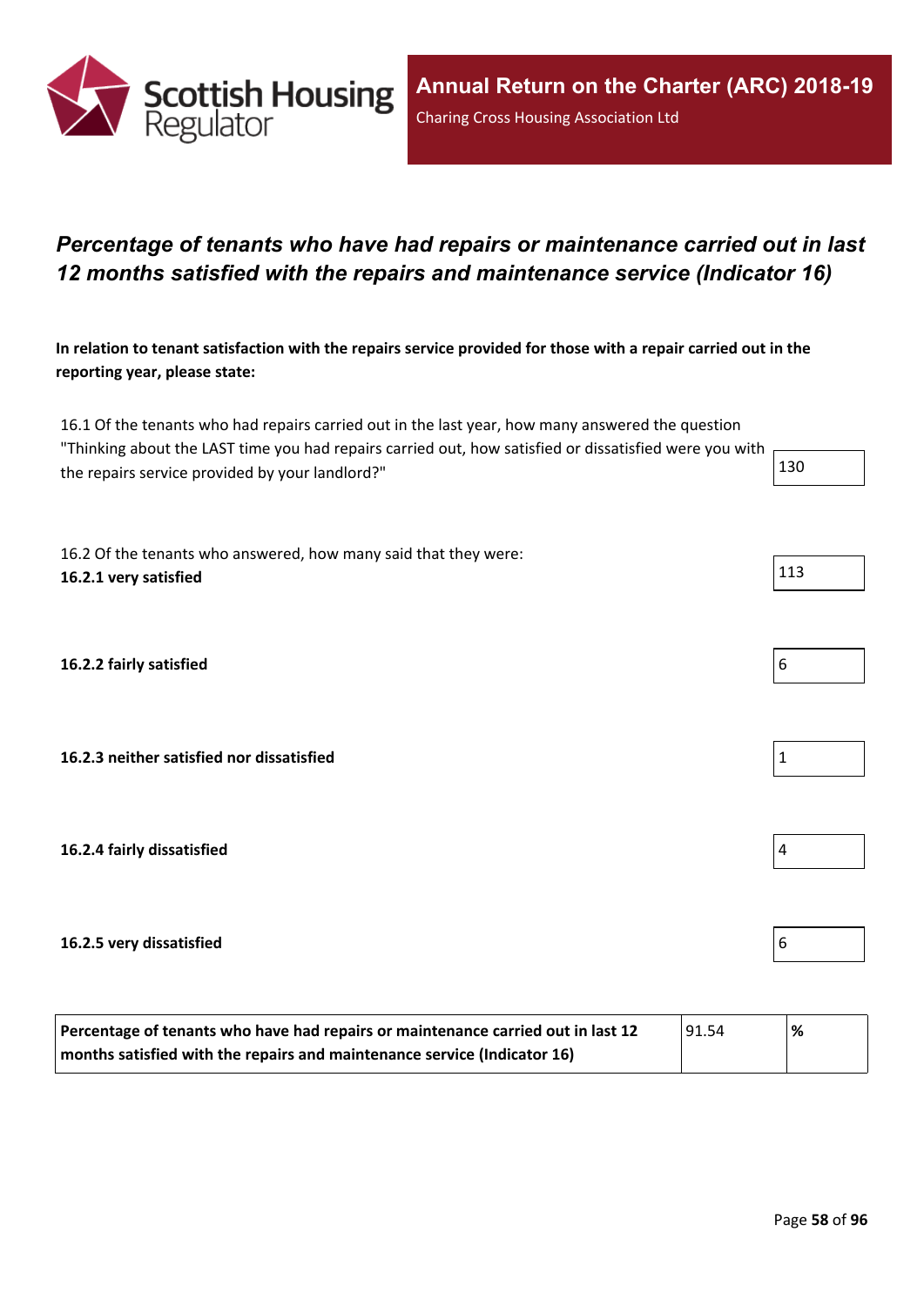## *Percentage of tenants who have had repairs or maintenance carried out in last 12 months satisfied with the repairs and maintenance service (Indicator 16)*

**In relation to tenant satisfaction with the repairs service provided for those with a repair carried out in the reporting year, please state:**

| | |
|---|---|
| 16.1 Of the tenants who had repairs carried out in the last year, how many answered the question "Thinking about the LAST time you had repairs carried out, how satisfied or dissatisfied were you with the repairs service provided by your landlord?" | 130 |
| 16.2 Of the tenants who answered, how many said that they were: **16.2.1 very satisfied** | 113 |
| **16.2.2 fairly satisfied** | 6 |
| **16.2.3 neither satisfied nor dissatisfied** | 1 |
| **16.2.4 fairly dissatisfied** | 4 |
| **16.2.5 very dissatisfied** | 6 |

| | | |
|---|---|---|
| **Percentage of tenants who have had repairs or maintenance carried out in last 12 months satisfied with the repairs and maintenance service (Indicator 16)** | 91.54 | **%** |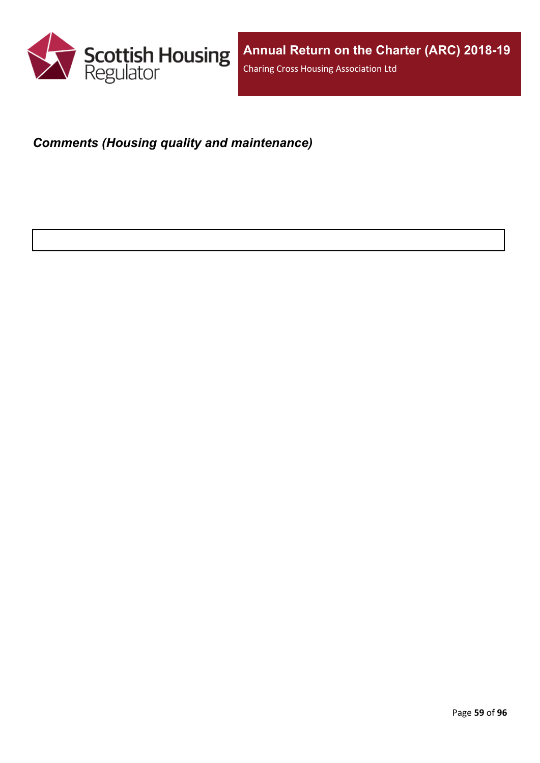***Comments (Housing quality and maintenance)***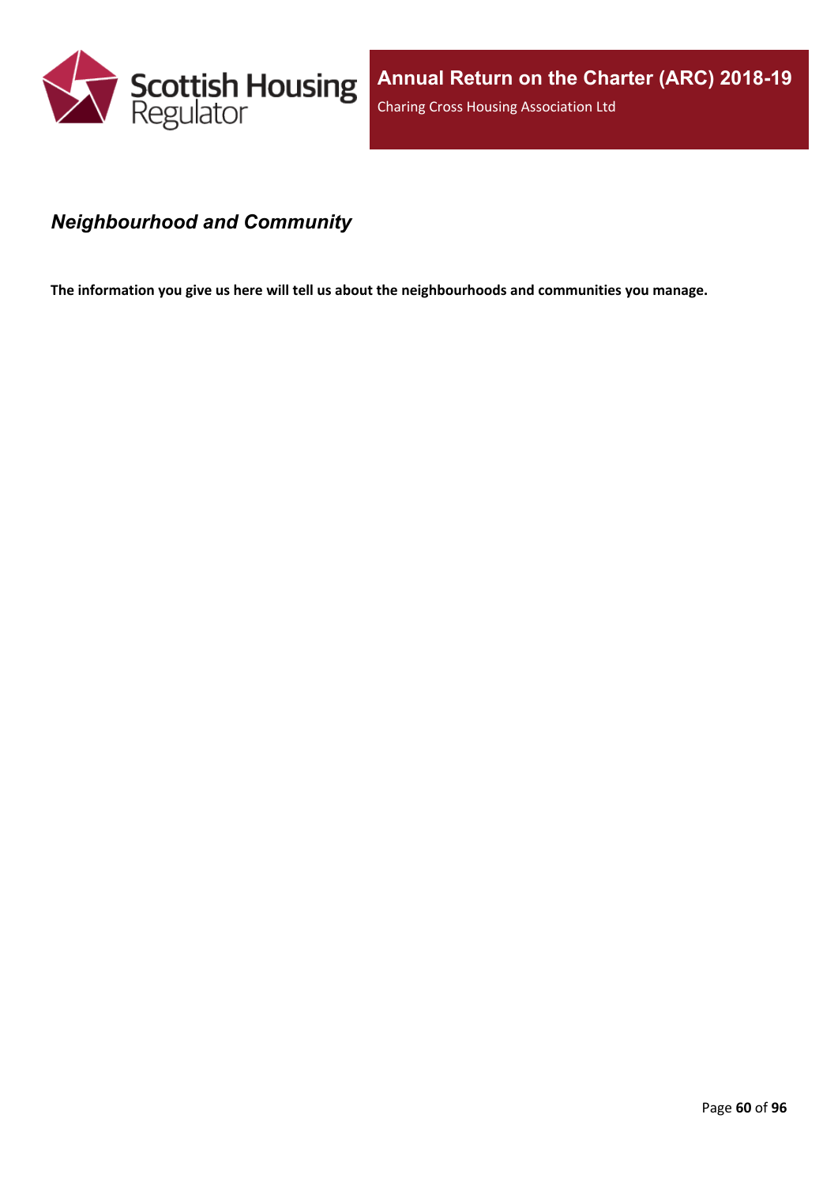## *Neighbourhood and Community*

**The information you give us here will tell us about the neighbourhoods and communities you manage.**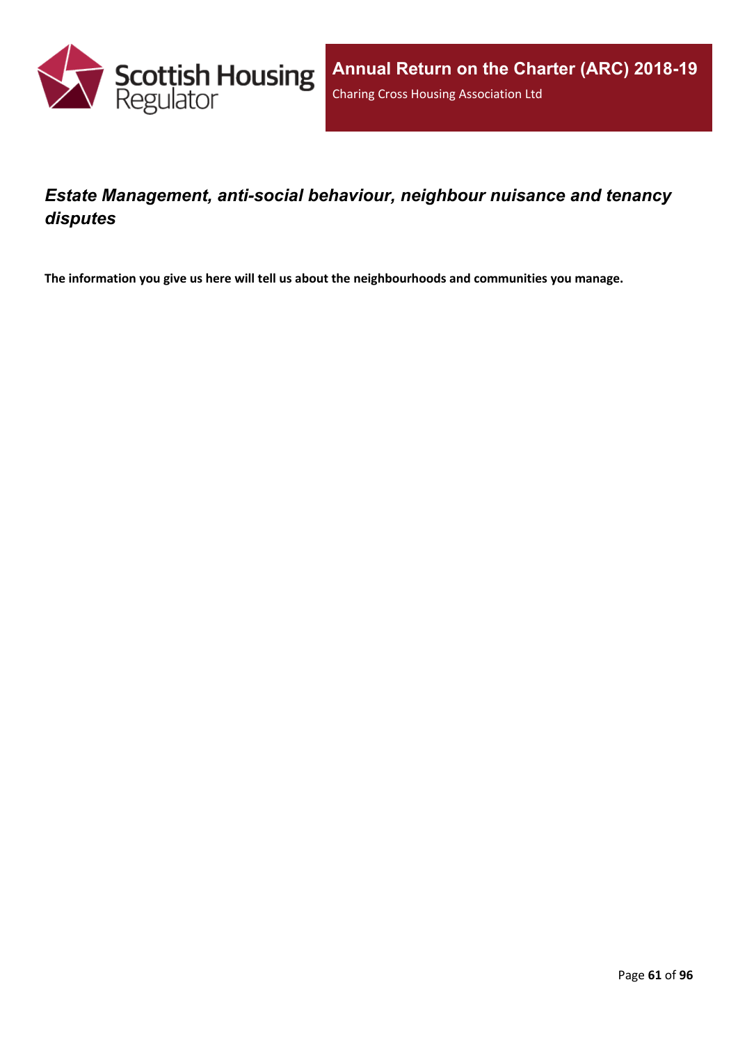## *Estate Management, anti-social behaviour, neighbour nuisance and tenancy disputes*

**The information you give us here will tell us about the neighbourhoods and communities you manage.**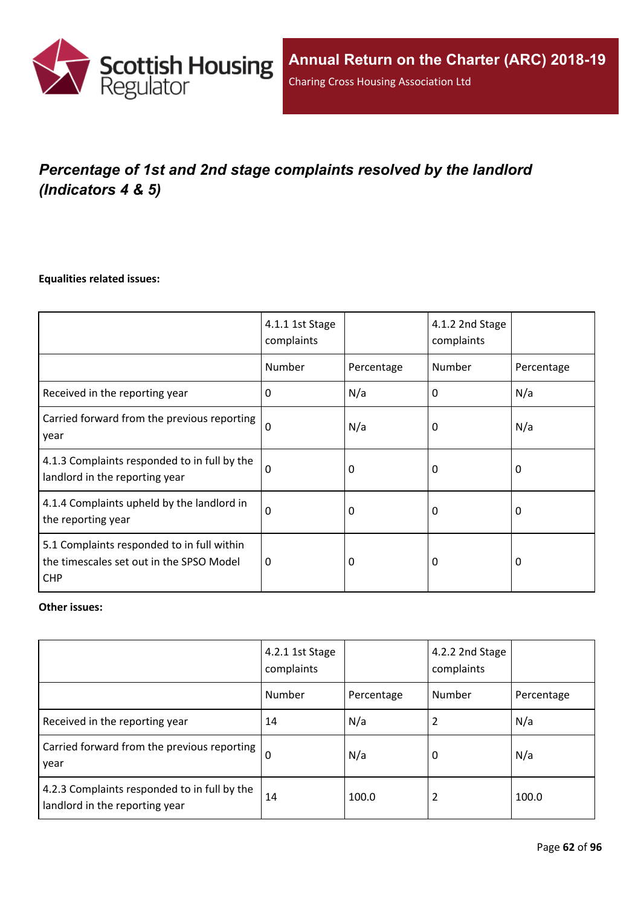# *Percentage of 1st and 2nd stage complaints resolved by the landlord (Indicators 4 & 5)*

**Equalities related issues:**

| | 4.1.1 1st Stage complaints | | 4.1.2 2nd Stage complaints | |
|---|---|---|---|---|
| | Number | Percentage | Number | Percentage |
| Received in the reporting year | 0 | N/a | 0 | N/a |
| Carried forward from the previous reporting year | 0 | N/a | 0 | N/a |
| 4.1.3 Complaints responded to in full by the landlord in the reporting year | 0 | 0 | 0 | 0 |
| 4.1.4 Complaints upheld by the landlord in the reporting year | 0 | 0 | 0 | 0 |
| 5.1 Complaints responded to in full within the timescales set out in the SPSO Model CHP | 0 | 0 | 0 | 0 |

**Other issues:**

| | 4.2.1 1st Stage complaints | | 4.2.2 2nd Stage complaints | |
|---|---|---|---|---|
| | Number | Percentage | Number | Percentage |
| Received in the reporting year | 14 | N/a | 2 | N/a |
| Carried forward from the previous reporting year | 0 | N/a | 0 | N/a |
| 4.2.3 Complaints responded to in full by the landlord in the reporting year | 14 | 100.0 | 2 | 100.0 |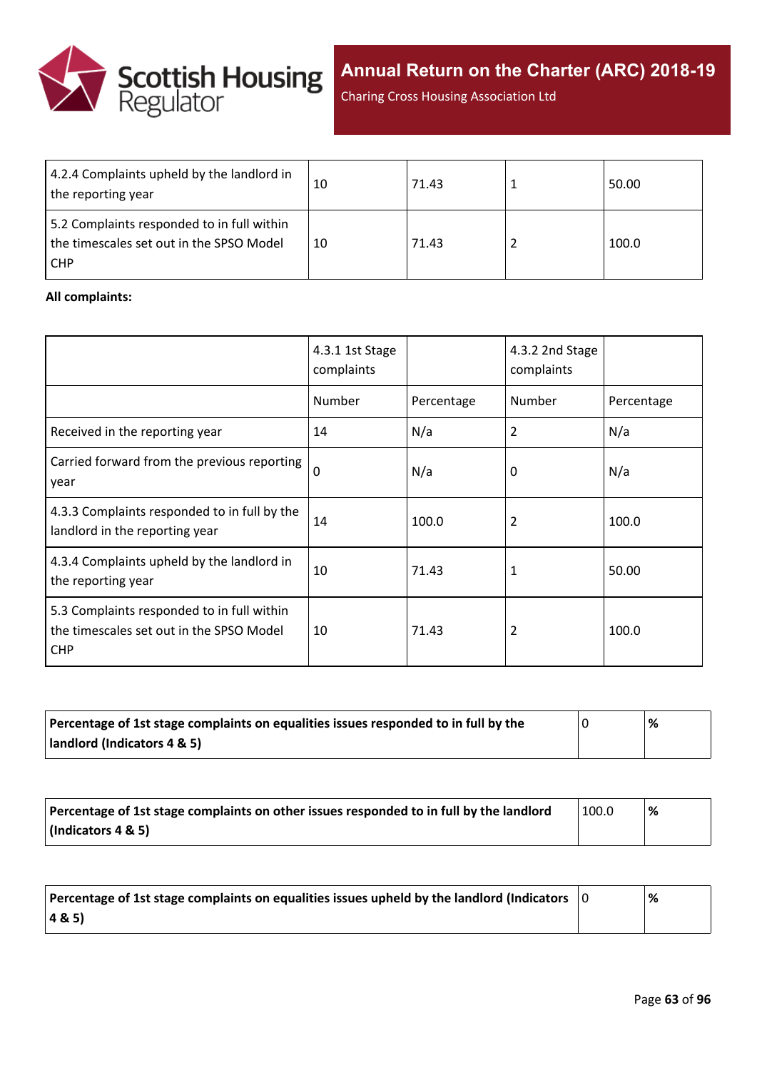| | | | | |
|---|---|---|---|---|
| 4.2.4 Complaints upheld by the landlord in the reporting year | 10 | 71.43 | 1 | 50.00 |
| 5.2 Complaints responded to in full within the timescales set out in the SPSO Model CHP | 10 | 71.43 | 2 | 100.0 |

**All complaints:**

| | 4.3.1 1st Stage complaints | | 4.3.2 2nd Stage complaints | |
|---|---|---|---|---|
| | Number | Percentage | Number | Percentage |
| Received in the reporting year | 14 | N/a | 2 | N/a |
| Carried forward from the previous reporting year | 0 | N/a | 0 | N/a |
| 4.3.3 Complaints responded to in full by the landlord in the reporting year | 14 | 100.0 | 2 | 100.0 |
| 4.3.4 Complaints upheld by the landlord in the reporting year | 10 | 71.43 | 1 | 50.00 |
| 5.3 Complaints responded to in full within the timescales set out in the SPSO Model CHP | 10 | 71.43 | 2 | 100.0 |

| | | |
|---|---|---|
| **Percentage of 1st stage complaints on equalities issues responded to in full by the landlord (Indicators 4 & 5)** | 0 | **%** |

| | | |
|---|---|---|
| **Percentage of 1st stage complaints on other issues responded to in full by the landlord (Indicators 4 & 5)** | 100.0 | **%** |

| | | |
|---|---|---|
| **Percentage of 1st stage complaints on equalities issues upheld by the landlord (Indicators 4 & 5)** | 0 | **%** |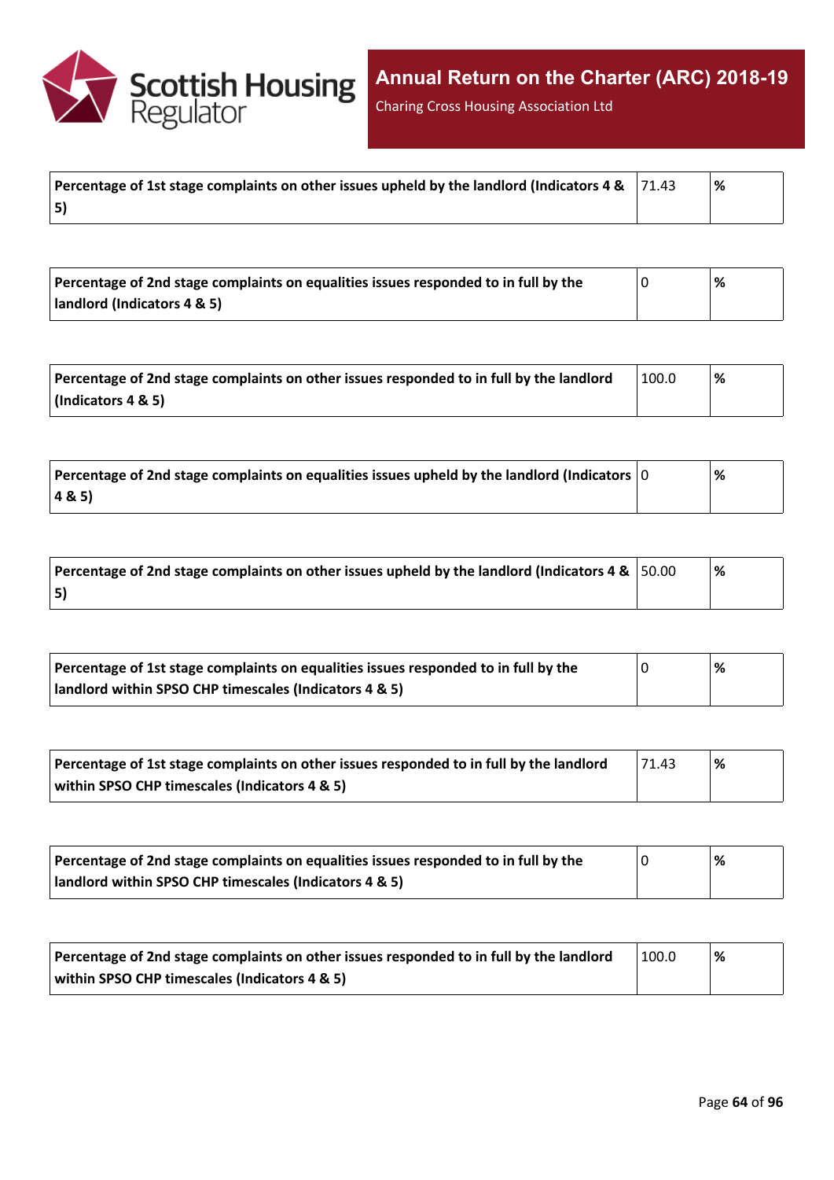| | | |
|---|---|---|
| **Percentage of 1st stage complaints on other issues upheld by the landlord (Indicators 4 & 5)** | 71.43 | **%** |

| | | |
|---|---|---|
| **Percentage of 2nd stage complaints on equalities issues responded to in full by the landlord (Indicators 4 & 5)** | 0 | **%** |

| | | |
|---|---|---|
| **Percentage of 2nd stage complaints on other issues responded to in full by the landlord (Indicators 4 & 5)** | 100.0 | **%** |

| | | |
|---|---|---|
| **Percentage of 2nd stage complaints on equalities issues upheld by the landlord (Indicators 4 & 5)** | 0 | **%** |

| | | |
|---|---|---|
| **Percentage of 2nd stage complaints on other issues upheld by the landlord (Indicators 4 & 5)** | 50.00 | **%** |

| | | |
|---|---|---|
| **Percentage of 1st stage complaints on equalities issues responded to in full by the landlord within SPSO CHP timescales (Indicators 4 & 5)** | 0 | **%** |

| | | |
|---|---|---|
| **Percentage of 1st stage complaints on other issues responded to in full by the landlord within SPSO CHP timescales (Indicators 4 & 5)** | 71.43 | **%** |

| | | |
|---|---|---|
| **Percentage of 2nd stage complaints on equalities issues responded to in full by the landlord within SPSO CHP timescales (Indicators 4 & 5)** | 0 | **%** |

| | | |
|---|---|---|
| **Percentage of 2nd stage complaints on other issues responded to in full by the landlord within SPSO CHP timescales (Indicators 4 & 5)** | 100.0 | **%** |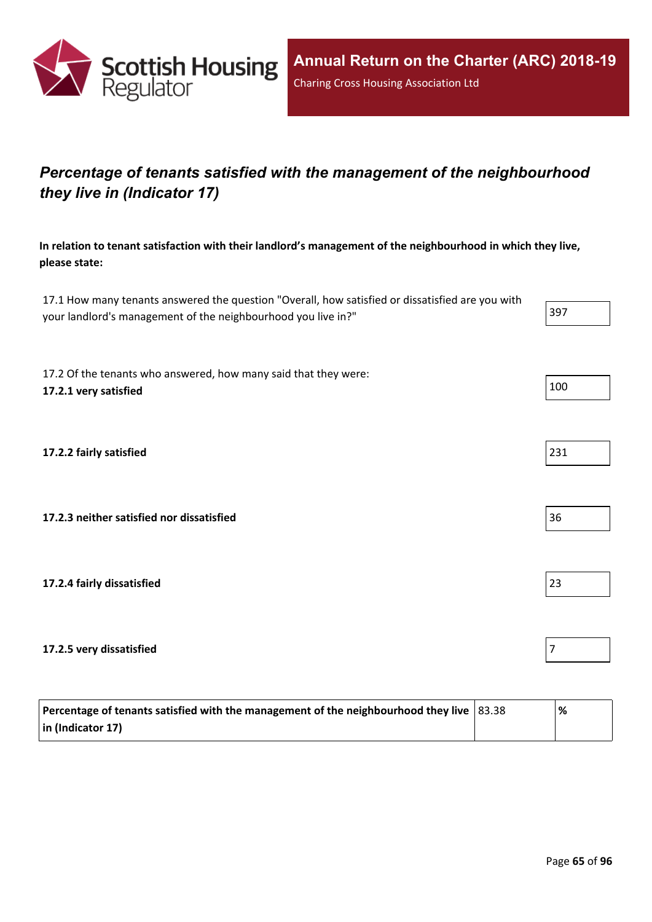## *Percentage of tenants satisfied with the management of the neighbourhood they live in (Indicator 17)*

**In relation to tenant satisfaction with their landlord's management of the neighbourhood in which they live, please state:**

17.1 How many tenants answered the question "Overall, how satisfied or dissatisfied are you with your landlord's management of the neighbourhood you live in?"

397

17.2 Of the tenants who answered, how many said that they were:

**17.2.1 very satisfied**

100

**17.2.2 fairly satisfied**

231

**17.2.3 neither satisfied nor dissatisfied**

36

**17.2.4 fairly dissatisfied**

23

**17.2.5 very dissatisfied**

7

| | | |
|---|---|---|
| **Percentage of tenants satisfied with the management of the neighbourhood they live in (Indicator 17)** | 83.38 | **%** |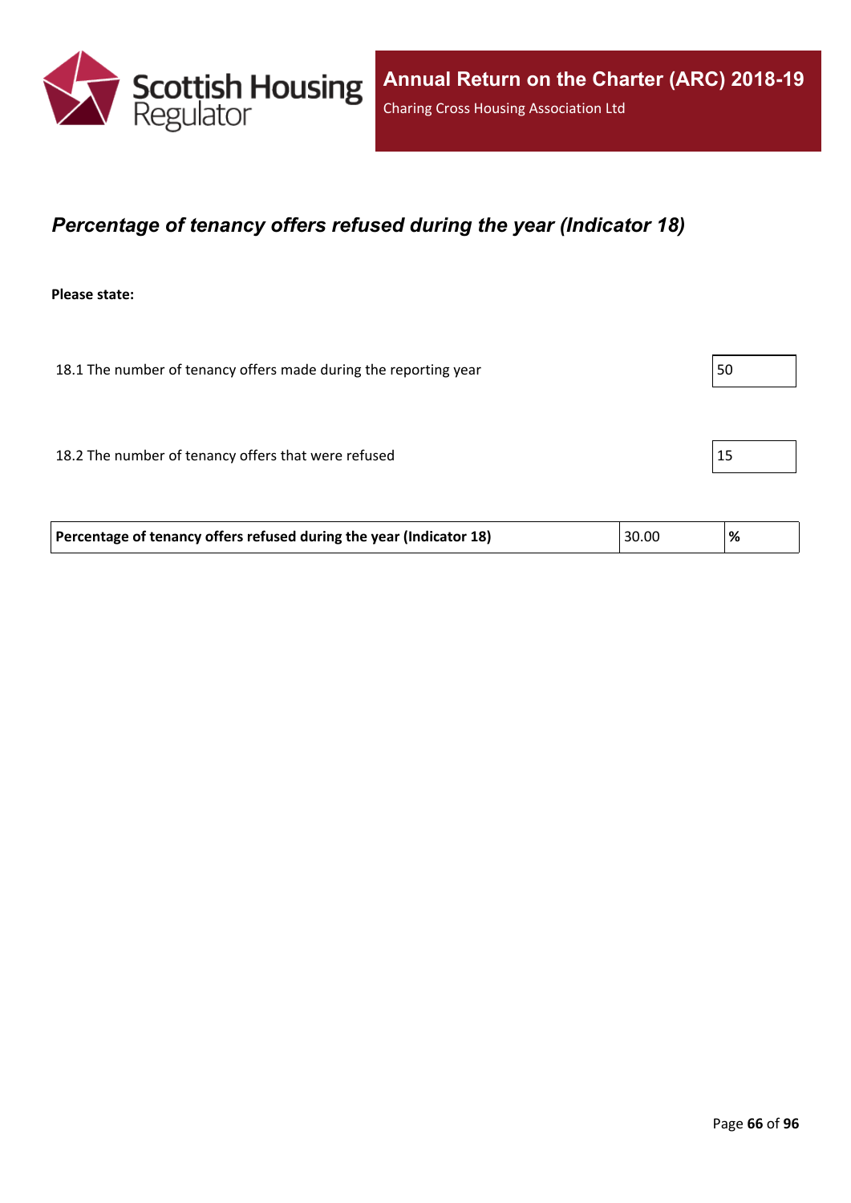## *Percentage of tenancy offers refused during the year (Indicator 18)*

**Please state:**

18.1 The number of tenancy offers made during the reporting year: 50

18.2 The number of tenancy offers that were refused: 15

| | | |
|---|---|---|
| **Percentage of tenancy offers refused during the year (Indicator 18)** | 30.00 | **%** |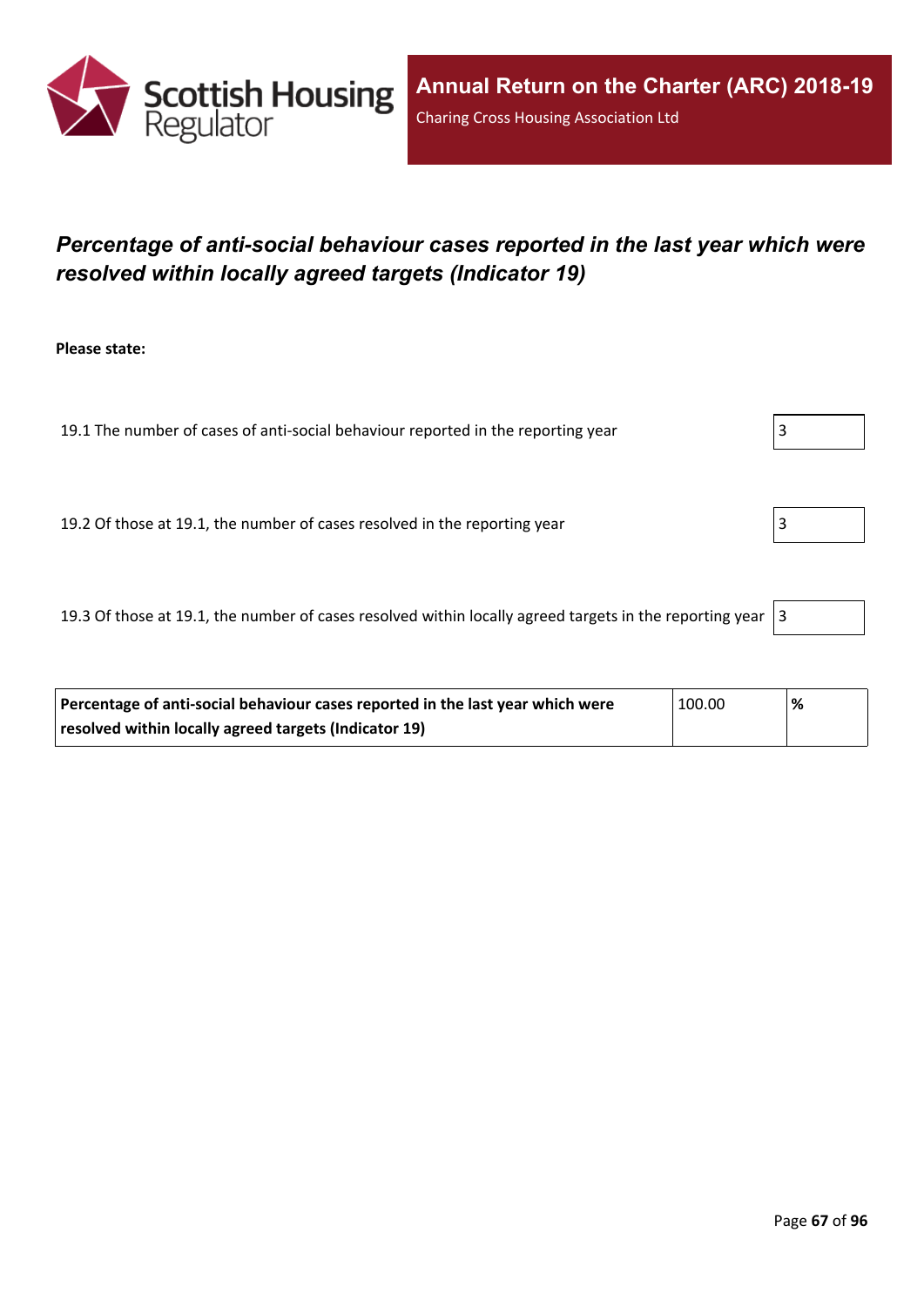# *Percentage of anti-social behaviour cases reported in the last year which were resolved within locally agreed targets (Indicator 19)*

**Please state:**

| | |
|---|---|
| 19.1 The number of cases of anti-social behaviour reported in the reporting year | 3 |
| 19.2 Of those at 19.1, the number of cases resolved in the reporting year | 3 |
| 19.3 Of those at 19.1, the number of cases resolved within locally agreed targets in the reporting year | 3 |

| | | |
|---|---|---|
| **Percentage of anti-social behaviour cases reported in the last year which were resolved within locally agreed targets (Indicator 19)** | 100.00 | **%** |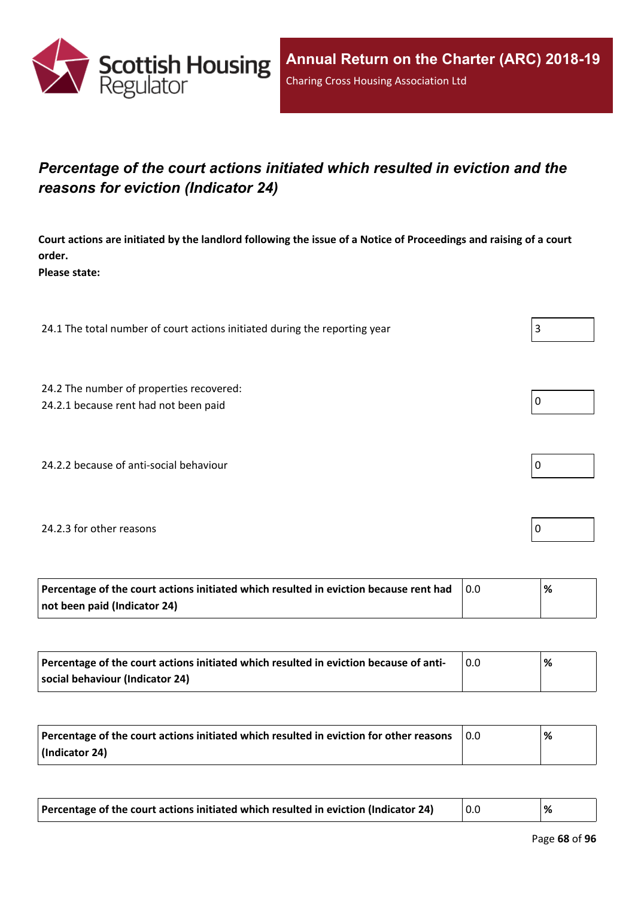## *Percentage of the court actions initiated which resulted in eviction and the reasons for eviction (Indicator 24)*

**Court actions are initiated by the landlord following the issue of a Notice of Proceedings and raising of a court order.**
**Please state:**

| | |
|---|---|
| 24.1 The total number of court actions initiated during the reporting year | 3 |
| 24.2 The number of properties recovered:<br>24.2.1 because rent had not been paid | 0 |
| 24.2.2 because of anti-social behaviour | 0 |
| 24.2.3 for other reasons | 0 |

| | | |
|---|---|---|
| **Percentage of the court actions initiated which resulted in eviction because rent had not been paid (Indicator 24)** | 0.0 | **%** |

| | | |
|---|---|---|
| **Percentage of the court actions initiated which resulted in eviction because of anti-social behaviour (Indicator 24)** | 0.0 | **%** |

| | | |
|---|---|---|
| **Percentage of the court actions initiated which resulted in eviction for other reasons (Indicator 24)** | 0.0 | **%** |

| | | |
|---|---|---|
| **Percentage of the court actions initiated which resulted in eviction (Indicator 24)** | 0.0 | **%** |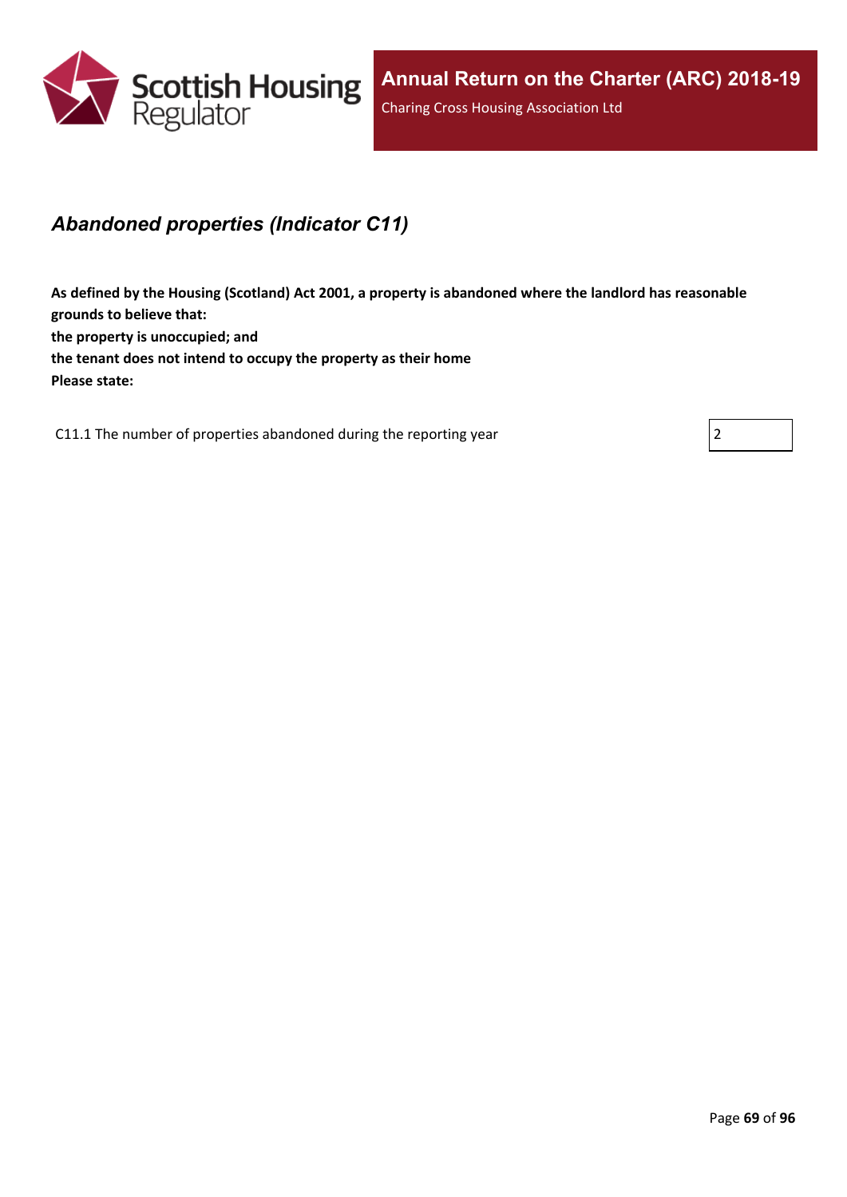## *Abandoned properties (Indicator C11)*

**As defined by the Housing (Scotland) Act 2001, a property is abandoned where the landlord has reasonable grounds to believe that:**
**the property is unoccupied; and**
**the tenant does not intend to occupy the property as their home**
**Please state:**

| | |
|---|---|
| C11.1 The number of properties abandoned during the reporting year | 2 |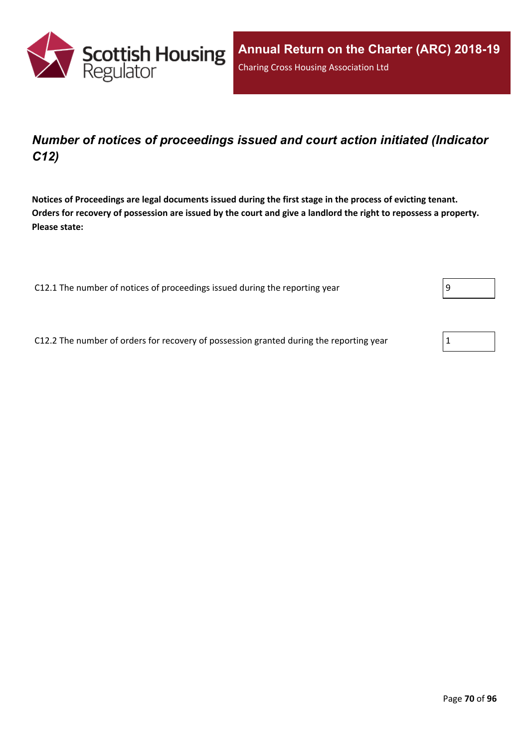## *Number of notices of proceedings issued and court action initiated (Indicator C12)*

**Notices of Proceedings are legal documents issued during the first stage in the process of evicting tenant. Orders for recovery of possession are issued by the court and give a landlord the right to repossess a property. Please state:**

| | |
|---|---|
| C12.1 The number of notices of proceedings issued during the reporting year | 9 |
| C12.2 The number of orders for recovery of possession granted during the reporting year | 1 |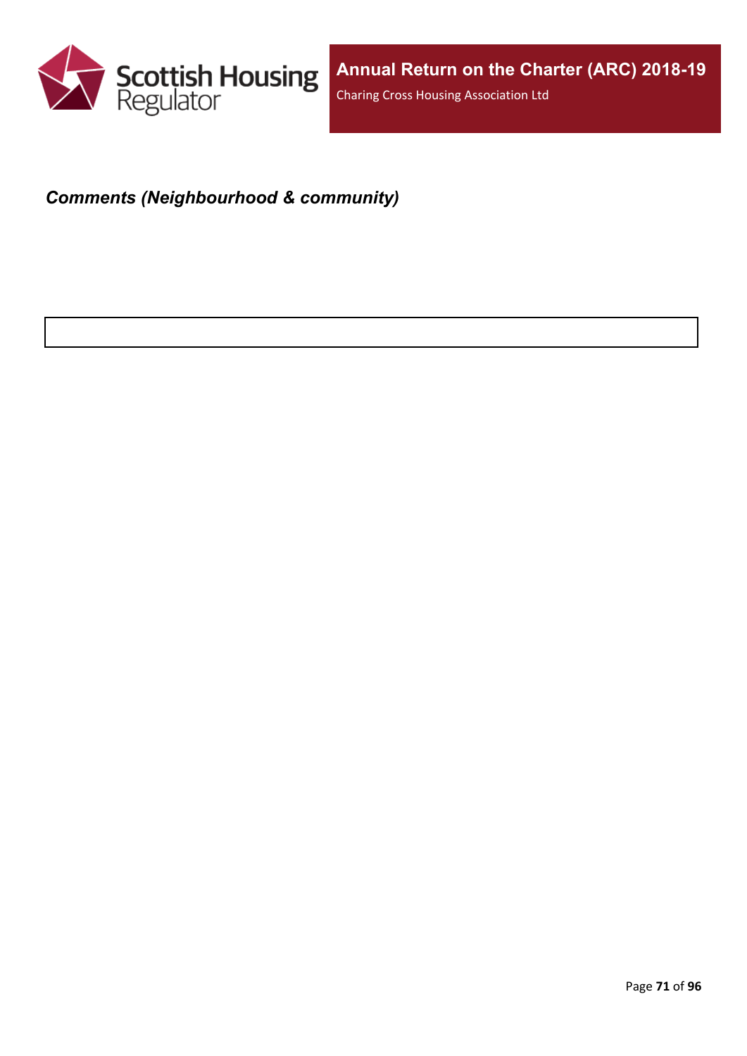***Comments (Neighbourhood & community)***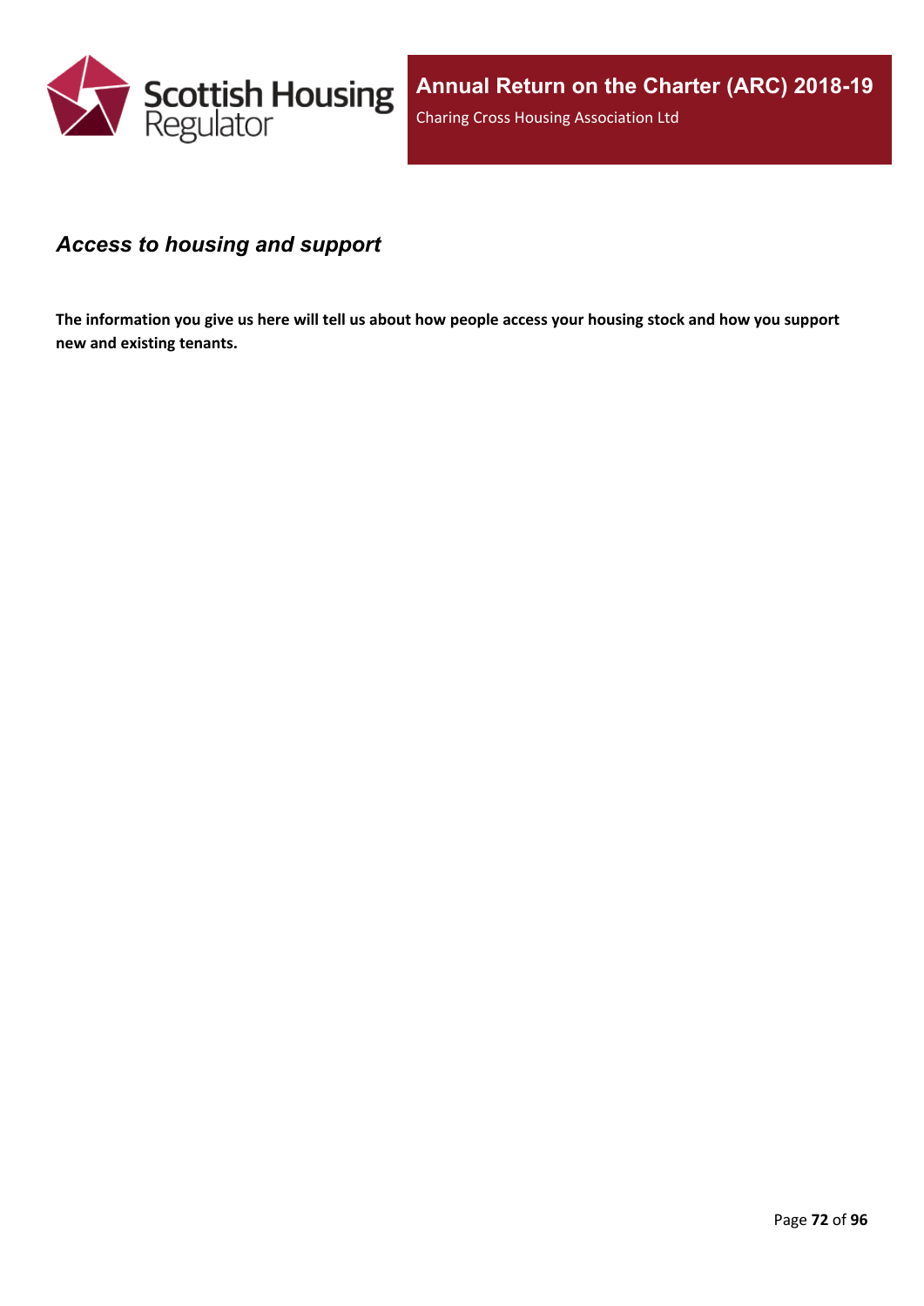## *Access to housing and support*

**The information you give us here will tell us about how people access your housing stock and how you support new and existing tenants.**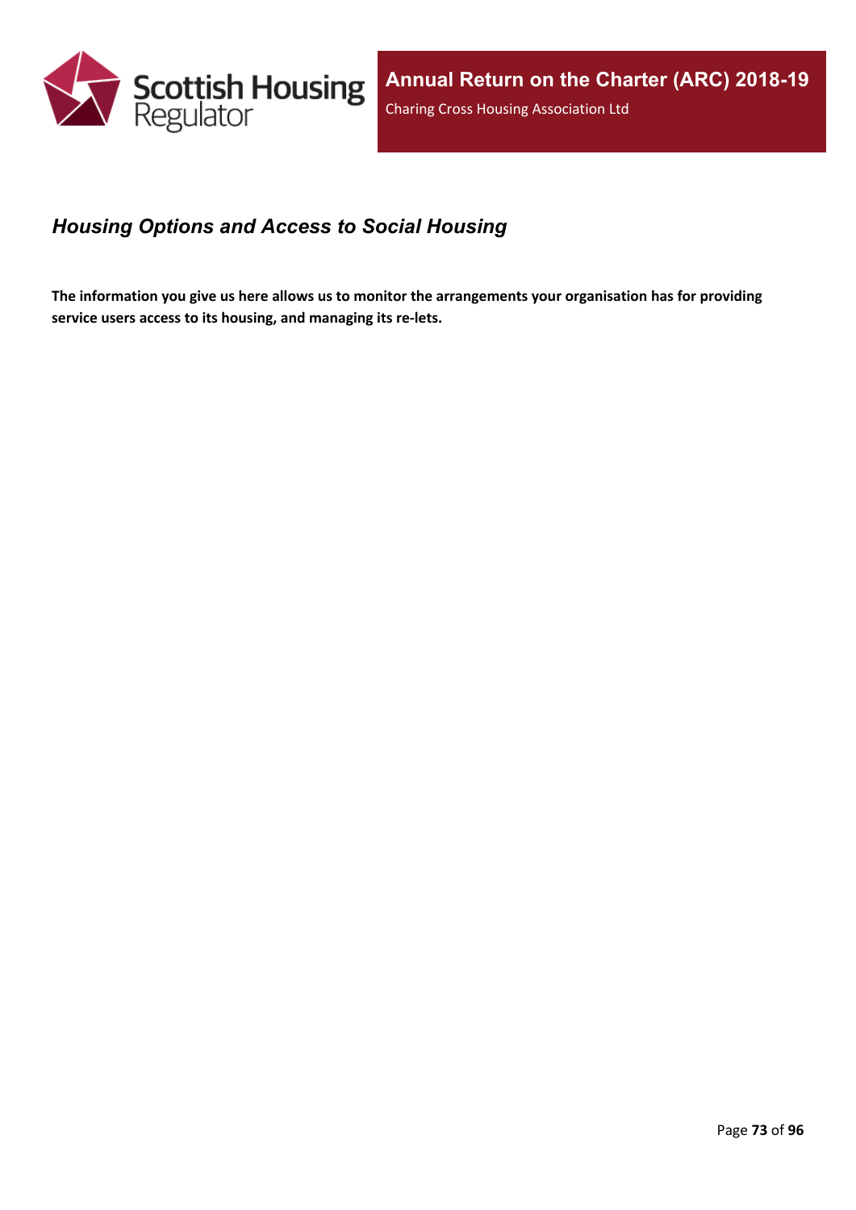## *Housing Options and Access to Social Housing*

**The information you give us here allows us to monitor the arrangements your organisation has for providing service users access to its housing, and managing its re-lets.**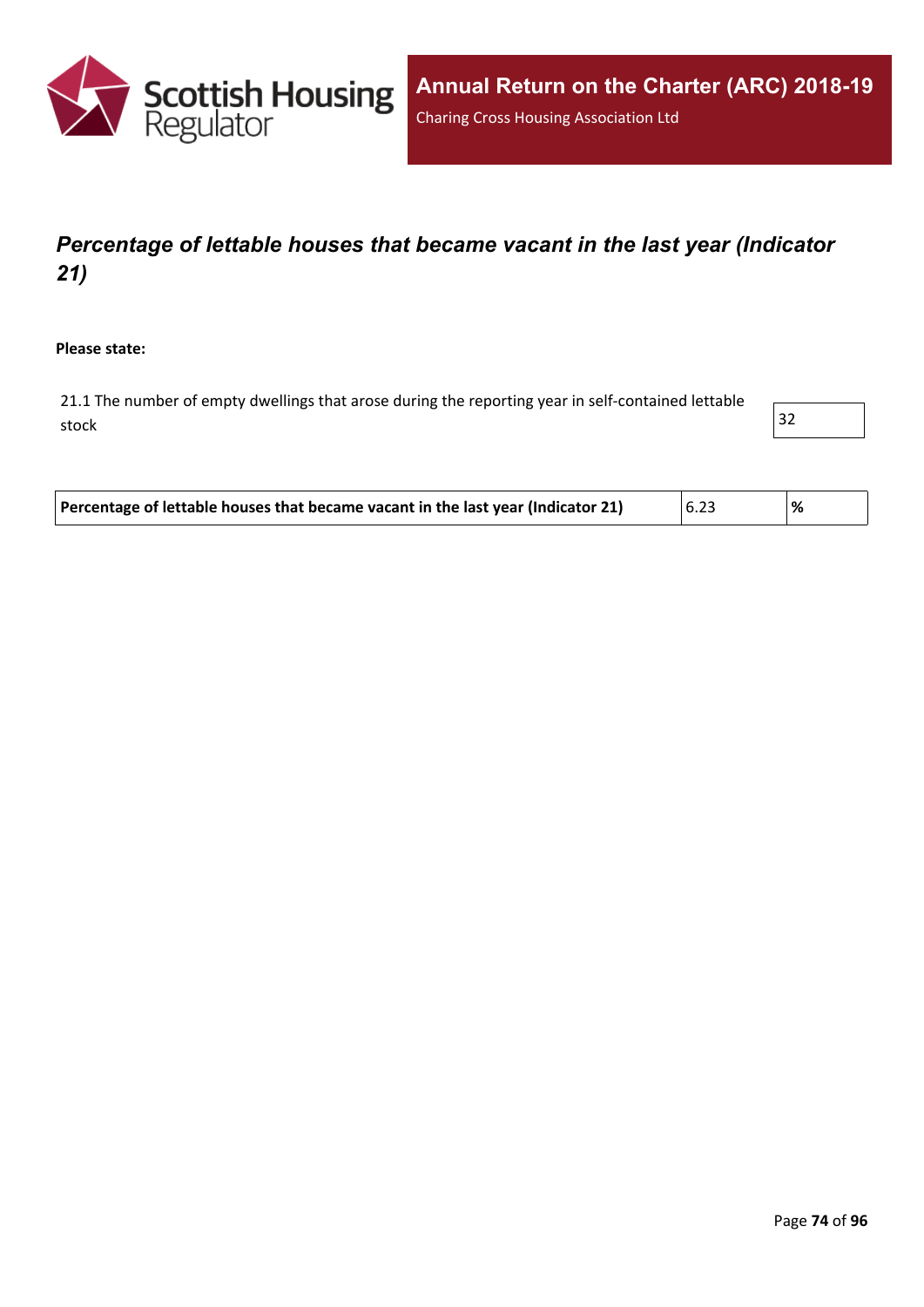## *Percentage of lettable houses that became vacant in the last year (Indicator 21)*

**Please state:**

| | |
|---|---|
| 21.1 The number of empty dwellings that arose during the reporting year in self-contained lettable stock | 32 |

| | | |
|---|---|---|
| **Percentage of lettable houses that became vacant in the last year (Indicator 21)** | 6.23 | **%** |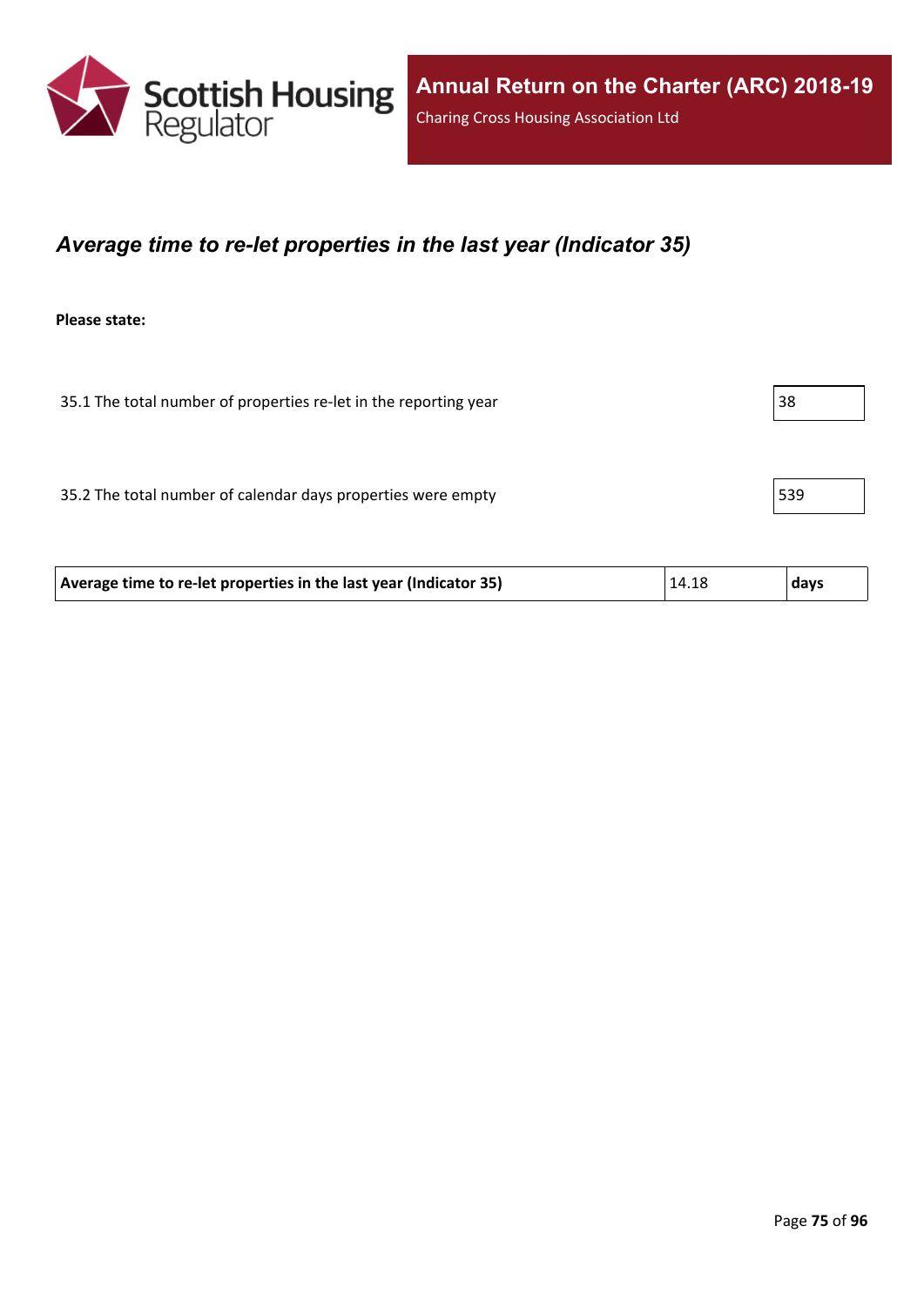## *Average time to re-let properties in the last year (Indicator 35)*

**Please state:**

| | |
|---|---|
| 35.1 The total number of properties re-let in the reporting year | 38 |
| 35.2 The total number of calendar days properties were empty | 539 |

| | | |
|---|---|---|
| **Average time to re-let properties in the last year (Indicator 35)** | 14.18 | **days** |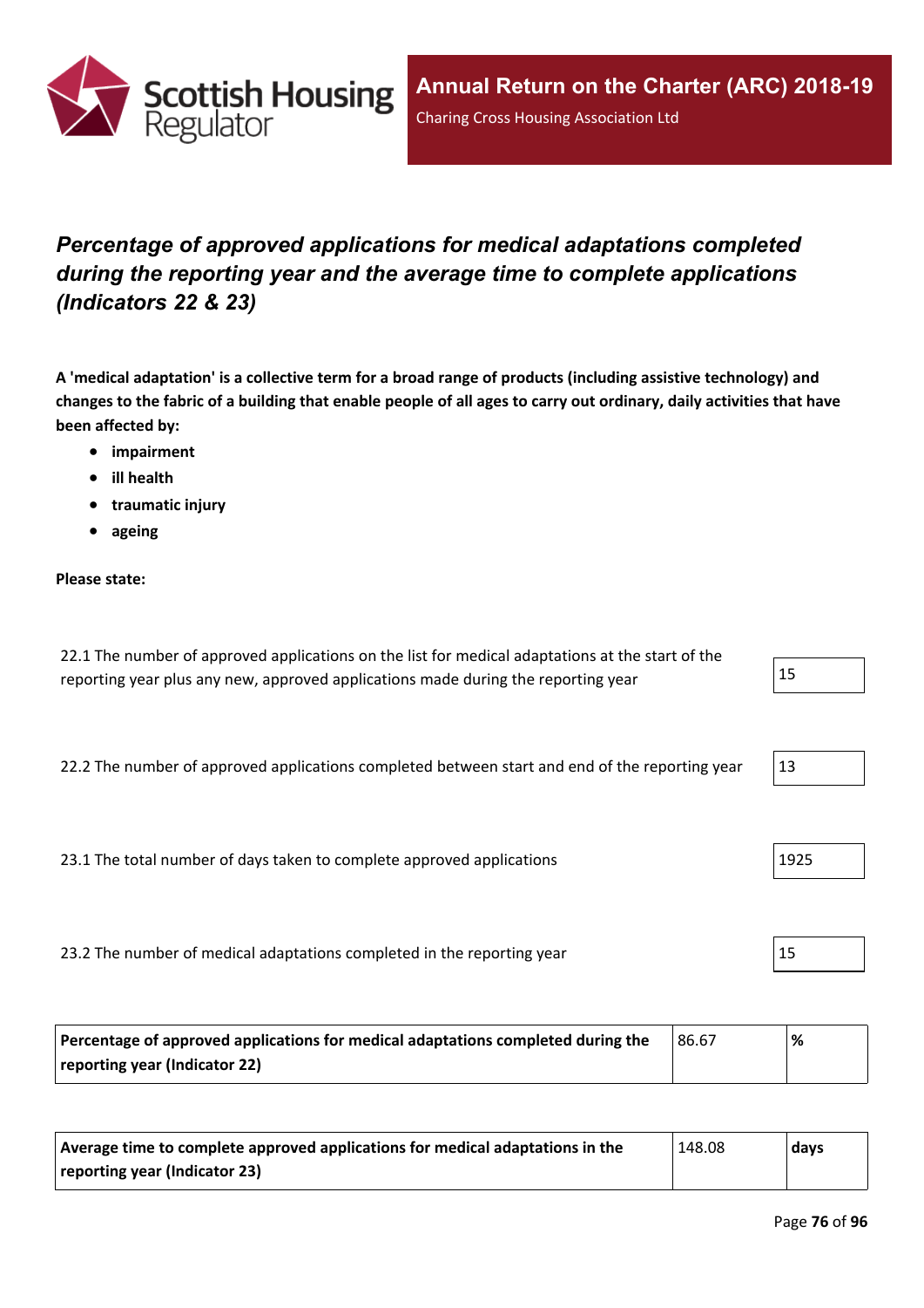## *Percentage of approved applications for medical adaptations completed during the reporting year and the average time to complete applications (Indicators 22 & 23)*

**A 'medical adaptation' is a collective term for a broad range of products (including assistive technology) and changes to the fabric of a building that enable people of all ages to carry out ordinary, daily activities that have been affected by:**

- **impairment**
- **ill health**
- **traumatic injury**
- **ageing**

**Please state:**

| | |
|---|---|
| 22.1 The number of approved applications on the list for medical adaptations at the start of the reporting year plus any new, approved applications made during the reporting year | 15 |
| 22.2 The number of approved applications completed between start and end of the reporting year | 13 |
| 23.1 The total number of days taken to complete approved applications | 1925 |
| 23.2 The number of medical adaptations completed in the reporting year | 15 |

| | | |
|---|---|---|
| **Percentage of approved applications for medical adaptations completed during the reporting year (Indicator 22)** | 86.67 | **%** |

| | | |
|---|---|---|
| **Average time to complete approved applications for medical adaptations in the reporting year (Indicator 23)** | 148.08 | **days** |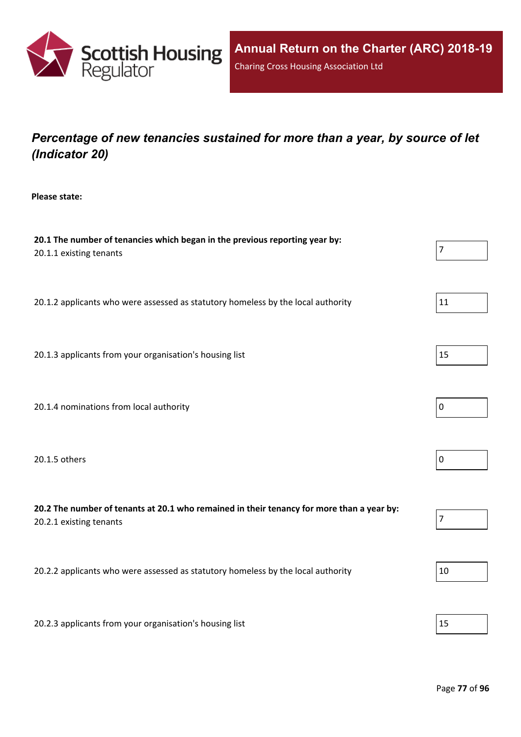## *Percentage of new tenancies sustained for more than a year, by source of let (Indicator 20)*

**Please state:**

**20.1 The number of tenancies which began in the previous reporting year by:**

20.1.1 existing tenants: 7

20.1.2 applicants who were assessed as statutory homeless by the local authority: 11

20.1.3 applicants from your organisation's housing list: 15

20.1.4 nominations from local authority: 0

20.1.5 others: 0

**20.2 The number of tenants at 20.1 who remained in their tenancy for more than a year by:**

20.2.1 existing tenants: 7

20.2.2 applicants who were assessed as statutory homeless by the local authority: 10

20.2.3 applicants from your organisation's housing list: 15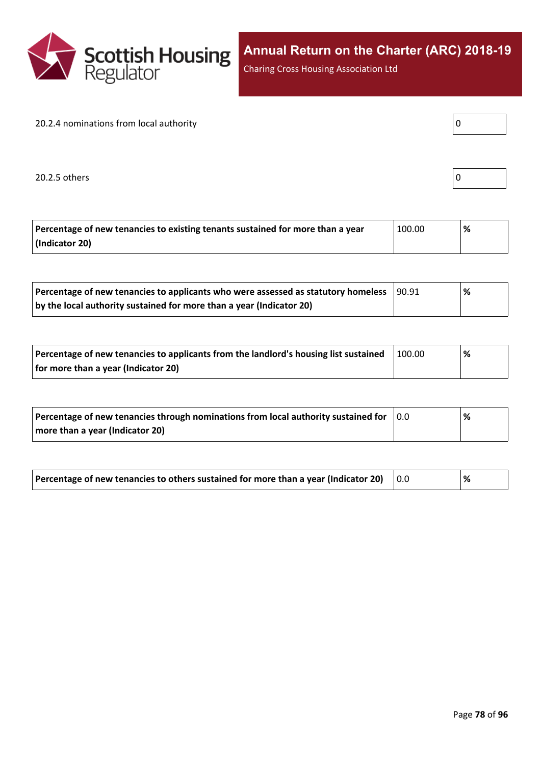20.2.4 nominations from local authority

| |
|---|
| 0 |

20.2.5 others

| |
|---|
| 0 |

| | | |
|---|---|---|
| **Percentage of new tenancies to existing tenants sustained for more than a year (Indicator 20)** | 100.00 | **%** |

| | | |
|---|---|---|
| **Percentage of new tenancies to applicants who were assessed as statutory homeless by the local authority sustained for more than a year (Indicator 20)** | 90.91 | **%** |

| | | |
|---|---|---|
| **Percentage of new tenancies to applicants from the landlord's housing list sustained for more than a year (Indicator 20)** | 100.00 | **%** |

| | | |
|---|---|---|
| **Percentage of new tenancies through nominations from local authority sustained for more than a year (Indicator 20)** | 0.0 | **%** |

| | | |
|---|---|---|
| **Percentage of new tenancies to others sustained for more than a year (Indicator 20)** | 0.0 | **%** |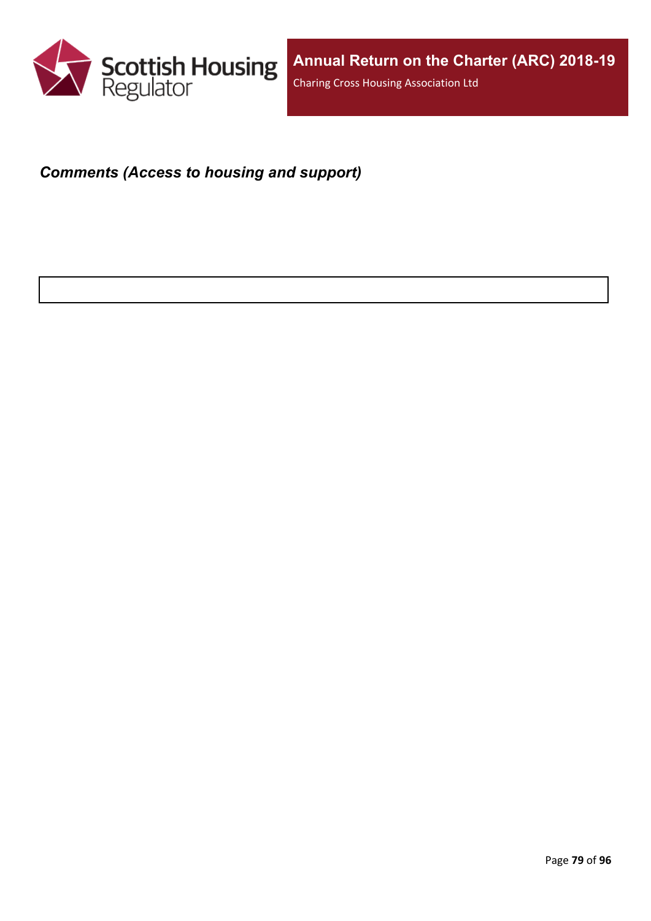***Comments (Access to housing and support)***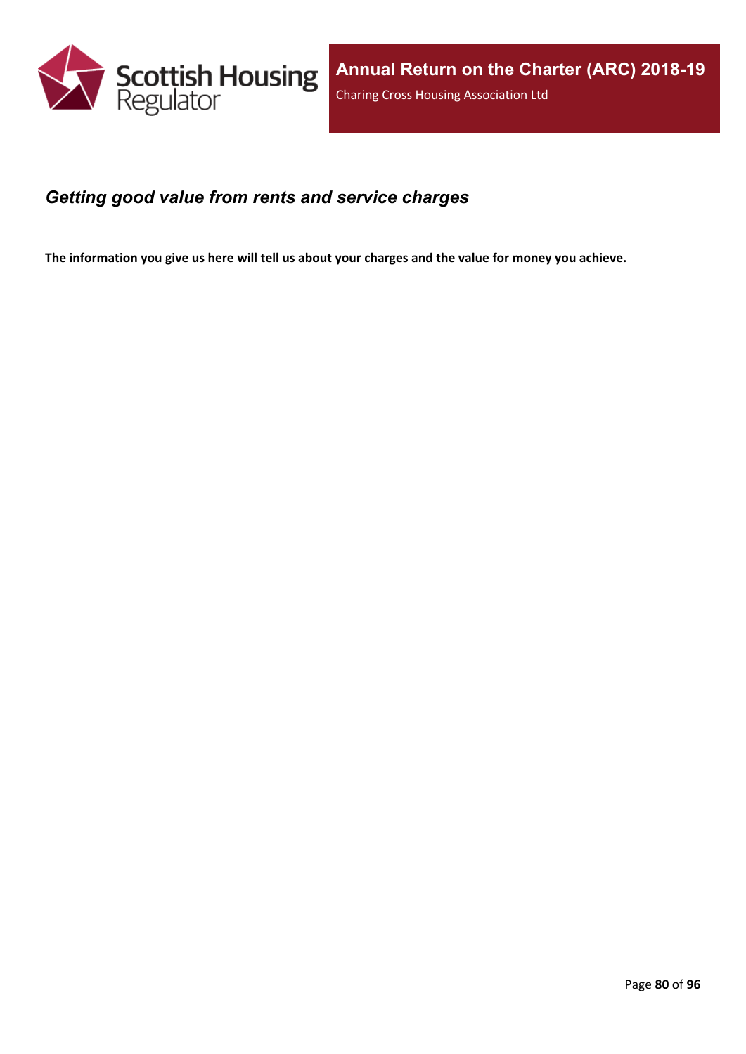## *Getting good value from rents and service charges*

**The information you give us here will tell us about your charges and the value for money you achieve.**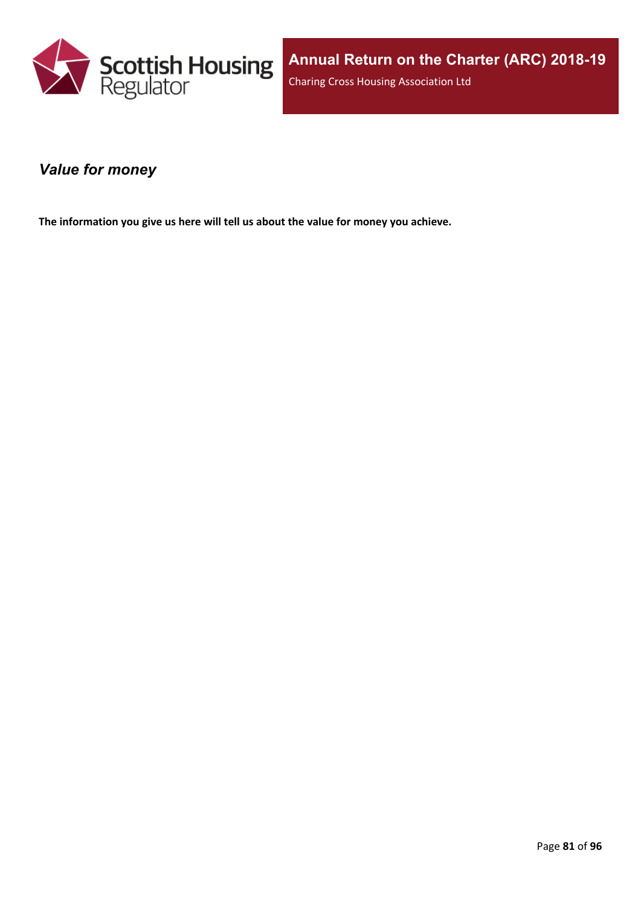## *Value for money*

**The information you give us here will tell us about the value for money you achieve.**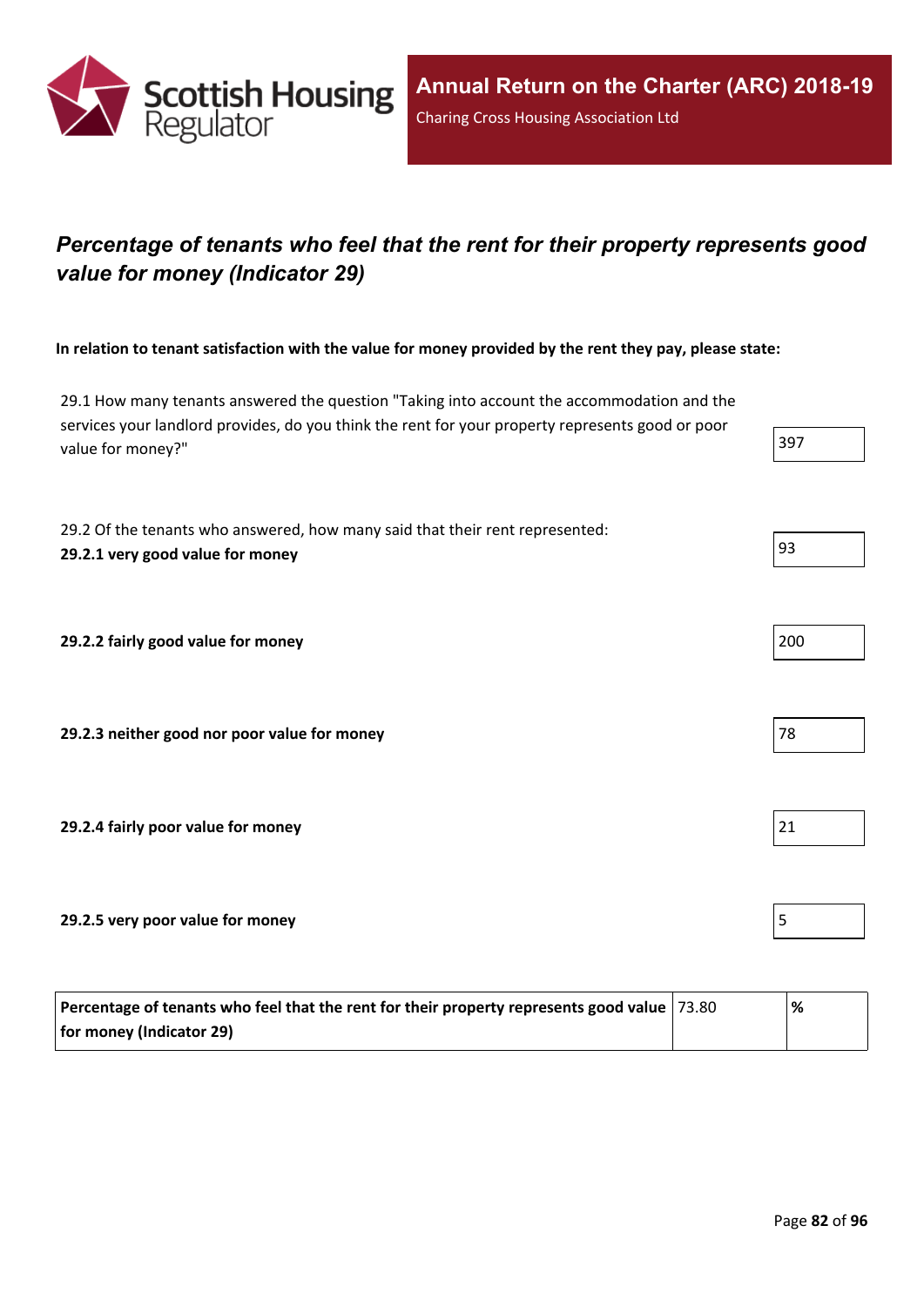# *Percentage of tenants who feel that the rent for their property represents good value for money (Indicator 29)*

**In relation to tenant satisfaction with the value for money provided by the rent they pay, please state:**

29.1 How many tenants answered the question "Taking into account the accommodation and the services your landlord provides, do you think the rent for your property represents good or poor value for money?"

397

29.2 Of the tenants who answered, how many said that their rent represented:

**29.2.1 very good value for money**

93

**29.2.2 fairly good value for money**

200

**29.2.3 neither good nor poor value for money**

78

**29.2.4 fairly poor value for money**

21

**29.2.5 very poor value for money**

5

| | | |
|---|---|---|
| **Percentage of tenants who feel that the rent for their property represents good value for money (Indicator 29)** | 73.80 | **%** |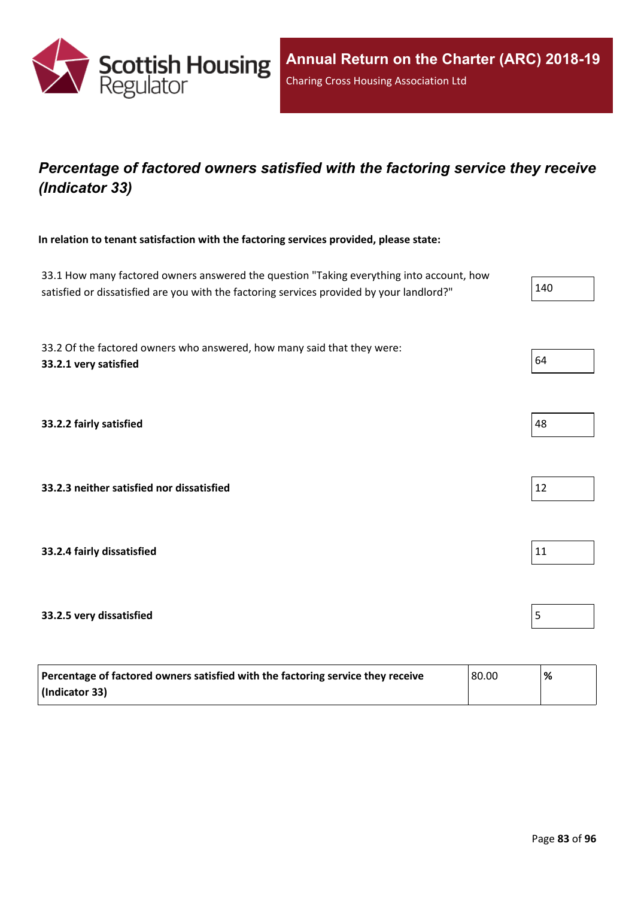## *Percentage of factored owners satisfied with the factoring service they receive (Indicator 33)*

**In relation to tenant satisfaction with the factoring services provided, please state:**

| | |
|---|---|
| 33.1 How many factored owners answered the question "Taking everything into account, how satisfied or dissatisfied are you with the factoring services provided by your landlord?" | 140 |
| 33.2 Of the factored owners who answered, how many said that they were: **33.2.1 very satisfied** | 64 |
| **33.2.2 fairly satisfied** | 48 |
| **33.2.3 neither satisfied nor dissatisfied** | 12 |
| **33.2.4 fairly dissatisfied** | 11 |
| **33.2.5 very dissatisfied** | 5 |

| | | |
|---|---|---|
| **Percentage of factored owners satisfied with the factoring service they receive (Indicator 33)** | 80.00 | **%** |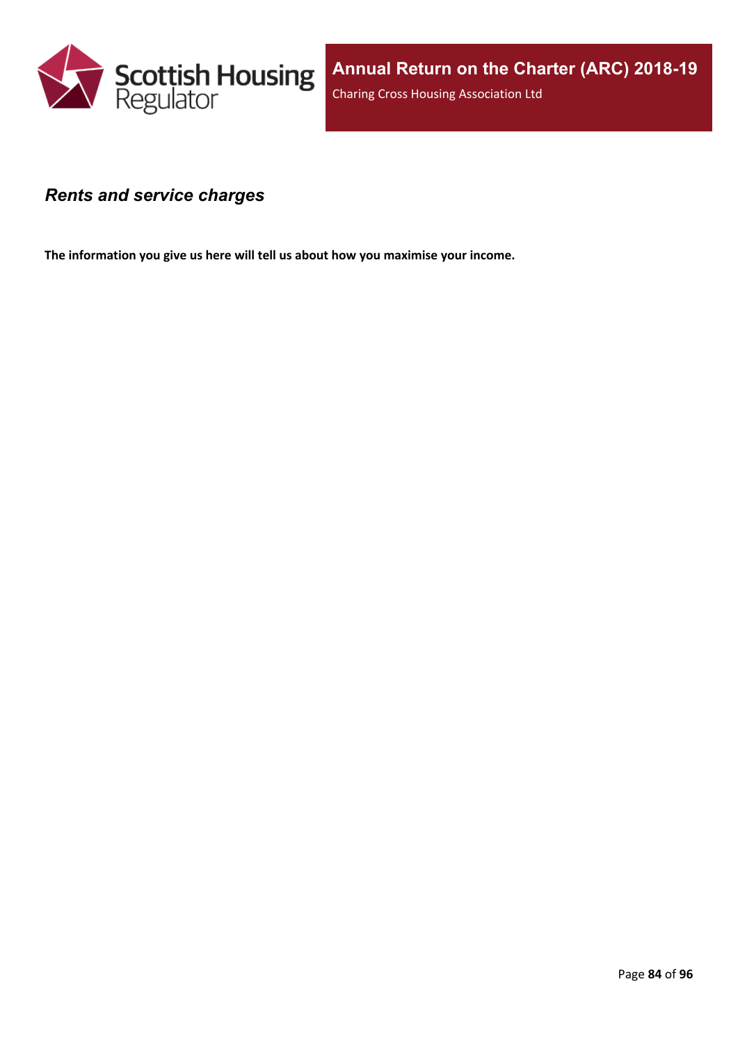## *Rents and service charges*

**The information you give us here will tell us about how you maximise your income.**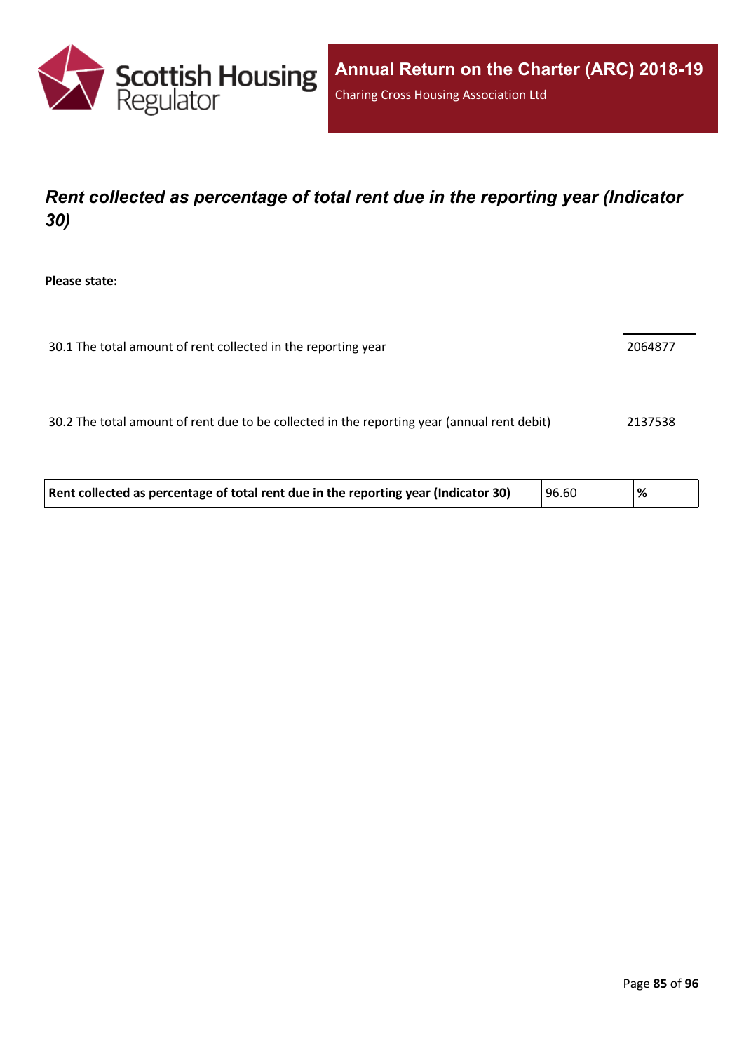## *Rent collected as percentage of total rent due in the reporting year (Indicator 30)*

**Please state:**

| | |
|---|---|
| 30.1 The total amount of rent collected in the reporting year | 2064877 |
| 30.2 The total amount of rent due to be collected in the reporting year (annual rent debit) | 2137538 |

| | | |
|---|---|---|
| **Rent collected as percentage of total rent due in the reporting year (Indicator 30)** | 96.60 | **%** |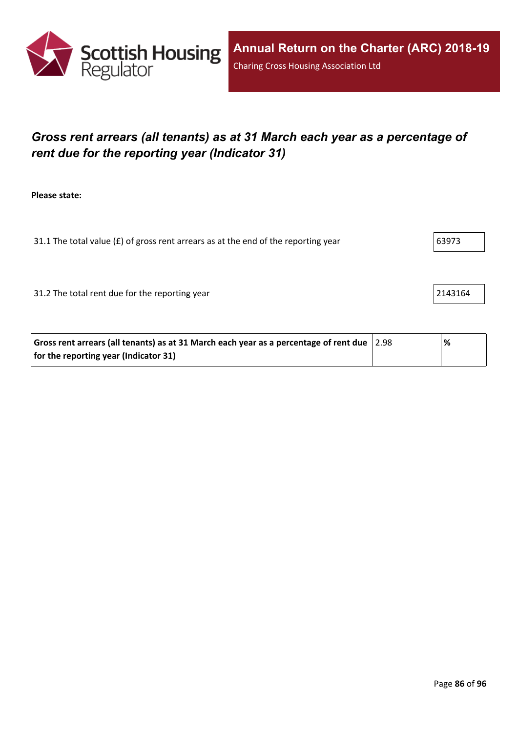## *Gross rent arrears (all tenants) as at 31 March each year as a percentage of rent due for the reporting year (Indicator 31)*

**Please state:**

| | |
|---|---|
| 31.1 The total value (£) of gross rent arrears as at the end of the reporting year | 63973 |
| 31.2 The total rent due for the reporting year | 2143164 |

| | | |
|---|---|---|
| **Gross rent arrears (all tenants) as at 31 March each year as a percentage of rent due for the reporting year (Indicator 31)** | 2.98 | **%** |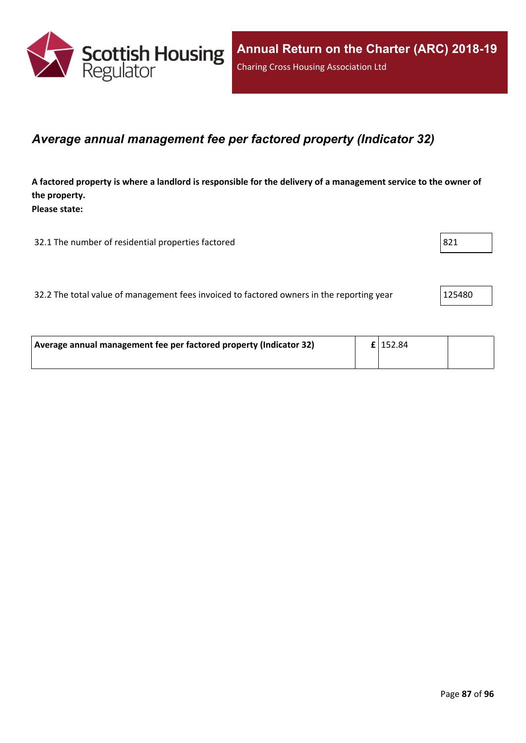## *Average annual management fee per factored property (Indicator 32)*

**A factored property is where a landlord is responsible for the delivery of a management service to the owner of the property.**
**Please state:**

| | |
|---|---|
| 32.1 The number of residential properties factored | 821 |
| 32.2 The total value of management fees invoiced to factored owners in the reporting year | 125480 |

| | | | |
|---|---|---|---|
| **Average annual management fee per factored property (Indicator 32)** | **£** | 152.84 | |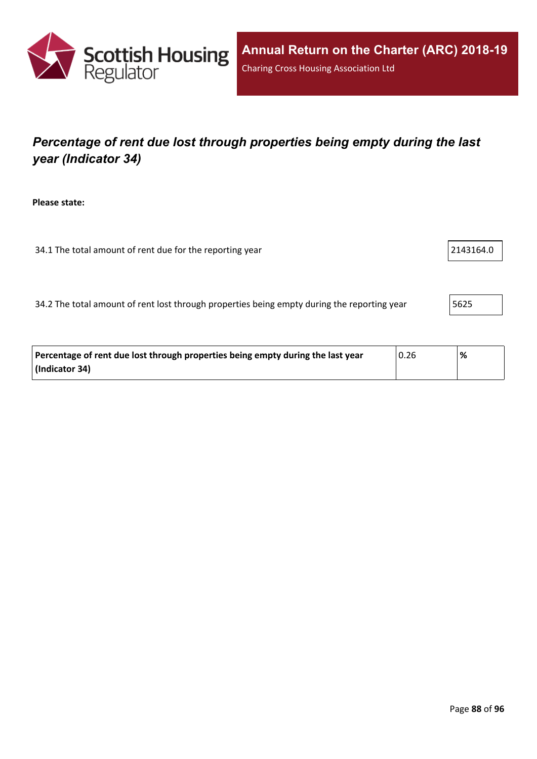## *Percentage of rent due lost through properties being empty during the last year (Indicator 34)*

**Please state:**

34.1 The total amount of rent due for the reporting year: 2143164.0

34.2 The total amount of rent lost through properties being empty during the reporting year: 5625

| | | |
|---|---|---|
| **Percentage of rent due lost through properties being empty during the last year (Indicator 34)** | 0.26 | **%** |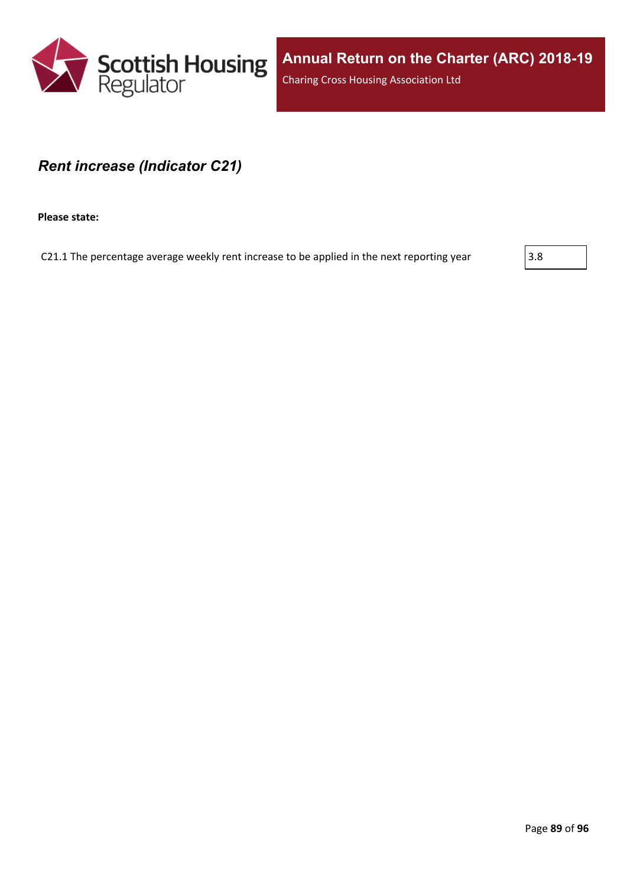## *Rent increase (Indicator C21)*

**Please state:**

| | |
|---|---|
| C21.1 The percentage average weekly rent increase to be applied in the next reporting year | 3.8 |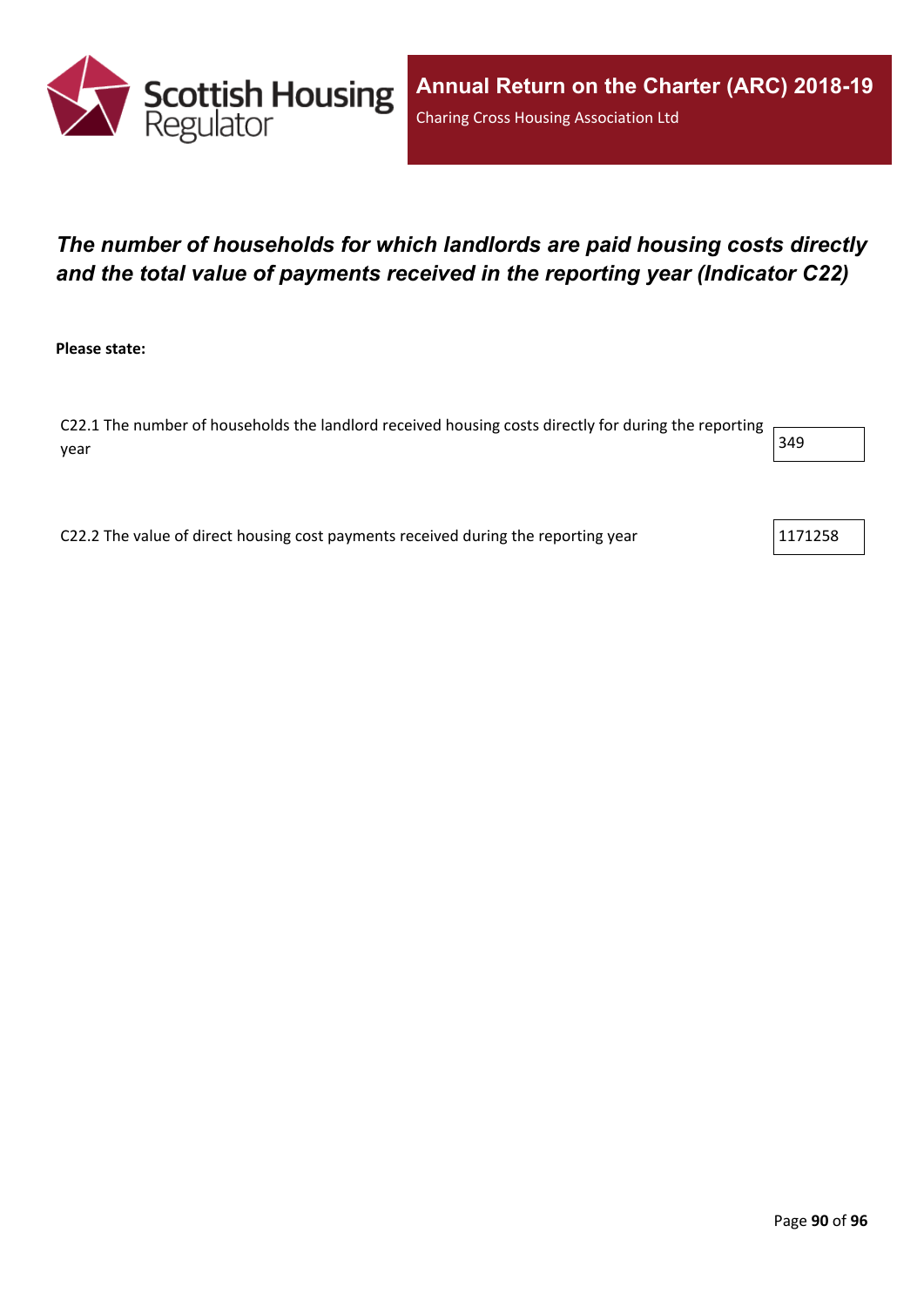## *The number of households for which landlords are paid housing costs directly and the total value of payments received in the reporting year (Indicator C22)*

**Please state:**

| | |
|---|---|
| C22.1 The number of households the landlord received housing costs directly for during the reporting year | 349 |
| C22.2 The value of direct housing cost payments received during the reporting year | 1171258 |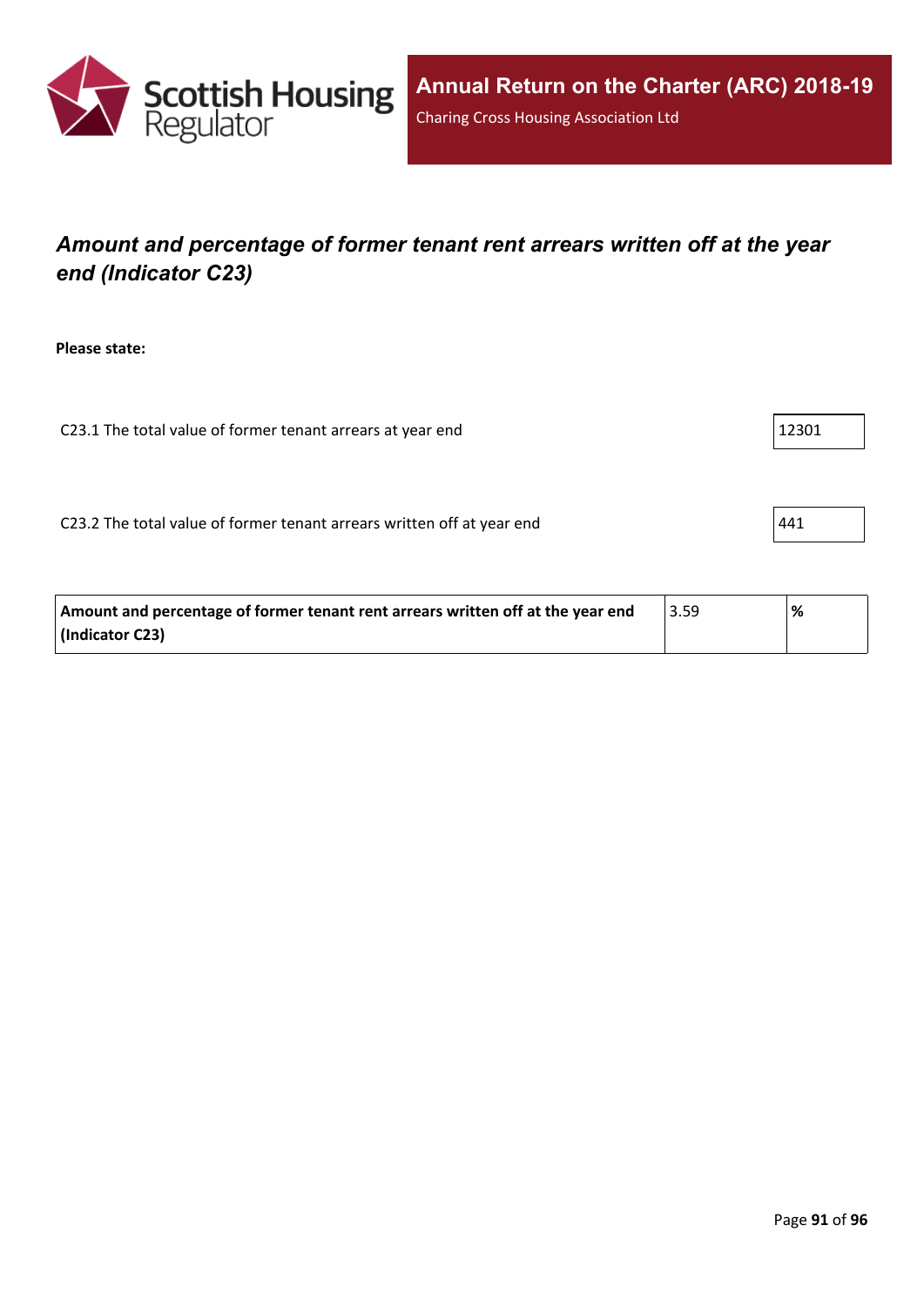## *Amount and percentage of former tenant rent arrears written off at the year end (Indicator C23)*

**Please state:**

| | |
|---|---|
| C23.1 The total value of former tenant arrears at year end | 12301 |
| C23.2 The total value of former tenant arrears written off at year end | 441 |

| | | |
|---|---|---|
| **Amount and percentage of former tenant rent arrears written off at the year end (Indicator C23)** | 3.59 | **%** |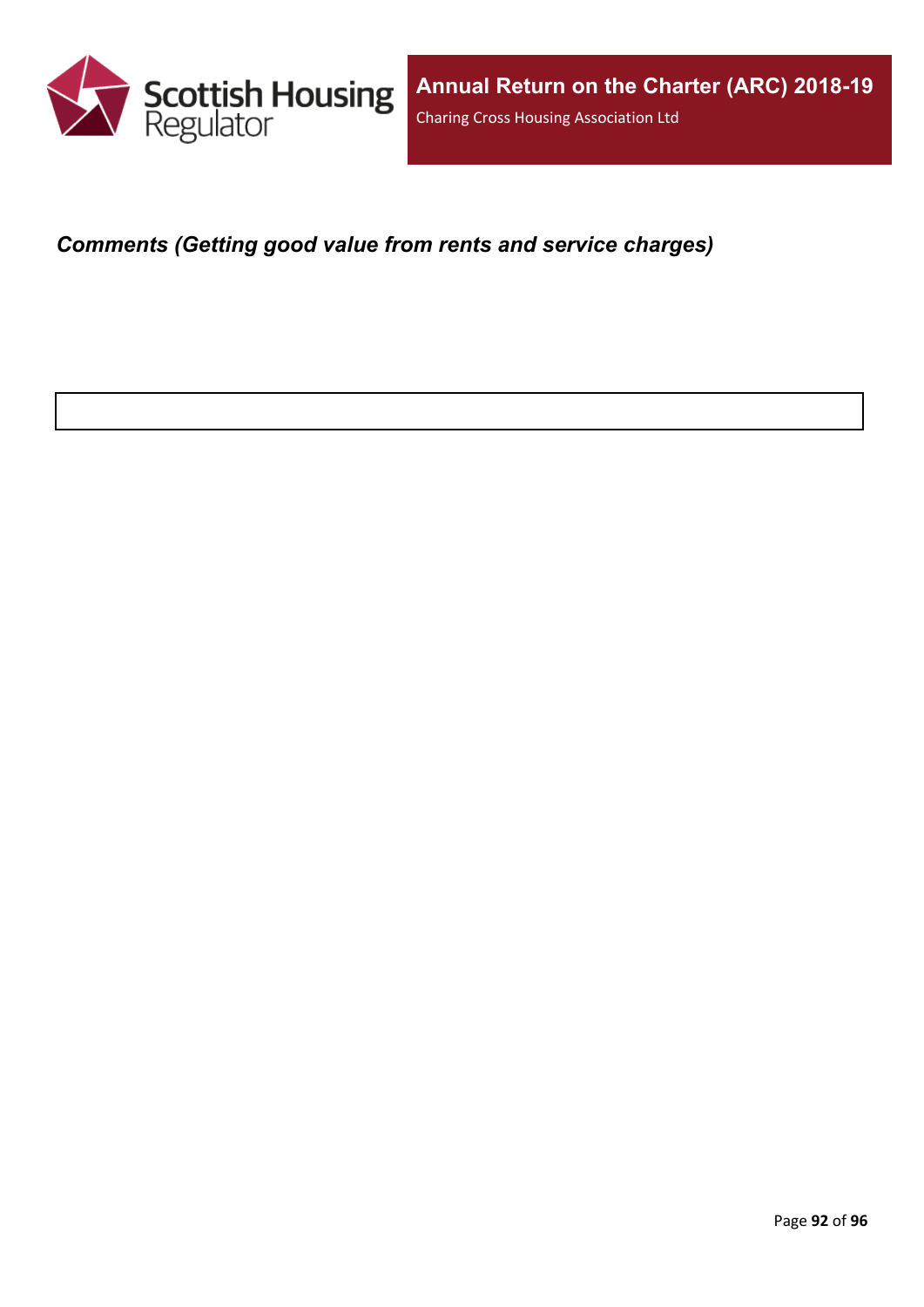***Comments (Getting good value from rents and service charges)***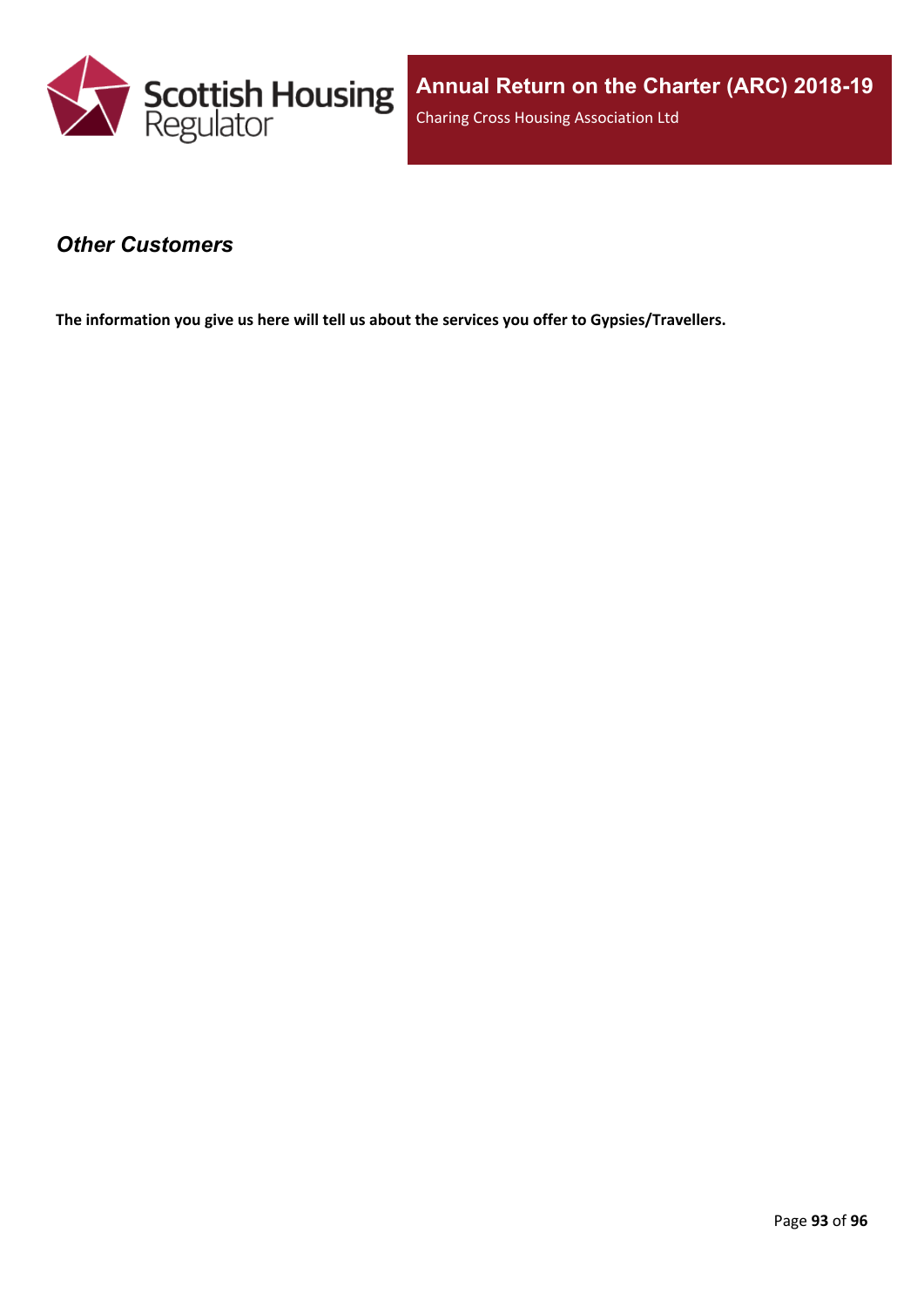### *Other Customers*

**The information you give us here will tell us about the services you offer to Gypsies/Travellers.**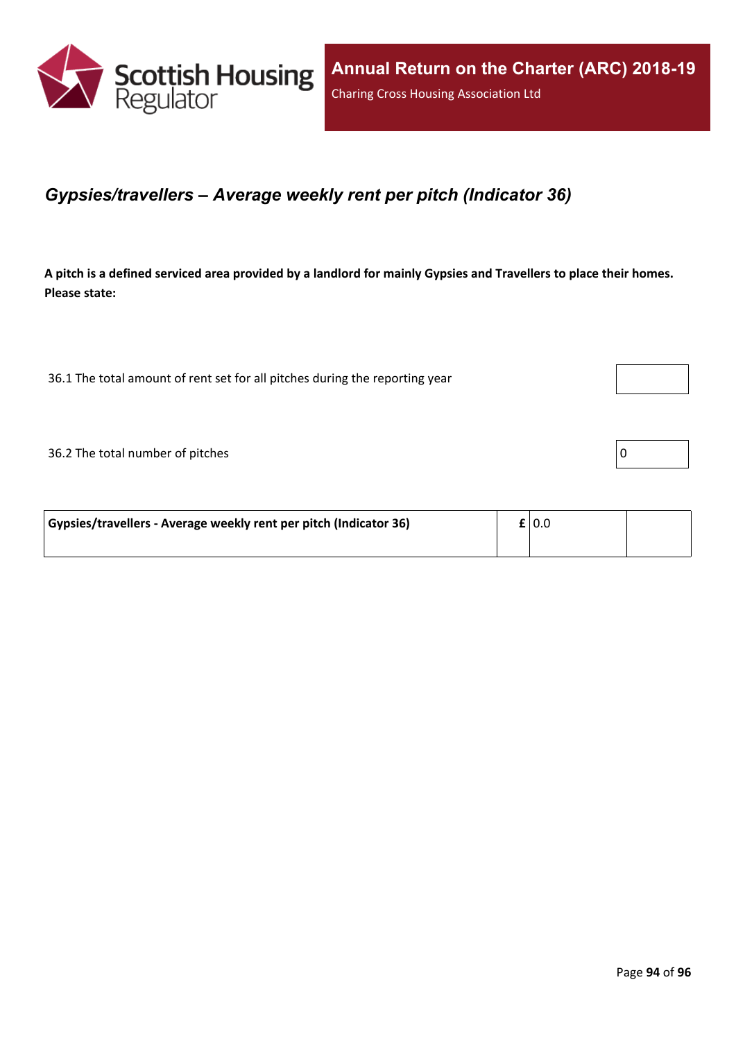## *Gypsies/travellers – Average weekly rent per pitch (Indicator 36)*

**A pitch is a defined serviced area provided by a landlord for mainly Gypsies and Travellers to place their homes. Please state:**

| | |
|---|---|
| 36.1 The total amount of rent set for all pitches during the reporting year | |
| 36.2 The total number of pitches | 0 |

| | | | |
|---|---|---|---|
| **Gypsies/travellers - Average weekly rent per pitch (Indicator 36)** | **£** | 0.0 | |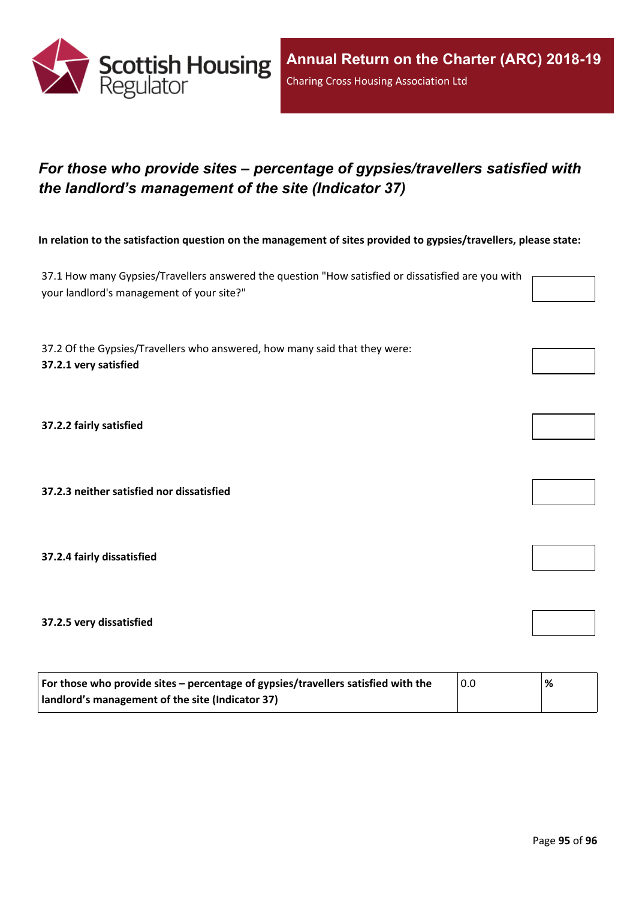## *For those who provide sites – percentage of gypsies/travellers satisfied with the landlord's management of the site (Indicator 37)*

**In relation to the satisfaction question on the management of sites provided to gypsies/travellers, please state:**

37.1 How many Gypsies/Travellers answered the question "How satisfied or dissatisfied are you with your landlord's management of your site?"

37.2 Of the Gypsies/Travellers who answered, how many said that they were:

**37.2.1 very satisfied**

**37.2.2 fairly satisfied**

**37.2.3 neither satisfied nor dissatisfied**

**37.2.4 fairly dissatisfied**

**37.2.5 very dissatisfied**

| | | |
|---|---|---|
| **For those who provide sites – percentage of gypsies/travellers satisfied with the landlord's management of the site (Indicator 37)** | 0.0 | **%** |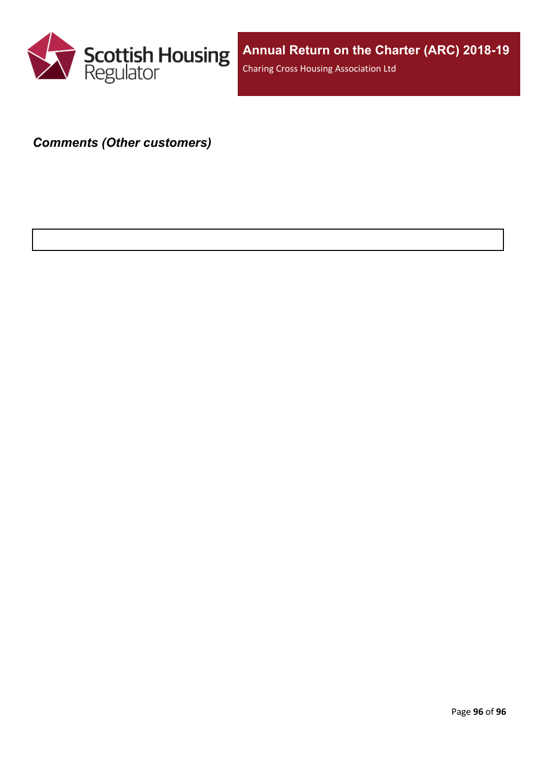***Comments (Other customers)***

| |
|---|
| |